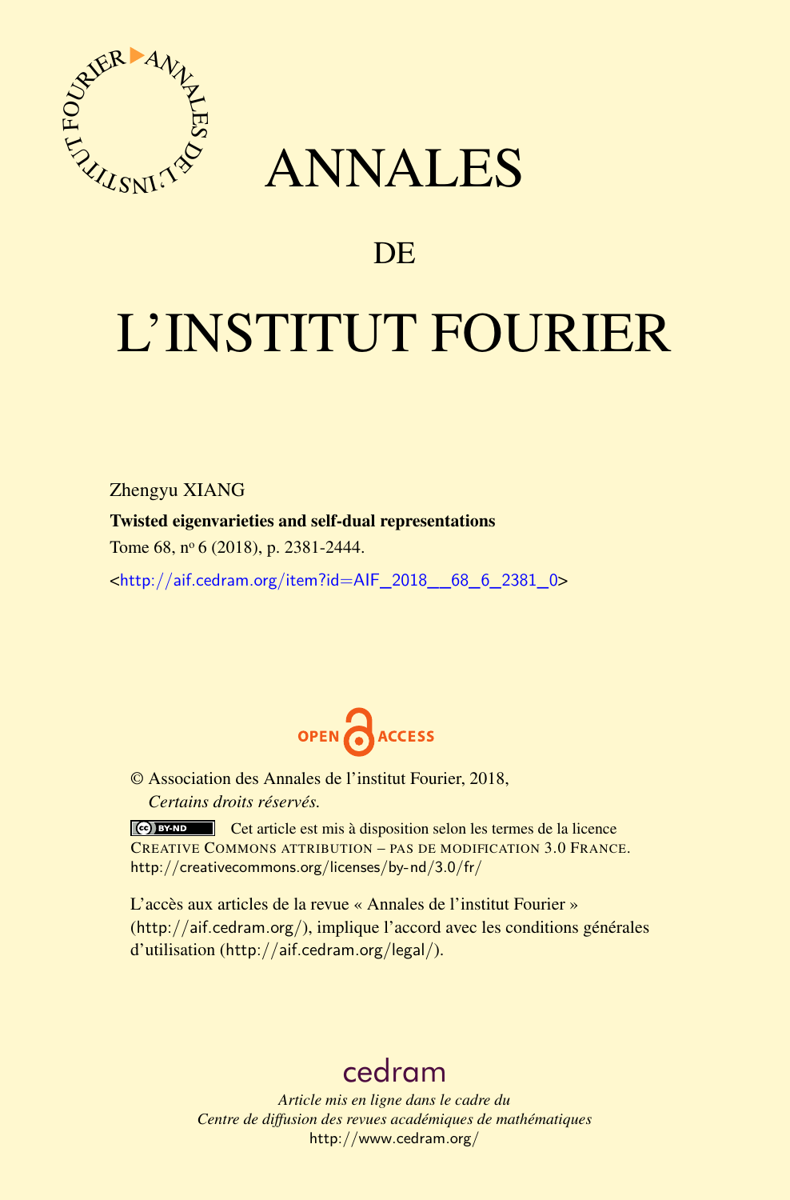# ANNALES

## DE

# L'INSTITUT FOURIER

Zhengyu XIANG

**Twisted eigenvarieties and self-dual representations**

Tome 68, nº 6 (2018), p. 2381-2444.

<http://aif.cedram.org/item?id=AIF_2018__68_6_2381_0>

OPEN ACCESS

© Association des Annales de l'institut Fourier, 2018,
*Certains droits réservés.*

Cet article est mis à disposition selon les termes de la licence CREATIVE COMMONS ATTRIBUTION – PAS DE MODIFICATION 3.0 FRANCE.
http://creativecommons.org/licenses/by-nd/3.0/fr/

L'accès aux articles de la revue « Annales de l'institut Fourier » (http://aif.cedram.org/), implique l'accord avec les conditions générales d'utilisation (http://aif.cedram.org/legal/).

cedram

*Article mis en ligne dans le cadre du*
*Centre de diffusion des revues académiques de mathématiques*
http://www.cedram.org/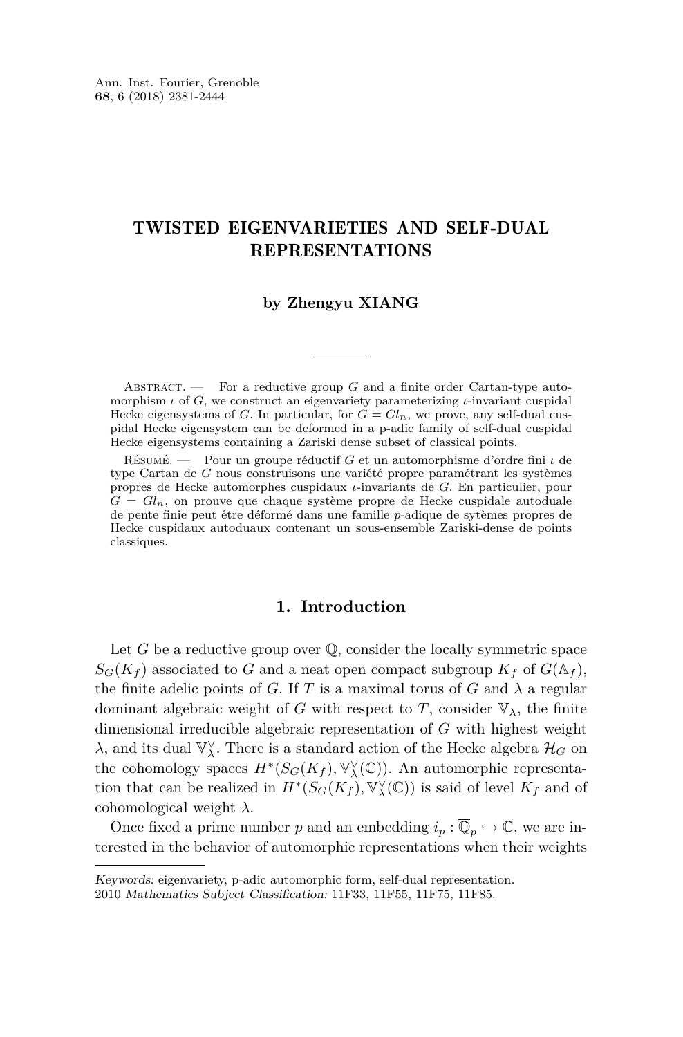# TWISTED EIGENVARIETIES AND SELF-DUAL REPRESENTATIONS

**by Zhengyu XIANG**

Abstract. — For a reductive group $G$ and a finite order Cartan-type automorphism $\iota$ of $G$, we construct an eigenvariety parameterizing $\iota$-invariant cuspidal Hecke eigensystems of $G$. In particular, for $G = Gl_n$, we prove, any self-dual cuspidal Hecke eigensystem can be deformed in a p-adic family of self-dual cuspidal Hecke eigensystems containing a Zariski dense subset of classical points.

Résumé. — Pour un groupe réductif $G$ et un automorphisme d'ordre fini $\iota$ de type Cartan de $G$ nous construisons une variété propre paramétrant les systèmes propres de Hecke automorphes cuspidaux $\iota$-invariants de $G$. En particulier, pour $G = Gl_n$, on prouve que chaque système propre de Hecke cuspidale autoduale de pente finie peut être déformé dans une famille $p$-adique de sytèmes propres de Hecke cuspidaux autoduaux contenant un sous-ensemble Zariski-dense de points classiques.

## 1. Introduction

Let $G$ be a reductive group over $\mathbb{Q}$, consider the locally symmetric space $S_G(K_f)$ associated to $G$ and a neat open compact subgroup $K_f$ of $G(\mathbb{A}_f)$, the finite adelic points of $G$. If $T$ is a maximal torus of $G$ and $\lambda$ a regular dominant algebraic weight of $G$ with respect to $T$, consider $\mathbb{V}_\lambda$, the finite dimensional irreducible algebraic representation of $G$ with highest weight $\lambda$, and its dual $\mathbb{V}_\lambda^\vee$. There is a standard action of the Hecke algebra $\mathcal{H}_G$ on the cohomology spaces $H^*(S_G(K_f), \mathbb{V}_\lambda^\vee(\mathbb{C}))$. An automorphic representation that can be realized in $H^*(S_G(K_f), \mathbb{V}_\lambda^\vee(\mathbb{C}))$ is said of level $K_f$ and of cohomological weight $\lambda$.

Once fixed a prime number $p$ and an embedding $i_p : \overline{\mathbb{Q}}_p \hookrightarrow \mathbb{C}$, we are interested in the behavior of automorphic representations when their weights

*Keywords:* eigenvariety, p-adic automorphic form, self-dual representation.
2010 *Mathematics Subject Classification:* 11F33, 11F55, 11F75, 11F85.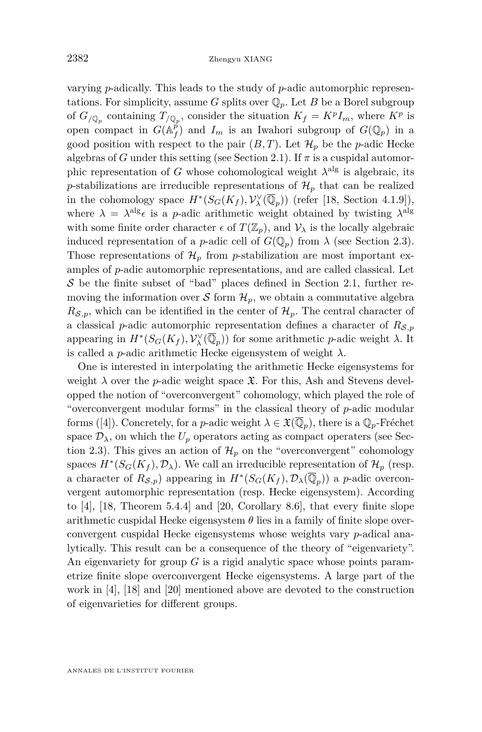varying $p$-adically. This leads to the study of $p$-adic automorphic representations. For simplicity, assume $G$ splits over $\mathbb{Q}_p$. Let $B$ be a Borel subgroup of $G_{/\mathbb{Q}_p}$ containing $T_{/\mathbb{Q}_p}$, consider the situation $K_f = K^p I_m$, where $K^p$ is open compact in $G(\mathbb{A}_f^p)$ and $I_m$ is an Iwahori subgroup of $G(\mathbb{Q}_p)$ in a good position with respect to the pair $(B,T)$. Let $\mathcal{H}_p$ be the $p$-adic Hecke algebras of $G$ under this setting (see Section 2.1). If $\pi$ is a cuspidal automorphic representation of $G$ whose cohomological weight $\lambda^{\mathrm{alg}}$ is algebraic, its $p$-stabilizations are irreducible representations of $\mathcal{H}_p$ that can be realized in the cohomology space $H^*(S_G(K_f), \mathcal{V}_\lambda^\vee(\overline{\mathbb{Q}}_p))$ (refer [18, Section 4.1.9]), where $\lambda = \lambda^{\mathrm{alg}}\epsilon$ is a $p$-adic arithmetic weight obtained by twisting $\lambda^{\mathrm{alg}}$ with some finite order character $\epsilon$ of $T(\mathbb{Z}_p)$, and $\mathcal{V}_\lambda$ is the locally algebraic induced representation of a $p$-adic cell of $G(\mathbb{Q}_p)$ from $\lambda$ (see Section 2.3). Those representations of $\mathcal{H}_p$ from $p$-stabilization are most important examples of $p$-adic automorphic representations, and are called classical. Let $\mathcal{S}$ be the finite subset of "bad" places defined in Section 2.1, further removing the information over $\mathcal{S}$ form $\mathcal{H}_p$, we obtain a commutative algebra $R_{\mathcal{S},p}$, which can be identified in the center of $\mathcal{H}_p$. The central character of a classical $p$-adic automorphic representation defines a character of $R_{\mathcal{S},p}$ appearing in $H^*(S_G(K_f), \mathcal{V}_\lambda^\vee(\overline{\mathbb{Q}}_p))$ for some arithmetic $p$-adic weight $\lambda$. It is called a $p$-adic arithmetic Hecke eigensystem of weight $\lambda$.

One is interested in interpolating the arithmetic Hecke eigensystems for weight $\lambda$ over the $p$-adic weight space $\mathfrak{X}$. For this, Ash and Stevens developped the notion of "overconvergent" cohomology, which played the role of "overconvergent modular forms" in the classical theory of $p$-adic modular forms ([4]). Concretely, for a $p$-adic weight $\lambda \in \mathfrak{X}(\overline{\mathbb{Q}}_p)$, there is a $\mathbb{Q}_p$-Fréchet space $\mathcal{D}_\lambda$, on which the $U_p$ operators acting as compact operaters (see Section 2.3). This gives an action of $\mathcal{H}_p$ on the "overconvergent" cohomology spaces $H^*(S_G(K_f), \mathcal{D}_\lambda)$. We call an irreducible representation of $\mathcal{H}_p$ (resp. a character of $R_{\mathcal{S},p}$) appearing in $H^*(S_G(K_f), \mathcal{D}_\lambda(\overline{\mathbb{Q}}_p))$ a $p$-adic overconvergent automorphic representation (resp. Hecke eigensystem). According to [4], [18, Theorem 5.4.4] and [20, Corollary 8.6], that every finite slope arithmetic cuspidal Hecke eigensystem $\theta$ lies in a family of finite slope overconvergent cuspidal Hecke eigensystems whose weights vary $p$-adical analytically. This result can be a consequence of the theory of "eigenvariety". An eigenvariety for group $G$ is a rigid analytic space whose points parametrize finite slope overconvergent Hecke eigensystems. A large part of the work in [4], [18] and [20] mentioned above are devoted to the construction of eigenvarieties for different groups.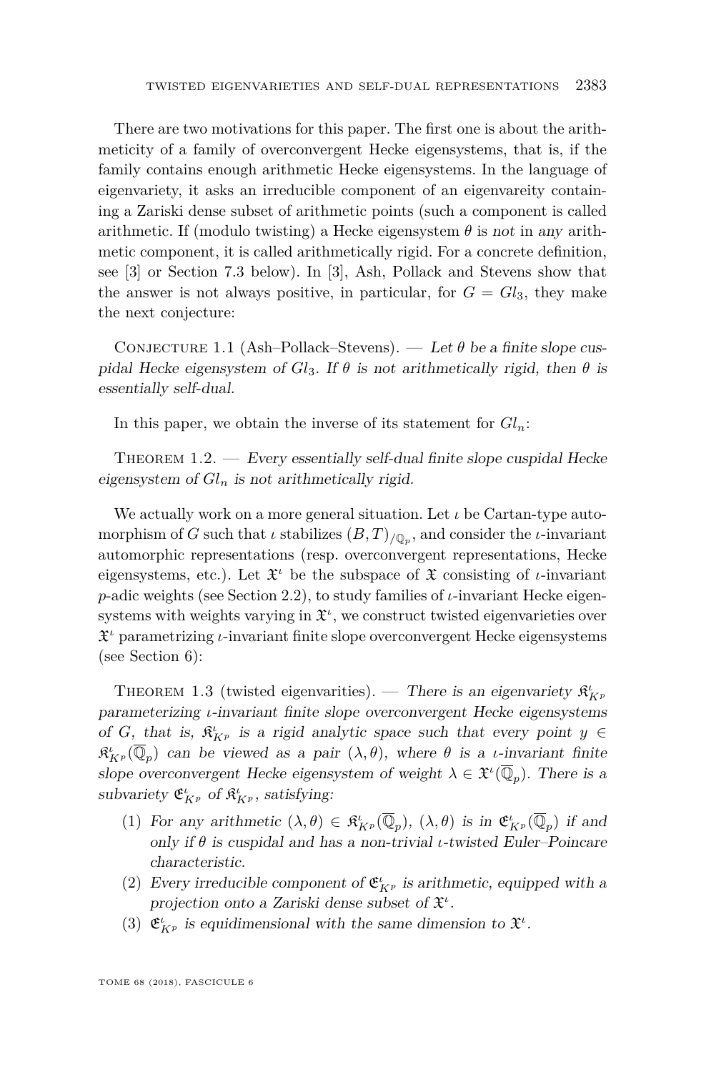There are two motivations for this paper. The first one is about the arithmeticity of a family of overconvergent Hecke eigensystems, that is, if the family contains enough arithmetic Hecke eigensystems. In the language of eigenvariety, it asks an irreducible component of an eigenvareity containing a Zariski dense subset of arithmetic points (such a component is called arithmetic. If (modulo twisting) a Hecke eigensystem $\theta$ is *not* in *any* arithmetic component, it is called arithmetically rigid. For a concrete definition, see [3] or Section 7.3 below). In [3], Ash, Pollack and Stevens show that the answer is not always positive, in particular, for $G = Gl_3$, they make the next conjecture:

Conjecture 1.1 (Ash–Pollack–Stevens). — *Let $\theta$ be a finite slope cuspidal Hecke eigensystem of $Gl_3$. If $\theta$ is not arithmetically rigid, then $\theta$ is essentially self-dual.*

In this paper, we obtain the inverse of its statement for $Gl_n$:

Theorem 1.2. — *Every essentially self-dual finite slope cuspidal Hecke eigensystem of $Gl_n$ is not arithmetically rigid.*

We actually work on a more general situation. Let $\iota$ be Cartan-type automorphism of $G$ such that $\iota$ stabilizes $(B,T)_{/\mathbb{Q}_p}$, and consider the $\iota$-invariant automorphic representations (resp. overconvergent representations, Hecke eigensystems, etc.). Let $\mathfrak{X}^\iota$ be the subspace of $\mathfrak{X}$ consisting of $\iota$-invariant $p$-adic weights (see Section 2.2), to study families of $\iota$-invariant Hecke eigensystems with weights varying in $\mathfrak{X}^\iota$, we construct twisted eigenvarieties over $\mathfrak{X}^\iota$ parametrizing $\iota$-invariant finite slope overconvergent Hecke eigensystems (see Section 6):

Theorem 1.3 (twisted eigenvarities). — *There is an eigenvariety $\mathfrak{K}^\iota_{K^p}$ parameterizing $\iota$-invariant finite slope overconvergent Hecke eigensystems of $G$, that is, $\mathfrak{K}^\iota_{K^p}$ is a rigid analytic space such that every point $y \in \mathfrak{K}^\iota_{K^p}(\overline{\mathbb{Q}}_p)$ can be viewed as a pair $(\lambda, \theta)$, where $\theta$ is a $\iota$-invariant finite slope overconvergent Hecke eigensystem of weight $\lambda \in \mathfrak{X}^\iota(\overline{\mathbb{Q}}_p)$. There is a subvariety $\mathfrak{E}^\iota_{K^p}$ of $\mathfrak{K}^\iota_{K^p}$, satisfying:*

1. *For any arithmetic $(\lambda, \theta) \in \mathfrak{K}^\iota_{K^p}(\overline{\mathbb{Q}}_p)$, $(\lambda, \theta)$ is in $\mathfrak{E}^\iota_{K^p}(\overline{\mathbb{Q}}_p)$ if and only if $\theta$ is cuspidal and has a non-trivial $\iota$-twisted Euler–Poincare characteristic.*
2. *Every irreducible component of $\mathfrak{E}^\iota_{K^p}$ is arithmetic, equipped with a projection onto a Zariski dense subset of $\mathfrak{X}^\iota$.*
3. *$\mathfrak{E}^\iota_{K^p}$ is equidimensional with the same dimension to $\mathfrak{X}^\iota$.*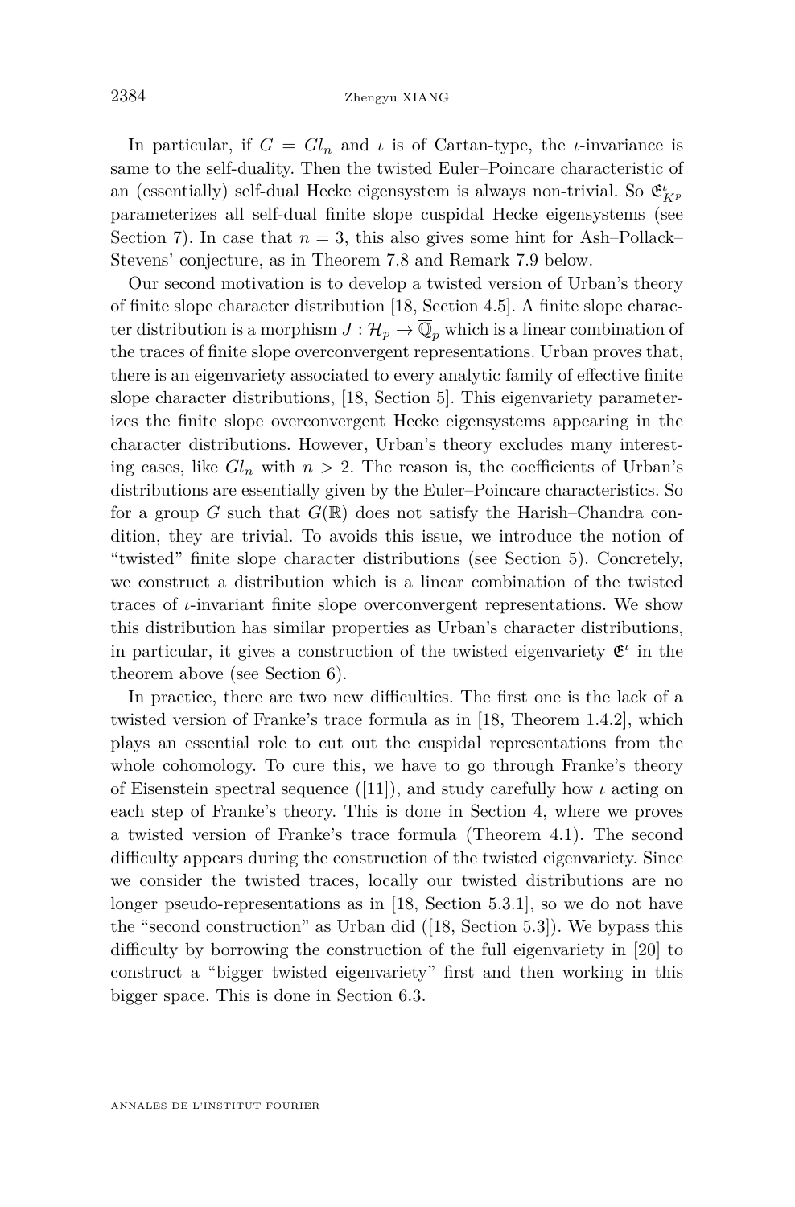In particular, if $G = Gl_n$ and $\iota$ is of Cartan-type, the $\iota$-invariance is same to the self-duality. Then the twisted Euler–Poincare characteristic of an (essentially) self-dual Hecke eigensystem is always non-trivial. So $\mathfrak{E}^{\iota}_{K^p}$ parameterizes all self-dual finite slope cuspidal Hecke eigensystems (see Section 7). In case that $n = 3$, this also gives some hint for Ash–Pollack–Stevens' conjecture, as in Theorem 7.8 and Remark 7.9 below.

Our second motivation is to develop a twisted version of Urban's theory of finite slope character distribution [18, Section 4.5]. A finite slope character distribution is a morphism $J : \mathcal{H}_p \to \overline{\mathbb{Q}}_p$ which is a linear combination of the traces of finite slope overconvergent representations. Urban proves that, there is an eigenvariety associated to every analytic family of effective finite slope character distributions, [18, Section 5]. This eigenvariety parameterizes the finite slope overconvergent Hecke eigensystems appearing in the character distributions. However, Urban's theory excludes many interesting cases, like $Gl_n$ with $n > 2$. The reason is, the coefficients of Urban's distributions are essentially given by the Euler–Poincare characteristics. So for a group $G$ such that $G(\mathbb{R})$ does not satisfy the Harish–Chandra condition, they are trivial. To avoids this issue, we introduce the notion of "twisted" finite slope character distributions (see Section 5). Concretely, we construct a distribution which is a linear combination of the twisted traces of $\iota$-invariant finite slope overconvergent representations. We show this distribution has similar properties as Urban's character distributions, in particular, it gives a construction of the twisted eigenvariety $\mathfrak{E}^{\iota}$ in the theorem above (see Section 6).

In practice, there are two new difficulties. The first one is the lack of a twisted version of Franke's trace formula as in [18, Theorem 1.4.2], which plays an essential role to cut out the cuspidal representations from the whole cohomology. To cure this, we have to go through Franke's theory of Eisenstein spectral sequence ([11]), and study carefully how $\iota$ acting on each step of Franke's theory. This is done in Section 4, where we proves a twisted version of Franke's trace formula (Theorem 4.1). The second difficulty appears during the construction of the twisted eigenvariety. Since we consider the twisted traces, locally our twisted distributions are no longer pseudo-representations as in [18, Section 5.3.1], so we do not have the "second construction" as Urban did ([18, Section 5.3]). We bypass this difficulty by borrowing the construction of the full eigenvariety in [20] to construct a "bigger twisted eigenvariety" first and then working in this bigger space. This is done in Section 6.3.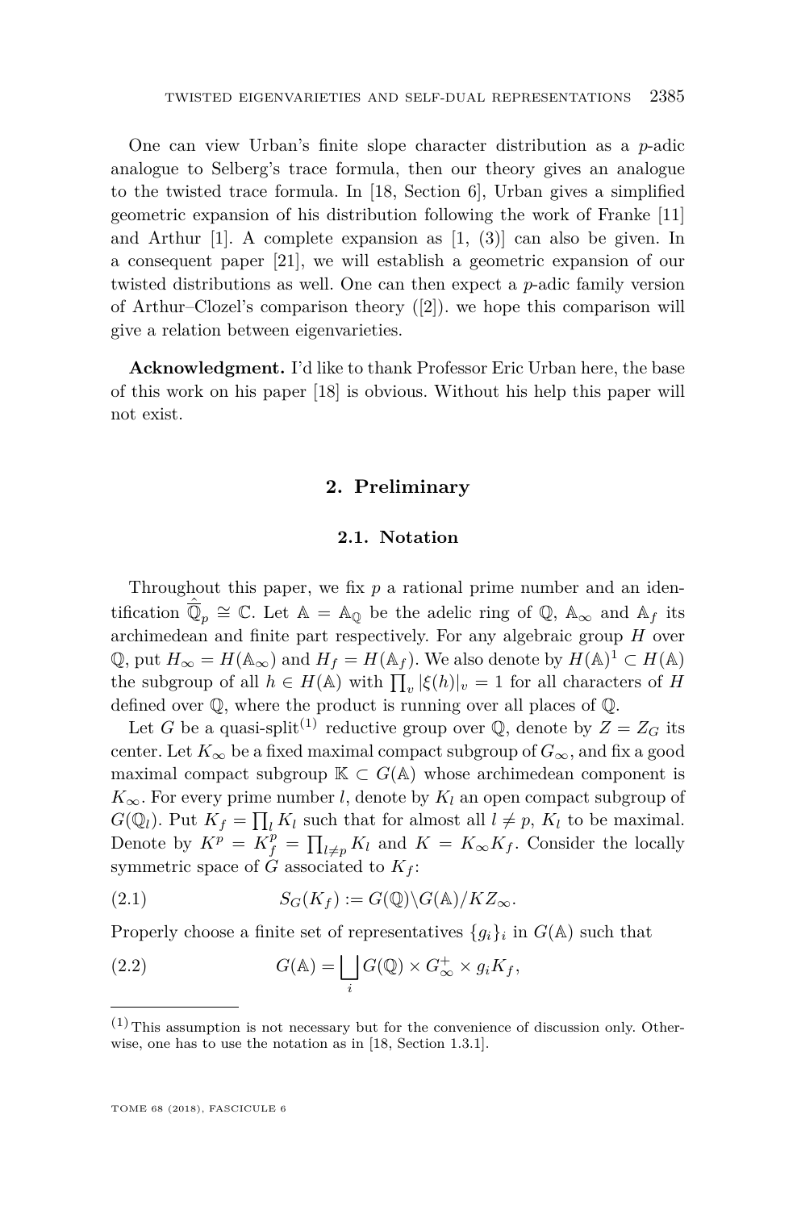One can view Urban's finite slope character distribution as a $p$-adic analogue to Selberg's trace formula, then our theory gives an analogue to the twisted trace formula. In [18, Section 6], Urban gives a simplified geometric expansion of his distribution following the work of Franke [11] and Arthur [1]. A complete expansion as [1, (3)] can also be given. In a consequent paper [21], we will establish a geometric expansion of our twisted distributions as well. One can then expect a $p$-adic family version of Arthur–Clozel's comparison theory ([2]). we hope this comparison will give a relation between eigenvarieties.

**Acknowledgment.** I'd like to thank Professor Eric Urban here, the base of this work on his paper [18] is obvious. Without his help this paper will not exist.

## 2. Preliminary

### 2.1. Notation

Throughout this paper, we fix $p$ a rational prime number and an identification $\hat{\overline{\mathbb{Q}}}_p \cong \mathbb{C}$. Let $\mathbb{A} = \mathbb{A}_{\mathbb{Q}}$ be the adelic ring of $\mathbb{Q}$, $\mathbb{A}_\infty$ and $\mathbb{A}_f$ its archimedean and finite part respectively. For any algebraic group $H$ over $\mathbb{Q}$, put $H_\infty = H(\mathbb{A}_\infty)$ and $H_f = H(\mathbb{A}_f)$. We also denote by $H(\mathbb{A})^1 \subset H(\mathbb{A})$ the subgroup of all $h \in H(\mathbb{A})$ with $\prod_v |\xi(h)|_v = 1$ for all characters of $H$ defined over $\mathbb{Q}$, where the product is running over all places of $\mathbb{Q}$.

Let $G$ be a quasi-split(1) reductive group over $\mathbb{Q}$, denote by $Z = Z_G$ its center. Let $K_\infty$ be a fixed maximal compact subgroup of $G_\infty$, and fix a good maximal compact subgroup $\mathbb{K} \subset G(\mathbb{A})$ whose archimedean component is $K_\infty$. For every prime number $l$, denote by $K_l$ an open compact subgroup of $G(\mathbb{Q}_l)$. Put $K_f = \prod_l K_l$ such that for almost all $l \neq p$, $K_l$ to be maximal. Denote by $K^p = K_f^p = \prod_{l\neq p} K_l$ and $K = K_\infty K_f$. Consider the locally symmetric space of $G$ associated to $K_f$:

$$S_G(K_f) := G(\mathbb{Q})\backslash G(\mathbb{A})/KZ_\infty. \tag{2.1}$$

Properly choose a finite set of representatives $\{g_i\}_i$ in $G(\mathbb{A})$ such that

$$G(\mathbb{A}) = \bigsqcup_i G(\mathbb{Q}) \times G_\infty^+ \times g_i K_f, \tag{2.2}$$

(1) This assumption is not necessary but for the convenience of discussion only. Otherwise, one has to use the notation as in [18, Section 1.3.1].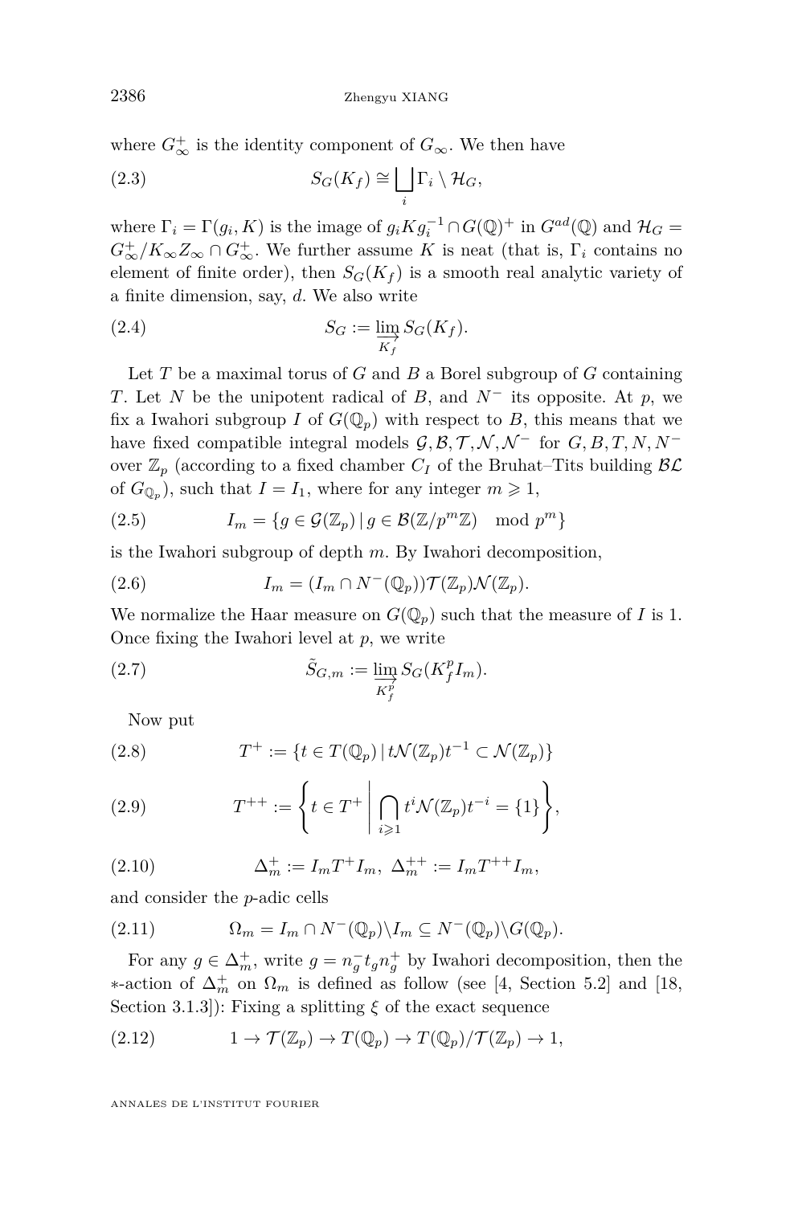where $G_\infty^+$ is the identity component of $G_\infty$. We then have

$$S_G(K_f) \cong \bigsqcup_i \Gamma_i \setminus \mathcal{H}_G, \tag{2.3}$$

where $\Gamma_i = \Gamma(g_i, K)$ is the image of $g_i K g_i^{-1} \cap G(\mathbb{Q})^+$ in $G^{ad}(\mathbb{Q})$ and $\mathcal{H}_G = G_\infty^+ / K_\infty Z_\infty \cap G_\infty^+$. We further assume $K$ is neat (that is, $\Gamma_i$ contains no element of finite order), then $S_G(K_f)$ is a smooth real analytic variety of a finite dimension, say, $d$. We also write

$$S_G := \varinjlim_{K_f} S_G(K_f). \tag{2.4}$$

Let $T$ be a maximal torus of $G$ and $B$ a Borel subgroup of $G$ containing $T$. Let $N$ be the unipotent radical of $B$, and $N^-$ its opposite. At $p$, we fix a Iwahori subgroup $I$ of $G(\mathbb{Q}_p)$ with respect to $B$, this means that we have fixed compatible integral models $\mathcal{G}, \mathcal{B}, \mathcal{T}, \mathcal{N}, \mathcal{N}^-$ for $G, B, T, N, N^-$ over $\mathbb{Z}_p$ (according to a fixed chamber $C_I$ of the Bruhat–Tits building $\mathcal{BL}$ of $G_{\mathbb{Q}_p}$), such that $I = I_1$, where for any integer $m \geqslant 1$,

$$I_m = \{g \in \mathcal{G}(\mathbb{Z}_p) \,|\, g \in \mathcal{B}(\mathbb{Z}/p^m\mathbb{Z}) \mod p^m\} \tag{2.5}$$

is the Iwahori subgroup of depth $m$. By Iwahori decomposition,

$$I_m = (I_m \cap N^-(\mathbb{Q}_p))\mathcal{T}(\mathbb{Z}_p)\mathcal{N}(\mathbb{Z}_p). \tag{2.6}$$

We normalize the Haar measure on $G(\mathbb{Q}_p)$ such that the measure of $I$ is 1. Once fixing the Iwahori level at $p$, we write

$$\tilde{S}_{G,m} := \varinjlim_{K_f^p} S_G(K_f^p I_m). \tag{2.7}$$

Now put

$$T^+ := \{t \in T(\mathbb{Q}_p) \,|\, t\mathcal{N}(\mathbb{Z}_p)t^{-1} \subset \mathcal{N}(\mathbb{Z}_p)\} \tag{2.8}$$

$$T^{++} := \left\{ t \in T^+ \,\middle|\, \bigcap_{i \geqslant 1} t^i \mathcal{N}(\mathbb{Z}_p) t^{-i} = \{1\} \right\}, \tag{2.9}$$

$$\Delta_m^+ := I_m T^+ I_m, \ \Delta_m^{++} := I_m T^{++} I_m, \tag{2.10}$$

and consider the $p$-adic cells

$$\Omega_m = I_m \cap N^-(\mathbb{Q}_p) \backslash I_m \subseteq N^-(\mathbb{Q}_p) \backslash G(\mathbb{Q}_p). \tag{2.11}$$

For any $g \in \Delta_m^+$, write $g = n_g^- t_g n_g^+$ by Iwahori decomposition, then the $*$-action of $\Delta_m^+$ on $\Omega_m$ is defined as follow (see [4, Section 5.2] and [18, Section 3.1.3]): Fixing a splitting $\xi$ of the exact sequence

$$1 \to \mathcal{T}(\mathbb{Z}_p) \to T(\mathbb{Q}_p) \to T(\mathbb{Q}_p)/\mathcal{T}(\mathbb{Z}_p) \to 1, \tag{2.12}$$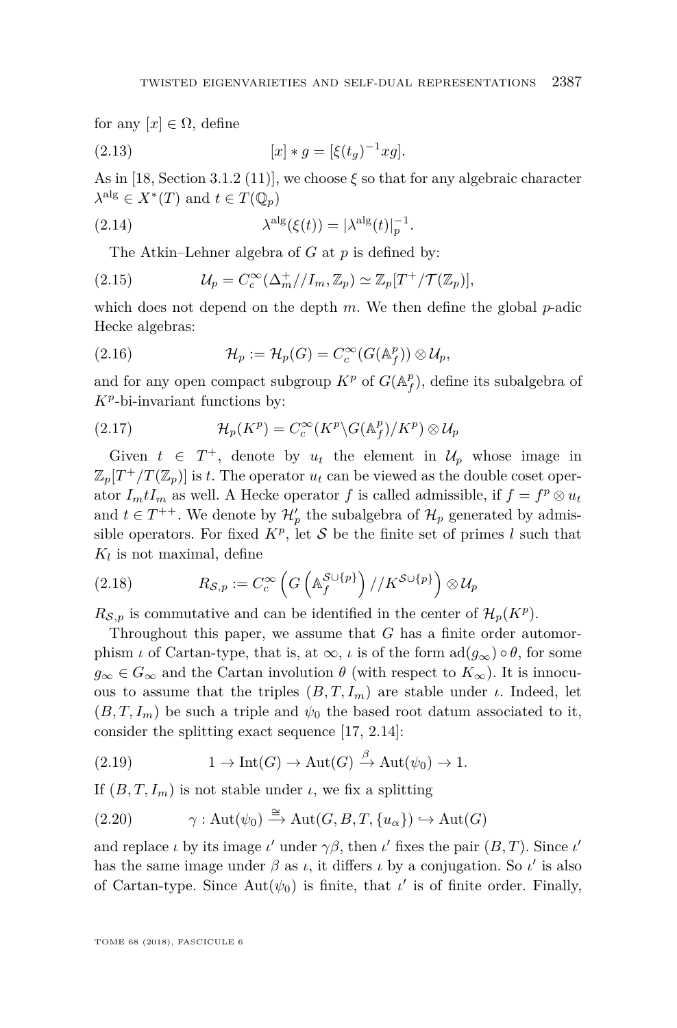for any $[x] \in \Omega$, define

$$[x] * g = [\xi(t_g)^{-1} x g]. \tag{2.13}$$

As in [18, Section 3.1.2 (11)], we choose $\xi$ so that for any algebraic character $\lambda^{\mathrm{alg}} \in X^*(T)$ and $t \in T(\mathbb{Q}_p)$

$$\lambda^{\mathrm{alg}}(\xi(t)) = |\lambda^{\mathrm{alg}}(t)|_p^{-1}. \tag{2.14}$$

The Atkin–Lehner algebra of $G$ at $p$ is defined by:

$$\mathcal{U}_p = C_c^\infty(\Delta_m^+ // I_m, \mathbb{Z}_p) \simeq \mathbb{Z}_p[T^+/\mathcal{T}(\mathbb{Z}_p)], \tag{2.15}$$

which does not depend on the depth $m$. We then define the global $p$-adic Hecke algebras:

$$\mathcal{H}_p := \mathcal{H}_p(G) = C_c^\infty(G(\mathbb{A}_f^p)) \otimes \mathcal{U}_p, \tag{2.16}$$

and for any open compact subgroup $K^p$ of $G(\mathbb{A}_f^p)$, define its subalgebra of $K^p$-bi-invariant functions by:

$$\mathcal{H}_p(K^p) = C_c^\infty(K^p \backslash G(\mathbb{A}_f^p)/K^p) \otimes \mathcal{U}_p \tag{2.17}$$

Given $t \in T^+$, denote by $u_t$ the element in $\mathcal{U}_p$ whose image in $\mathbb{Z}_p[T^+/T(\mathbb{Z}_p)]$ is $t$. The operator $u_t$ can be viewed as the double coset operator $I_m t I_m$ as well. A Hecke operator $f$ is called admissible, if $f = f^p \otimes u_t$ and $t \in T^{++}$. We denote by $\mathcal{H}'_p$ the subalgebra of $\mathcal{H}_p$ generated by admissible operators. For fixed $K^p$, let $\mathcal{S}$ be the finite set of primes $l$ such that $K_l$ is not maximal, define

$$R_{\mathcal{S},p} := C_c^\infty\left(G\left(\mathbb{A}_f^{\mathcal{S}\cup\{p\}}\right) // K^{\mathcal{S}\cup\{p\}}\right) \otimes \mathcal{U}_p \tag{2.18}$$

$R_{\mathcal{S},p}$ is commutative and can be identified in the center of $\mathcal{H}_p(K^p)$.

Throughout this paper, we assume that $G$ has a finite order automorphism $\iota$ of Cartan-type, that is, at $\infty$, $\iota$ is of the form $\mathrm{ad}(g_\infty) \circ \theta$, for some $g_\infty \in G_\infty$ and the Cartan involution $\theta$ (with respect to $K_\infty$). It is innocuous to assume that the triples $(B, T, I_m)$ are stable under $\iota$. Indeed, let $(B, T, I_m)$ be such a triple and $\psi_0$ the based root datum associated to it, consider the splitting exact sequence [17, 2.14]:

$$1 \to \mathrm{Int}(G) \to \mathrm{Aut}(G) \xrightarrow{\beta} \mathrm{Aut}(\psi_0) \to 1. \tag{2.19}$$

If $(B, T, I_m)$ is not stable under $\iota$, we fix a splitting

$$\gamma : \mathrm{Aut}(\psi_0) \xrightarrow{\cong} \mathrm{Aut}(G, B, T, \{u_\alpha\}) \hookrightarrow \mathrm{Aut}(G) \tag{2.20}$$

and replace $\iota$ by its image $\iota'$ under $\gamma\beta$, then $\iota'$ fixes the pair $(B, T)$. Since $\iota'$ has the same image under $\beta$ as $\iota$, it differs $\iota$ by a conjugation. So $\iota'$ is also of Cartan-type. Since $\mathrm{Aut}(\psi_0)$ is finite, that $\iota'$ is of finite order. Finally,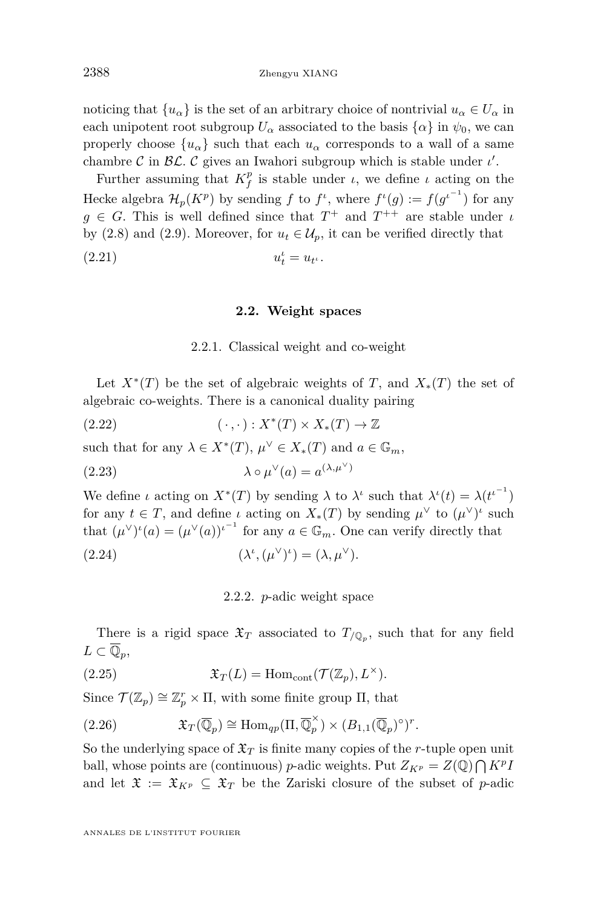noticing that $\{u_\alpha\}$ is the set of an arbitrary choice of nontrivial $u_\alpha \in U_\alpha$ in each unipotent root subgroup $U_\alpha$ associated to the basis $\{\alpha\}$ in $\psi_0$, we can properly choose $\{u_\alpha\}$ such that each $u_\alpha$ corresponds to a wall of a same chambre $\mathcal{C}$ in $\mathcal{BL}$. $\mathcal{C}$ gives an Iwahori subgroup which is stable under $\iota'$.

Further assuming that $K_f^p$ is stable under $\iota$, we define $\iota$ acting on the Hecke algebra $\mathcal{H}_p(K^p)$ by sending $f$ to $f^\iota$, where $f^\iota(g) := f(g^{\iota^{-1}})$ for any $g \in G$. This is well defined since that $T^+$ and $T^{++}$ are stable under $\iota$ by (2.8) and (2.9). Moreover, for $u_t \in \mathcal{U}_p$, it can be verified directly that

$$u_t^\iota = u_{t^\iota}. \tag{2.21}$$

## 2.2. Weight spaces

### 2.2.1. Classical weight and co-weight

Let $X^*(T)$ be the set of algebraic weights of $T$, and $X_*(T)$ the set of algebraic co-weights. There is a canonical duality pairing

$$(\,\cdot\,,\cdot\,) : X^*(T) \times X_*(T) \to \mathbb{Z} \tag{2.22}$$

such that for any $\lambda \in X^*(T)$, $\mu^\vee \in X_*(T)$ and $a \in \mathbb{G}_m$,

$$\lambda \circ \mu^\vee(a) = a^{(\lambda,\mu^\vee)} \tag{2.23}$$

We define $\iota$ acting on $X^*(T)$ by sending $\lambda$ to $\lambda^\iota$ such that $\lambda^\iota(t) = \lambda(t^{\iota^{-1}})$ for any $t \in T$, and define $\iota$ acting on $X_*(T)$ by sending $\mu^\vee$ to $(\mu^\vee)^\iota$ such that $(\mu^\vee)^\iota(a) = (\mu^\vee(a))^{\iota^{-1}}$ for any $a \in \mathbb{G}_m$. One can verify directly that

$$(\lambda^\iota, (\mu^\vee)^\iota) = (\lambda, \mu^\vee). \tag{2.24}$$

### 2.2.2. $p$-adic weight space

There is a rigid space $\mathfrak{X}_T$ associated to $T_{/\mathbb{Q}_p}$, such that for any field $L \subset \overline{\mathbb{Q}}_p$,

$$\mathfrak{X}_T(L) = \operatorname{Hom}_{\mathrm{cont}}(\mathcal{T}(\mathbb{Z}_p), L^\times). \tag{2.25}$$

Since $\mathcal{T}(\mathbb{Z}_p) \cong \mathbb{Z}_p^r \times \Pi$, with some finite group $\Pi$, that

$$\mathfrak{X}_T(\overline{\mathbb{Q}}_p) \cong \operatorname{Hom}_{qp}(\Pi, \overline{\mathbb{Q}}_p^\times) \times (B_{1,1}(\overline{\mathbb{Q}}_p)^\circ)^r. \tag{2.26}$$

So the underlying space of $\mathfrak{X}_T$ is finite many copies of the $r$-tuple open unit ball, whose points are (continuous) $p$-adic weights. Put $Z_{K^p} = Z(\mathbb{Q}) \bigcap K^p I$ and let $\mathfrak{X} := \mathfrak{X}_{K^p} \subseteq \mathfrak{X}_T$ be the Zariski closure of the subset of $p$-adic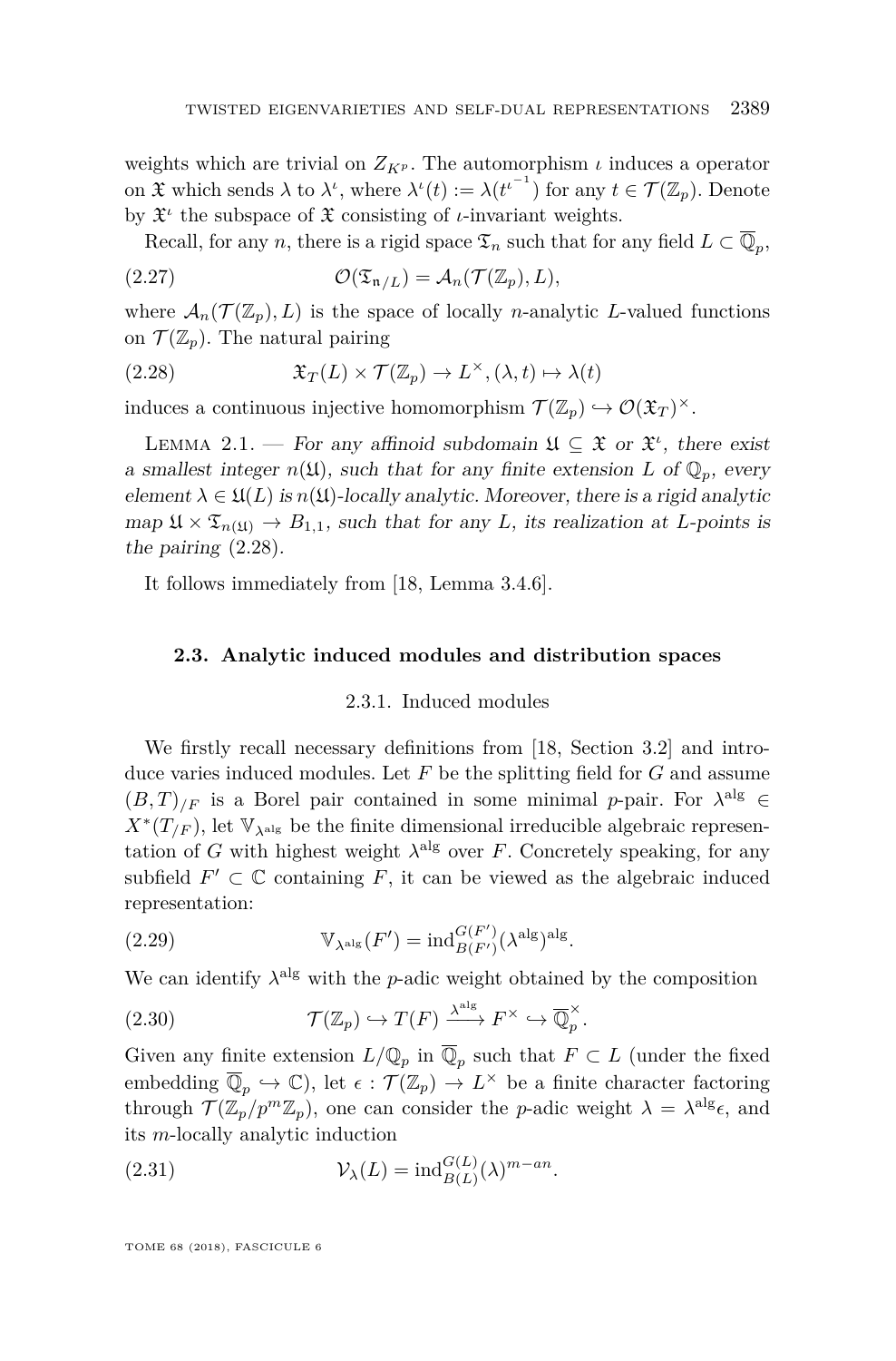weights which are trivial on $Z_{K^p}$. The automorphism $\iota$ induces a operator on $\mathfrak{X}$ which sends $\lambda$ to $\lambda^\iota$, where $\lambda^\iota(t) := \lambda(t^{\iota^{-1}})$ for any $t \in \mathcal{T}(\mathbb{Z}_p)$. Denote by $\mathfrak{X}^\iota$ the subspace of $\mathfrak{X}$ consisting of $\iota$-invariant weights.

Recall, for any $n$, there is a rigid space $\mathfrak{T}_n$ such that for any field $L \subset \overline{\mathbb{Q}}_p$,

$$\mathcal{O}(\mathfrak{T}_{\mathfrak{n}/L}) = \mathcal{A}_n(\mathcal{T}(\mathbb{Z}_p), L), \tag{2.27}$$

where $\mathcal{A}_n(\mathcal{T}(\mathbb{Z}_p), L)$ is the space of locally $n$-analytic $L$-valued functions on $\mathcal{T}(\mathbb{Z}_p)$. The natural pairing

$$\mathfrak{X}_T(L) \times \mathcal{T}(\mathbb{Z}_p) \to L^\times, (\lambda, t) \mapsto \lambda(t) \tag{2.28}$$

induces a continuous injective homomorphism $\mathcal{T}(\mathbb{Z}_p) \hookrightarrow \mathcal{O}(\mathfrak{X}_T)^\times$.

Lemma 2.1. — *For any affinoid subdomain $\mathfrak{U} \subseteq \mathfrak{X}$ or $\mathfrak{X}^\iota$, there exist a smallest integer $n(\mathfrak{U})$, such that for any finite extension $L$ of $\mathbb{Q}_p$, every element $\lambda \in \mathfrak{U}(L)$ is $n(\mathfrak{U})$-locally analytic. Moreover, there is a rigid analytic map $\mathfrak{U} \times \mathfrak{T}_{n(\mathfrak{U})} \to B_{1,1}$, such that for any $L$, its realization at $L$-points is the pairing* (2.28).

It follows immediately from [18, Lemma 3.4.6].

## 2.3. Analytic induced modules and distribution spaces

### 2.3.1. Induced modules

We firstly recall necessary definitions from [18, Section 3.2] and introduce varies induced modules. Let $F$ be the splitting field for $G$ and assume $(B, T)_{/F}$ is a Borel pair contained in some minimal $p$-pair. For $\lambda^{\mathrm{alg}} \in X^*(T_{/F})$, let $\mathbb{V}_{\lambda^{\mathrm{alg}}}$ be the finite dimensional irreducible algebraic representation of $G$ with highest weight $\lambda^{\mathrm{alg}}$ over $F$. Concretely speaking, for any subfield $F' \subset \mathbb{C}$ containing $F$, it can be viewed as the algebraic induced representation:

$$\mathbb{V}_{\lambda^{\mathrm{alg}}}(F') = \mathrm{ind}_{B(F')}^{G(F')}(\lambda^{\mathrm{alg}})^{\mathrm{alg}}. \tag{2.29}$$

We can identify $\lambda^{\mathrm{alg}}$ with the $p$-adic weight obtained by the composition

$$\mathcal{T}(\mathbb{Z}_p) \hookrightarrow T(F) \xrightarrow{\lambda^{\mathrm{alg}}} F^\times \hookrightarrow \overline{\mathbb{Q}}_p^\times. \tag{2.30}$$

Given any finite extension $L/\mathbb{Q}_p$ in $\overline{\mathbb{Q}}_p$ such that $F \subset L$ (under the fixed embedding $\overline{\mathbb{Q}}_p \hookrightarrow \mathbb{C}$), let $\epsilon : \mathcal{T}(\mathbb{Z}_p) \to L^\times$ be a finite character factoring through $\mathcal{T}(\mathbb{Z}_p/p^m\mathbb{Z}_p)$, one can consider the $p$-adic weight $\lambda = \lambda^{\mathrm{alg}}\epsilon$, and its $m$-locally analytic induction

$$\mathcal{V}_\lambda(L) = \mathrm{ind}_{B(L)}^{G(L)}(\lambda)^{m-an}. \tag{2.31}$$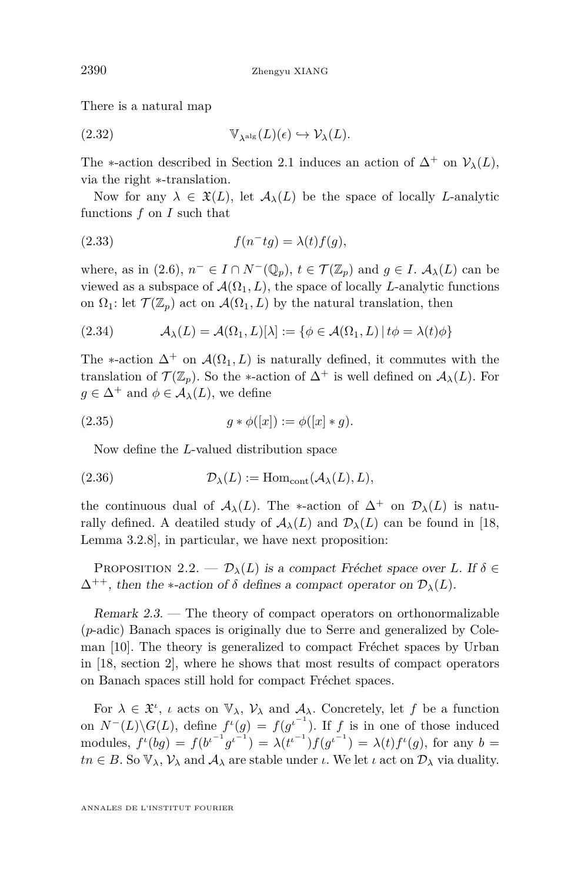There is a natural map

$$\mathbb{V}_{\lambda^{\mathrm{alg}}}(L)(\epsilon) \hookrightarrow \mathcal{V}_\lambda(L). \tag{2.32}$$

The $*$-action described in Section 2.1 induces an action of $\Delta^+$ on $\mathcal{V}_\lambda(L)$, via the right $*$-translation.

Now for any $\lambda \in \mathfrak{X}(L)$, let $\mathcal{A}_\lambda(L)$ be the space of locally $L$-analytic functions $f$ on $I$ such that

$$f(n^- t g) = \lambda(t) f(g), \tag{2.33}$$

where, as in (2.6), $n^- \in I \cap N^-(\mathbb{Q}_p)$, $t \in \mathcal{T}(\mathbb{Z}_p)$ and $g \in I$. $\mathcal{A}_\lambda(L)$ can be viewed as a subspace of $\mathcal{A}(\Omega_1, L)$, the space of locally $L$-analytic functions on $\Omega_1$: let $\mathcal{T}(\mathbb{Z}_p)$ act on $\mathcal{A}(\Omega_1, L)$ by the natural translation, then

$$\mathcal{A}_\lambda(L) = \mathcal{A}(\Omega_1, L)[\lambda] := \{\phi \in \mathcal{A}(\Omega_1, L) \,|\, t\phi = \lambda(t)\phi\} \tag{2.34}$$

The $*$-action $\Delta^+$ on $\mathcal{A}(\Omega_1, L)$ is naturally defined, it commutes with the translation of $\mathcal{T}(\mathbb{Z}_p)$. So the $*$-action of $\Delta^+$ is well defined on $\mathcal{A}_\lambda(L)$. For $g \in \Delta^+$ and $\phi \in \mathcal{A}_\lambda(L)$, we define

$$g * \phi([x]) := \phi([x] * g). \tag{2.35}$$

Now define the $L$-valued distribution space

$$\mathcal{D}_\lambda(L) := \mathrm{Hom}_{\mathrm{cont}}(\mathcal{A}_\lambda(L), L), \tag{2.36}$$

the continuous dual of $\mathcal{A}_\lambda(L)$. The $*$-action of $\Delta^+$ on $\mathcal{D}_\lambda(L)$ is naturally defined. A deatiled study of $\mathcal{A}_\lambda(L)$ and $\mathcal{D}_\lambda(L)$ can be found in [18, Lemma 3.2.8], in particular, we have next proposition:

Proposition 2.2. — *$\mathcal{D}_\lambda(L)$ is a compact Fréchet space over $L$. If $\delta \in \Delta^{++}$, then the $*$-action of $\delta$ defines a compact operator on $\mathcal{D}_\lambda(L)$.*

*Remark 2.3.* — The theory of compact operators on orthonormalizable ($p$-adic) Banach spaces is originally due to Serre and generalized by Coleman [10]. The theory is generalized to compact Fréchet spaces by Urban in [18, section 2], where he shows that most results of compact operators on Banach spaces still hold for compact Fréchet spaces.

For $\lambda \in \mathfrak{X}^\iota$, $\iota$ acts on $\mathbb{V}_\lambda$, $\mathcal{V}_\lambda$ and $\mathcal{A}_\lambda$. Concretely, let $f$ be a function on $N^-(L)\backslash G(L)$, define $f^\iota(g) = f(g^{\iota^{-1}})$. If $f$ is in one of those induced modules, $f^\iota(bg) = f(b^{\iota^{-1}} g^{\iota^{-1}}) = \lambda(t^{\iota^{-1}}) f(g^{\iota^{-1}}) = \lambda(t) f^\iota(g)$, for any $b = tn \in B$. So $\mathbb{V}_\lambda$, $\mathcal{V}_\lambda$ and $\mathcal{A}_\lambda$ are stable under $\iota$. We let $\iota$ act on $\mathcal{D}_\lambda$ via duality.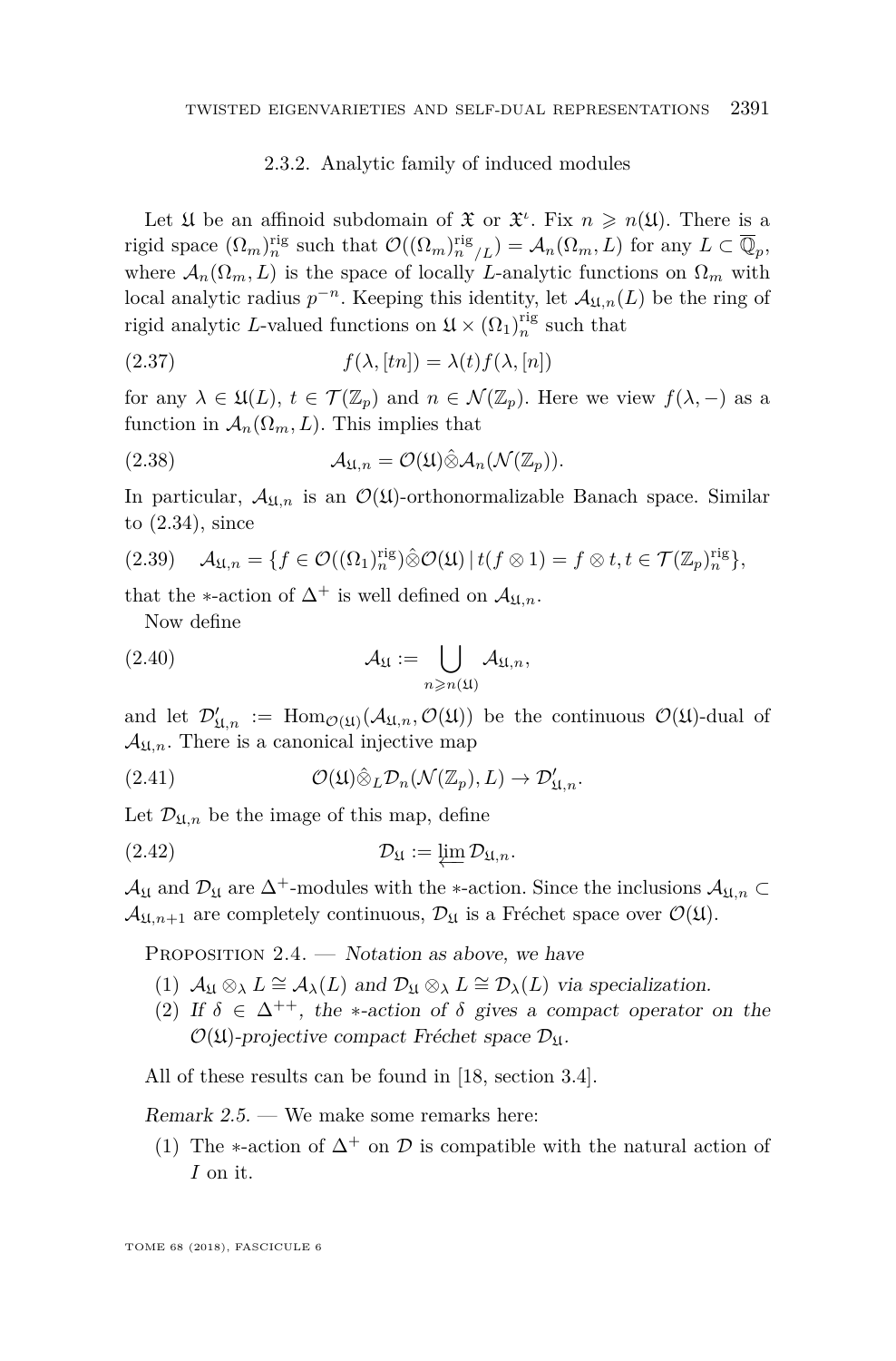### 2.3.2. Analytic family of induced modules

Let $\mathfrak{U}$ be an affinoid subdomain of $\mathfrak{X}$ or $\mathfrak{X}^{\iota}$. Fix $n \geqslant n(\mathfrak{U})$. There is a rigid space $(\Omega_m)_n^{\mathrm{rig}}$ such that $\mathcal{O}((\Omega_m)_n^{\mathrm{rig}}{}_{/L}) = \mathcal{A}_n(\Omega_m, L)$ for any $L \subset \overline{\mathbb{Q}}_p$, where $\mathcal{A}_n(\Omega_m, L)$ is the space of locally $L$-analytic functions on $\Omega_m$ with local analytic radius $p^{-n}$. Keeping this identity, let $\mathcal{A}_{\mathfrak{U},n}(L)$ be the ring of rigid analytic $L$-valued functions on $\mathfrak{U} \times (\Omega_1)_n^{\mathrm{rig}}$ such that

$$f(\lambda, [tn]) = \lambda(t) f(\lambda, [n]) \tag{2.37}$$

for any $\lambda \in \mathfrak{U}(L)$, $t \in \mathcal{T}(\mathbb{Z}_p)$ and $n \in \mathcal{N}(\mathbb{Z}_p)$. Here we view $f(\lambda, -)$ as a function in $\mathcal{A}_n(\Omega_m, L)$. This implies that

$$\mathcal{A}_{\mathfrak{U},n} = \mathcal{O}(\mathfrak{U}) \hat{\otimes} \mathcal{A}_n(\mathcal{N}(\mathbb{Z}_p)). \tag{2.38}$$

In particular, $\mathcal{A}_{\mathfrak{U},n}$ is an $\mathcal{O}(\mathfrak{U})$-orthonormalizable Banach space. Similar to (2.34), since

$$\mathcal{A}_{\mathfrak{U},n} = \{ f \in \mathcal{O}((\Omega_1)_n^{\mathrm{rig}}) \hat{\otimes} \mathcal{O}(\mathfrak{U}) \mid t(f \otimes 1) = f \otimes t, t \in \mathcal{T}(\mathbb{Z}_p)_n^{\mathrm{rig}} \}, \tag{2.39}$$

that the $*$-action of $\Delta^+$ is well defined on $\mathcal{A}_{\mathfrak{U},n}$.

Now define

$$\mathcal{A}_{\mathfrak{U}} := \bigcup_{n \geqslant n(\mathfrak{U})} \mathcal{A}_{\mathfrak{U},n}, \tag{2.40}$$

and let $\mathcal{D}'_{\mathfrak{U},n} := \mathrm{Hom}_{\mathcal{O}(\mathfrak{U})}(\mathcal{A}_{\mathfrak{U},n}, \mathcal{O}(\mathfrak{U}))$ be the continuous $\mathcal{O}(\mathfrak{U})$-dual of $\mathcal{A}_{\mathfrak{U},n}$. There is a canonical injective map

$$\mathcal{O}(\mathfrak{U}) \hat{\otimes}_L \mathcal{D}_n(\mathcal{N}(\mathbb{Z}_p), L) \to \mathcal{D}'_{\mathfrak{U},n}. \tag{2.41}$$

Let $\mathcal{D}_{\mathfrak{U},n}$ be the image of this map, define

$$\mathcal{D}_{\mathfrak{U}} := \varprojlim \mathcal{D}_{\mathfrak{U},n}. \tag{2.42}$$

$\mathcal{A}_{\mathfrak{U}}$ and $\mathcal{D}_{\mathfrak{U}}$ are $\Delta^+$-modules with the $*$-action. Since the inclusions $\mathcal{A}_{\mathfrak{U},n} \subset \mathcal{A}_{\mathfrak{U},n+1}$ are completely continuous, $\mathcal{D}_{\mathfrak{U}}$ is a Fréchet space over $\mathcal{O}(\mathfrak{U})$.

Proposition 2.4. — *Notation as above, we have*

1. $\mathcal{A}_{\mathfrak{U}} \otimes_{\lambda} L \cong \mathcal{A}_{\lambda}(L)$ *and* $\mathcal{D}_{\mathfrak{U}} \otimes_{\lambda} L \cong \mathcal{D}_{\lambda}(L)$ *via specialization.*
2. *If* $\delta \in \Delta^{++}$*, the $*$-action of $\delta$ gives a compact operator on the* $\mathcal{O}(\mathfrak{U})$*-projective compact Fréchet space* $\mathcal{D}_{\mathfrak{U}}$*.*

All of these results can be found in [18, section 3.4].

*Remark 2.5.* — We make some remarks here:

1. The $*$-action of $\Delta^+$ on $\mathcal{D}$ is compatible with the natural action of $I$ on it.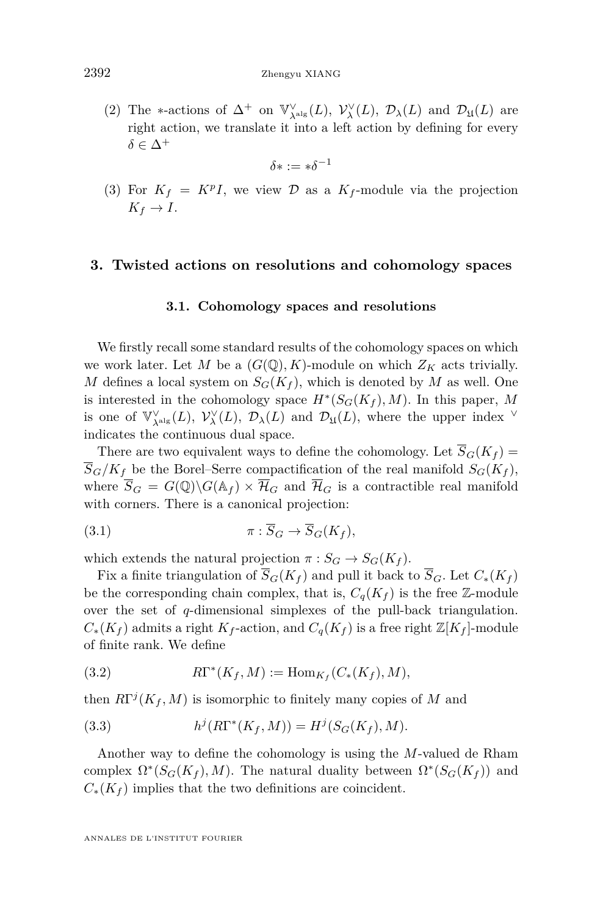(2) The $*$-actions of $\Delta^+$ on $\mathbb{V}^\vee_{\lambda^{\mathrm{alg}}}(L)$, $\mathcal{V}^\vee_\lambda(L)$, $\mathcal{D}_\lambda(L)$ and $\mathcal{D}_{\mathfrak{U}}(L)$ are right action, we translate it into a left action by defining for every $\delta \in \Delta^+$

$$\delta * := *\delta^{-1}$$

(3) For $K_f = K^p I$, we view $\mathcal{D}$ as a $K_f$-module via the projection $K_f \to I$.

## 3. Twisted actions on resolutions and cohomology spaces

### 3.1. Cohomology spaces and resolutions

We firstly recall some standard results of the cohomology spaces on which we work later. Let $M$ be a $(G(\mathbb{Q}), K)$-module on which $Z_K$ acts trivially. $M$ defines a local system on $S_G(K_f)$, which is denoted by $M$ as well. One is interested in the cohomology space $H^*(S_G(K_f), M)$. In this paper, $M$ is one of $\mathbb{V}^\vee_{\lambda^{\mathrm{alg}}}(L)$, $\mathcal{V}^\vee_\lambda(L)$, $\mathcal{D}_\lambda(L)$ and $\mathcal{D}_{\mathfrak{U}}(L)$, where the upper index $^\vee$ indicates the continuous dual space.

There are two equivalent ways to define the cohomology. Let $\overline{S}_G(K_f) = \overline{S}_G/K_f$ be the Borel–Serre compactification of the real manifold $S_G(K_f)$, where $\overline{S}_G = G(\mathbb{Q})\backslash G(\mathbb{A}_f) \times \overline{\mathcal{H}}_G$ and $\overline{\mathcal{H}}_G$ is a contractible real manifold with corners. There is a canonical projection:

$$\pi : \overline{S}_G \to \overline{S}_G(K_f), \tag{3.1}$$

which extends the natural projection $\pi : S_G \to S_G(K_f)$.

Fix a finite triangulation of $\overline{S}_G(K_f)$ and pull it back to $\overline{S}_G$. Let $C_*(K_f)$ be the corresponding chain complex, that is, $C_q(K_f)$ is the free $\mathbb{Z}$-module over the set of $q$-dimensional simplexes of the pull-back triangulation. $C_*(K_f)$ admits a right $K_f$-action, and $C_q(K_f)$ is a free right $\mathbb{Z}[K_f]$-module of finite rank. We define

$$R\Gamma^*(K_f, M) := \mathrm{Hom}_{K_f}(C_*(K_f), M), \tag{3.2}$$

then $R\Gamma^j(K_f, M)$ is isomorphic to finitely many copies of $M$ and

$$h^j(R\Gamma^*(K_f, M)) = H^j(S_G(K_f), M). \tag{3.3}$$

Another way to define the cohomology is using the $M$-valued de Rham complex $\Omega^*(S_G(K_f), M)$. The natural duality between $\Omega^*(S_G(K_f))$ and $C_*(K_f)$ implies that the two definitions are coincident.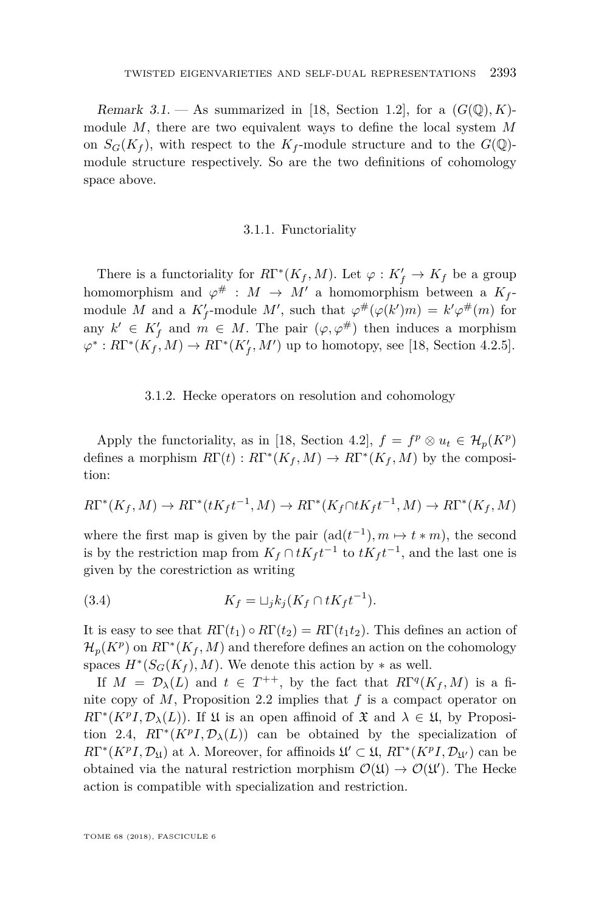*Remark 3.1.* — As summarized in [18, Section 1.2], for a $(G(\mathbb{Q}), K)$-module $M$, there are two equivalent ways to define the local system $M$ on $S_G(K_f)$, with respect to the $K_f$-module structure and to the $G(\mathbb{Q})$-module structure respectively. So are the two definitions of cohomology space above.

### 3.1.1. Functoriality

There is a functoriality for $R\Gamma^*(K_f, M)$. Let $\varphi : K'_f \to K_f$ be a group homomorphism and $\varphi^\# : M \to M'$ a homomorphism between a $K_f$-module $M$ and a $K'_f$-module $M'$, such that $\varphi^\#(\varphi(k')m) = k'\varphi^\#(m)$ for any $k' \in K'_f$ and $m \in M$. The pair $(\varphi, \varphi^\#)$ then induces a morphism $\varphi^* : R\Gamma^*(K_f, M) \to R\Gamma^*(K'_f, M')$ up to homotopy, see [18, Section 4.2.5].

### 3.1.2. Hecke operators on resolution and cohomology

Apply the functoriality, as in [18, Section 4.2], $f = f^p \otimes u_t \in \mathcal{H}_p(K^p)$ defines a morphism $R\Gamma(t) : R\Gamma^*(K_f, M) \to R\Gamma^*(K_f, M)$ by the composition:

$$R\Gamma^*(K_f, M) \to R\Gamma^*(tK_f t^{-1}, M) \to R\Gamma^*(K_f \cap tK_f t^{-1}, M) \to R\Gamma^*(K_f, M)$$

where the first map is given by the pair $(\mathrm{ad}(t^{-1}), m \mapsto t * m)$, the second is by the restriction map from $K_f \cap tK_f t^{-1}$ to $tK_f t^{-1}$, and the last one is given by the corestriction as writing

$$K_f = \sqcup_j k_j (K_f \cap tK_f t^{-1}). \tag{3.4}$$

It is easy to see that $R\Gamma(t_1) \circ R\Gamma(t_2) = R\Gamma(t_1 t_2)$. This defines an action of $\mathcal{H}_p(K^p)$ on $R\Gamma^*(K_f, M)$ and therefore defines an action on the cohomology spaces $H^*(S_G(K_f), M)$. We denote this action by $*$ as well.

If $M = \mathcal{D}_\lambda(L)$ and $t \in T^{++}$, by the fact that $R\Gamma^q(K_f, M)$ is a finite copy of $M$, Proposition 2.2 implies that $f$ is a compact operator on $R\Gamma^*(K^p I, \mathcal{D}_\lambda(L))$. If $\mathfrak{U}$ is an open affinoid of $\mathfrak{X}$ and $\lambda \in \mathfrak{U}$, by Proposition 2.4, $R\Gamma^*(K^p I, \mathcal{D}_\lambda(L))$ can be obtained by the specialization of $R\Gamma^*(K^p I, \mathcal{D}_\mathfrak{U})$ at $\lambda$. Moreover, for affinoids $\mathfrak{U}' \subset \mathfrak{U}$, $R\Gamma^*(K^p I, \mathcal{D}_{\mathfrak{U}'})$ can be obtained via the natural restriction morphism $\mathcal{O}(\mathfrak{U}) \to \mathcal{O}(\mathfrak{U}')$. The Hecke action is compatible with specialization and restriction.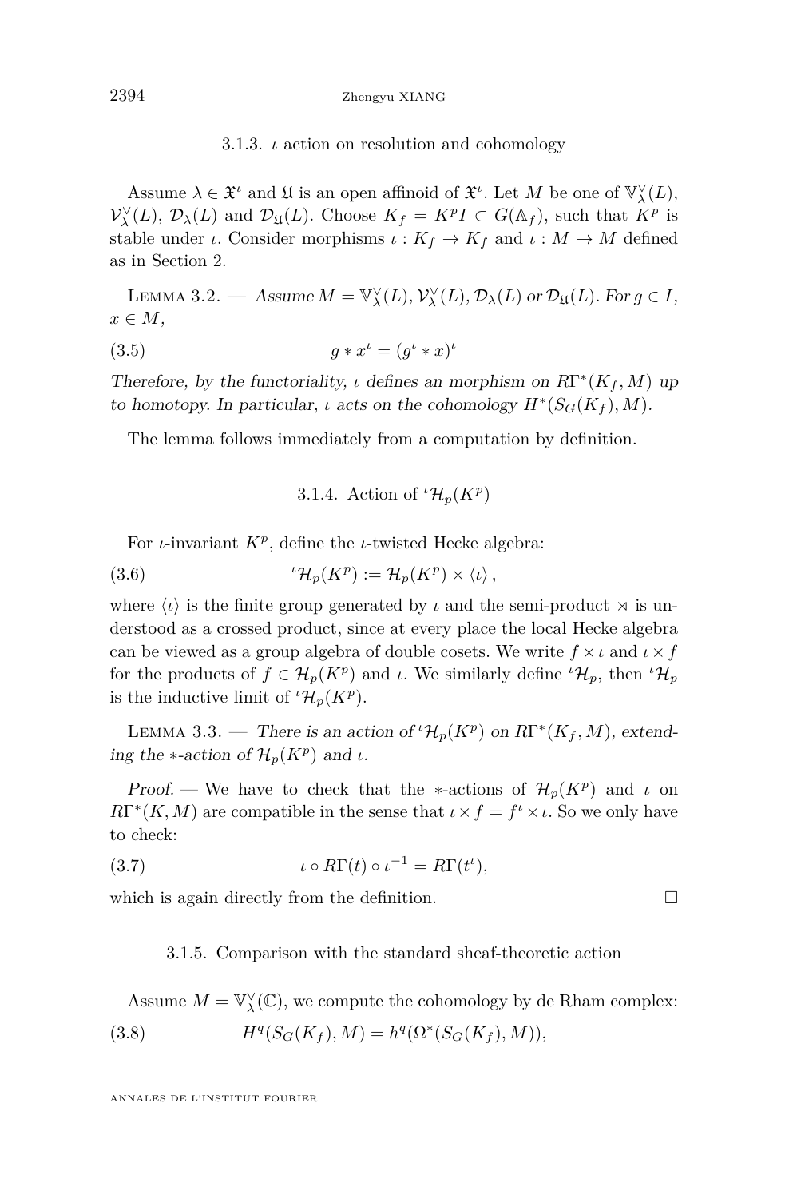#### 3.1.3. $\iota$ action on resolution and cohomology

Assume $\lambda \in \mathfrak{X}^\iota$ and $\mathfrak{U}$ is an open affinoid of $\mathfrak{X}^\iota$. Let $M$ be one of $\mathbb{V}_\lambda^\vee(L)$, $\mathcal{V}_\lambda^\vee(L)$, $\mathcal{D}_\lambda(L)$ and $\mathcal{D}_\mathfrak{U}(L)$. Choose $K_f = K^p I \subset G(\mathbb{A}_f)$, such that $K^p$ is stable under $\iota$. Consider morphisms $\iota : K_f \to K_f$ and $\iota : M \to M$ defined as in Section 2.

Lemma 3.2. — *Assume $M = \mathbb{V}_\lambda^\vee(L), \mathcal{V}_\lambda^\vee(L), \mathcal{D}_\lambda(L)$ or $\mathcal{D}_\mathfrak{U}(L)$. For $g \in I$, $x \in M$,*

$$g * x^\iota = (g^\iota * x)^\iota \tag{3.5}$$

*Therefore, by the functoriality, $\iota$ defines an morphism on $R\Gamma^*(K_f, M)$ up to homotopy. In particular, $\iota$ acts on the cohomology $H^*(S_G(K_f), M)$.*

The lemma follows immediately from a computation by definition.

#### 3.1.4. Action of ${}^\iota\mathcal{H}_p(K^p)$

For $\iota$-invariant $K^p$, define the $\iota$-twisted Hecke algebra:

$${}^\iota\mathcal{H}_p(K^p) := \mathcal{H}_p(K^p) \rtimes \langle \iota \rangle \,, \tag{3.6}$$

where $\langle \iota \rangle$ is the finite group generated by $\iota$ and the semi-product $\rtimes$ is understood as a crossed product, since at every place the local Hecke algebra can be viewed as a group algebra of double cosets. We write $f \times \iota$ and $\iota \times f$ for the products of $f \in \mathcal{H}_p(K^p)$ and $\iota$. We similarly define ${}^\iota\mathcal{H}_p$, then ${}^\iota\mathcal{H}_p$ is the inductive limit of ${}^\iota\mathcal{H}_p(K^p)$.

Lemma 3.3. — *There is an action of ${}^\iota\mathcal{H}_p(K^p)$ on $R\Gamma^*(K_f, M)$, extending the $*$-action of $\mathcal{H}_p(K^p)$ and $\iota$.*

*Proof.* — We have to check that the $*$-actions of $\mathcal{H}_p(K^p)$ and $\iota$ on $R\Gamma^*(K, M)$ are compatible in the sense that $\iota \times f = f^\iota \times \iota$. So we only have to check:

$$\iota \circ R\Gamma(t) \circ \iota^{-1} = R\Gamma(t^\iota), \tag{3.7}$$

which is again directly from the definition. □

#### 3.1.5. Comparison with the standard sheaf-theoretic action

Assume $M = \mathbb{V}_\lambda^\vee(\mathbb{C})$, we compute the cohomology by de Rham complex:

$$H^q(S_G(K_f), M) = h^q(\Omega^*(S_G(K_f), M)), \tag{3.8}$$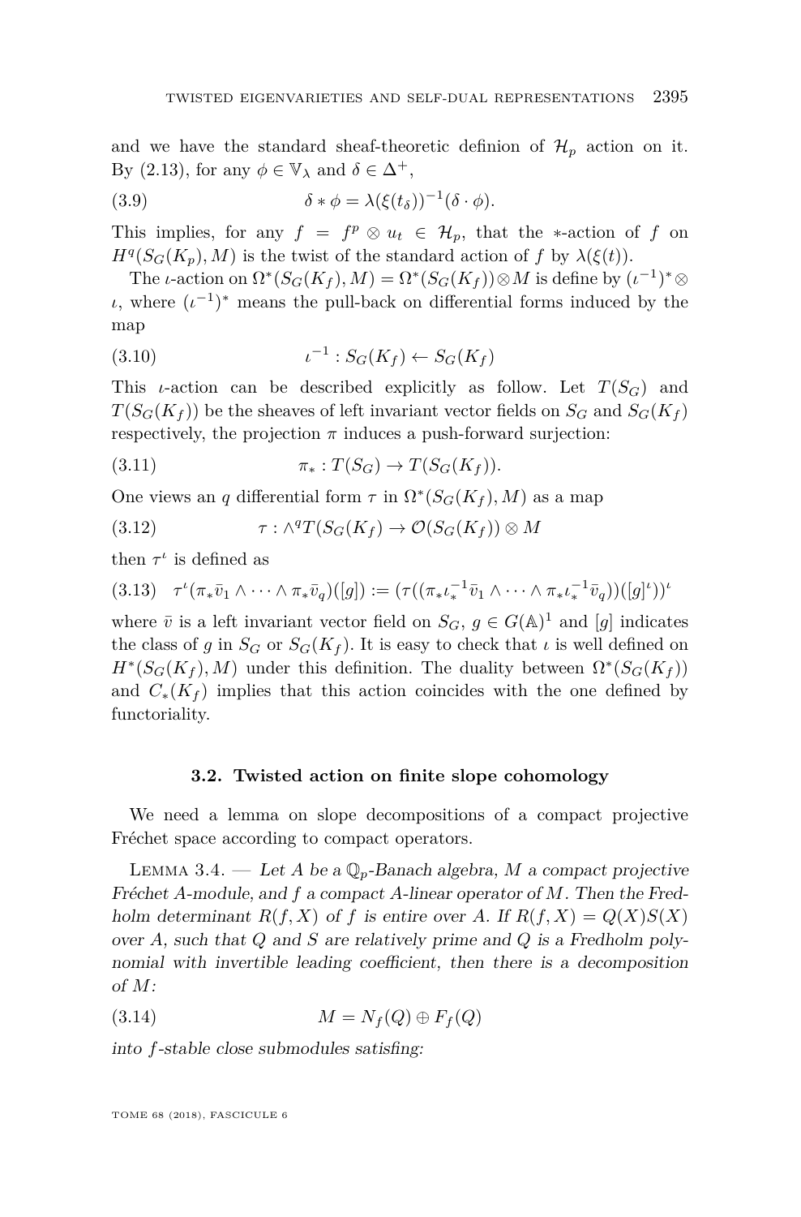and we have the standard sheaf-theoretic definion of $\mathcal{H}_p$ action on it. By (2.13), for any $\phi \in \mathbb{V}_\lambda$ and $\delta \in \Delta^+$,

$$\delta * \phi = \lambda(\xi(t_\delta))^{-1}(\delta \cdot \phi). \tag{3.9}$$

This implies, for any $f = f^p \otimes u_t \in \mathcal{H}_p$, that the $*$-action of $f$ on $H^q(S_G(K_p), M)$ is the twist of the standard action of $f$ by $\lambda(\xi(t))$.

The $\iota$-action on $\Omega^*(S_G(K_f), M) = \Omega^*(S_G(K_f)) \otimes M$ is define by $(\iota^{-1})^* \otimes \iota$, where $(\iota^{-1})^*$ means the pull-back on differential forms induced by the map

$$\iota^{-1} : S_G(K_f) \leftarrow S_G(K_f) \tag{3.10}$$

This $\iota$-action can be described explicitly as follow. Let $T(S_G)$ and $T(S_G(K_f))$ be the sheaves of left invariant vector fields on $S_G$ and $S_G(K_f)$ respectively, the projection $\pi$ induces a push-forward surjection:

$$\pi_* : T(S_G) \to T(S_G(K_f)). \tag{3.11}$$

One views an $q$ differential form $\tau$ in $\Omega^*(S_G(K_f), M)$ as a map

$$\tau : \wedge^q T(S_G(K_f) \to \mathcal{O}(S_G(K_f)) \otimes M \tag{3.12}$$

then $\tau^\iota$ is defined as

$$\tau^\iota(\pi_*\bar{v}_1 \wedge \cdots \wedge \pi_*\bar{v}_q)([g]) := (\tau((\pi_*\iota_*^{-1}\bar{v}_1 \wedge \cdots \wedge \pi_*\iota_*^{-1}\bar{v}_q))([g]^\iota))^\iota \tag{3.13}$$

where $\bar{v}$ is a left invariant vector field on $S_G$, $g \in G(\mathbb{A})^1$ and $[g]$ indicates the class of $g$ in $S_G$ or $S_G(K_f)$. It is easy to check that $\iota$ is well defined on $H^*(S_G(K_f), M)$ under this definition. The duality between $\Omega^*(S_G(K_f))$ and $C_*(K_f)$ implies that this action coincides with the one defined by functoriality.

### 3.2. Twisted action on finite slope cohomology

We need a lemma on slope decompositions of a compact projective Fréchet space according to compact operators.

Lemma 3.4. — *Let $A$ be a $\mathbb{Q}_p$-Banach algebra, $M$ a compact projective Fréchet $A$-module, and $f$ a compact $A$-linear operator of $M$. Then the Fredholm determinant $R(f, X)$ of $f$ is entire over $A$. If $R(f, X) = Q(X)S(X)$ over $A$, such that $Q$ and $S$ are relatively prime and $Q$ is a Fredholm polynomial with invertible leading coefficient, then there is a decomposition of $M$:*

$$M = N_f(Q) \oplus F_f(Q) \tag{3.14}$$

*into $f$-stable close submodules satisfing:*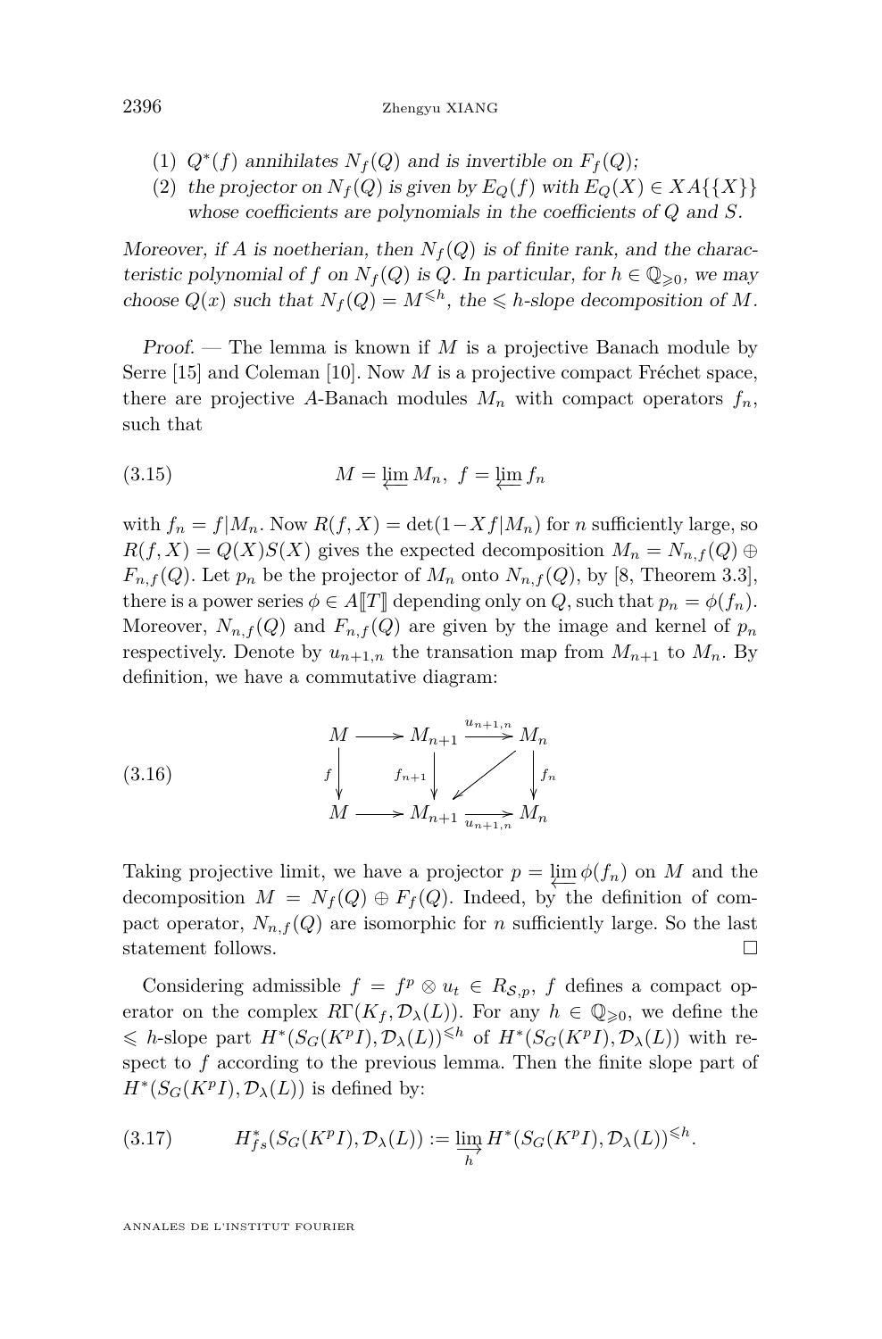(1) $Q^*(f)$ annihilates $N_f(Q)$ and is invertible on $F_f(Q)$;

(2) the projector on $N_f(Q)$ is given by $E_Q(f)$ with $E_Q(X) \in XA\{\{X\}\}$ whose coefficients are polynomials in the coefficients of $Q$ and $S$.

*Moreover, if $A$ is noetherian, then $N_f(Q)$ is of finite rank, and the characteristic polynomial of $f$ on $N_f(Q)$ is $Q$. In particular, for $h \in \mathbb{Q}_{\geqslant 0}$, we may choose $Q(x)$ such that $N_f(Q) = M^{\leqslant h}$, the $\leqslant h$-slope decomposition of $M$.*

*Proof.* — The lemma is known if $M$ is a projective Banach module by Serre [15] and Coleman [10]. Now $M$ is a projective compact Fréchet space, there are projective $A$-Banach modules $M_n$ with compact operators $f_n$, such that

$$M = \varprojlim M_n, \ f = \varprojlim f_n \tag{3.15}$$

with $f_n = f|M_n$. Now $R(f,X) = \det(1 - Xf|M_n)$ for $n$ sufficiently large, so $R(f,X) = Q(X)S(X)$ gives the expected decomposition $M_n = N_{n,f}(Q) \oplus F_{n,f}(Q)$. Let $p_n$ be the projector of $M_n$ onto $N_{n,f}(Q)$, by [8, Theorem 3.3], there is a power series $\phi \in A[\![T]\!]$ depending only on $Q$, such that $p_n = \phi(f_n)$. Moreover, $N_{n,f}(Q)$ and $F_{n,f}(Q)$ are given by the image and kernel of $p_n$ respectively. Denote by $u_{n+1,n}$ the transation map from $M_{n+1}$ to $M_n$. By definition, we have a commutative diagram:

$$\begin{array}{ccccc} M & \longrightarrow & M_{n+1} & \xrightarrow{u_{n+1,n}} & M_n \\ \downarrow f & & \downarrow f_{n+1} & \swarrow & \downarrow f_n \\ M & \longrightarrow & M_{n+1} & \xrightarrow[u_{n+1,n}]{} & M_n \end{array} \tag{3.16}$$

Taking projective limit, we have a projector $p = \varprojlim \phi(f_n)$ on $M$ and the decomposition $M = N_f(Q) \oplus F_f(Q)$. Indeed, by the definition of compact operator, $N_{n,f}(Q)$ are isomorphic for $n$ sufficiently large. So the last statement follows. $\square$

Considering admissible $f = f^p \otimes u_t \in R_{\mathcal{S},p}$, $f$ defines a compact operator on the complex $R\Gamma(K_f, \mathcal{D}_\lambda(L))$. For any $h \in \mathbb{Q}_{\geqslant 0}$, we define the $\leqslant h$-slope part $H^*(S_G(K^pI), \mathcal{D}_\lambda(L))^{\leqslant h}$ of $H^*(S_G(K^pI), \mathcal{D}_\lambda(L))$ with respect to $f$ according to the previous lemma. Then the finite slope part of $H^*(S_G(K^pI), \mathcal{D}_\lambda(L))$ is defined by:

$$H^*_{fs}(S_G(K^pI), \mathcal{D}_\lambda(L)) := \varinjlim_h H^*(S_G(K^pI), \mathcal{D}_\lambda(L))^{\leqslant h}. \tag{3.17}$$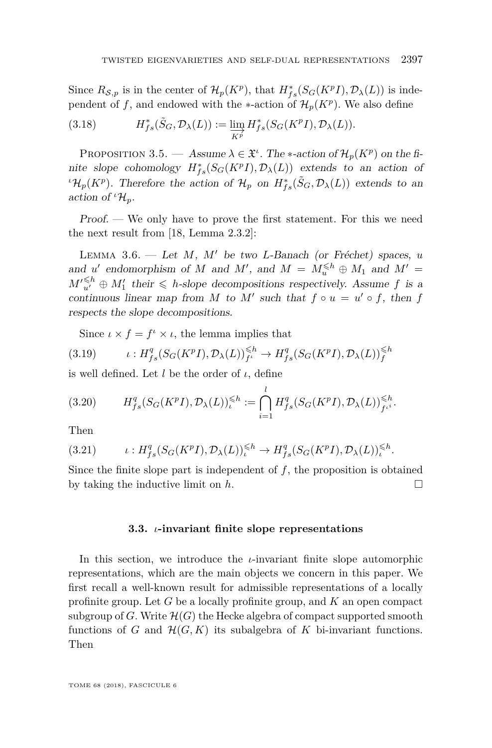Since $R_{\mathcal{S},p}$ is in the center of $\mathcal{H}_p(K^p)$, that $H^*_{fs}(S_G(K^pI),\mathcal{D}_\lambda(L))$ is independent of $f$, and endowed with the $*$-action of $\mathcal{H}_p(K^p)$. We also define

$$H^*_{fs}(\tilde{S}_G,\mathcal{D}_\lambda(L)) := \varinjlim_{K^p} H^*_{fs}(S_G(K^pI),\mathcal{D}_\lambda(L)). \tag{3.18}$$

Proposition 3.5. — *Assume $\lambda \in \mathfrak{X}^\iota$. The $*$-action of $\mathcal{H}_p(K^p)$ on the finite slope cohomology $H^*_{fs}(S_G(K^pI),\mathcal{D}_\lambda(L))$ extends to an action of ${}^\iota\mathcal{H}_p(K^p)$. Therefore the action of $\mathcal{H}_p$ on $H^*_{fs}(\tilde{S}_G,\mathcal{D}_\lambda(L))$ extends to an action of ${}^\iota\mathcal{H}_p$.*

*Proof.* — We only have to prove the first statement. For this we need the next result from [18, Lemma 2.3.2]:

Lemma 3.6. — *Let $M$, $M'$ be two $L$-Banach (or Fréchet) spaces, $u$ and $u'$ endomorphism of $M$ and $M'$, and $M = M_u^{\leqslant h} \oplus M_1$ and $M' = {M'}_{u'}^{\leqslant h} \oplus M'_1$ their $\leqslant h$-slope decompositions respectively. Assume $f$ is a continuous linear map from $M$ to $M'$ such that $f \circ u = u' \circ f$, then $f$ respects the slope decompositions.*

Since $\iota \times f = f^\iota \times \iota$, the lemma implies that

$$\iota : H^q_{fs}(S_G(K^pI),\mathcal{D}_\lambda(L))^{\leqslant h}_{f^\iota} \to H^q_{fs}(S_G(K^pI),\mathcal{D}_\lambda(L))^{\leqslant h}_{f} \tag{3.19}$$

is well defined. Let $l$ be the order of $\iota$, define

$$H^q_{fs}(S_G(K^pI),\mathcal{D}_\lambda(L))^{\leqslant h}_{\iota} := \bigcap_{i=1}^{l} H^q_{fs}(S_G(K^pI),\mathcal{D}_\lambda(L))^{\leqslant h}_{f^{\iota^i}}. \tag{3.20}$$

Then

$$\iota : H^q_{fs}(S_G(K^pI),\mathcal{D}_\lambda(L))^{\leqslant h}_{\iota} \to H^q_{fs}(S_G(K^pI),\mathcal{D}_\lambda(L))^{\leqslant h}_{\iota}. \tag{3.21}$$

Since the finite slope part is independent of $f$, the proposition is obtained by taking the inductive limit on $h$. $\square$

### 3.3. $\iota$-invariant finite slope representations

In this section, we introduce the $\iota$-invariant finite slope automorphic representations, which are the main objects we concern in this paper. We first recall a well-known result for admissible representations of a locally profinite group. Let $G$ be a locally profinite group, and $K$ an open compact subgroup of $G$. Write $\mathcal{H}(G)$ the Hecke algebra of compact supported smooth functions of $G$ and $\mathcal{H}(G,K)$ its subalgebra of $K$ bi-invariant functions. Then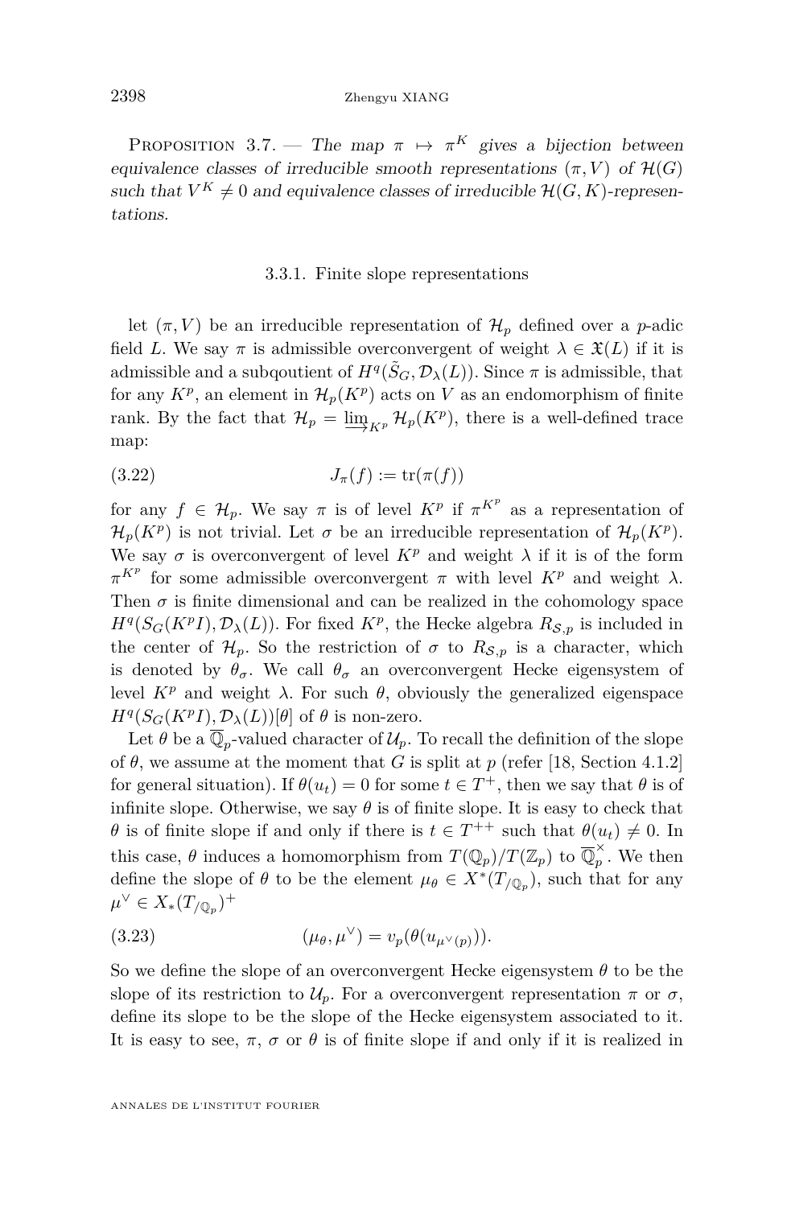Proposition 3.7. — *The map $\pi \mapsto \pi^K$ gives a bijection between equivalence classes of irreducible smooth representations $(\pi, V)$ of $\mathcal{H}(G)$ such that $V^K \neq 0$ and equivalence classes of irreducible $\mathcal{H}(G,K)$-representations.*

### 3.3.1. Finite slope representations

let $(\pi, V)$ be an irreducible representation of $\mathcal{H}_p$ defined over a $p$-adic field $L$. We say $\pi$ is admissible overconvergent of weight $\lambda \in \mathfrak{X}(L)$ if it is admissible and a subqoutient of $H^q(\tilde{S}_G, \mathcal{D}_\lambda(L))$. Since $\pi$ is admissible, that for any $K^p$, an element in $\mathcal{H}_p(K^p)$ acts on $V$ as an endomorphism of finite rank. By the fact that $\mathcal{H}_p = \varinjlim_{K^p} \mathcal{H}_p(K^p)$, there is a well-defined trace map:

$$J_\pi(f) := \operatorname{tr}(\pi(f)) \tag{3.22}$$

for any $f \in \mathcal{H}_p$. We say $\pi$ is of level $K^p$ if $\pi^{K^p}$ as a representation of $\mathcal{H}_p(K^p)$ is not trivial. Let $\sigma$ be an irreducible representation of $\mathcal{H}_p(K^p)$. We say $\sigma$ is overconvergent of level $K^p$ and weight $\lambda$ if it is of the form $\pi^{K^p}$ for some admissible overconvergent $\pi$ with level $K^p$ and weight $\lambda$. Then $\sigma$ is finite dimensional and can be realized in the cohomology space $H^q(S_G(K^pI), \mathcal{D}_\lambda(L))$. For fixed $K^p$, the Hecke algebra $R_{\mathcal{S},p}$ is included in the center of $\mathcal{H}_p$. So the restriction of $\sigma$ to $R_{\mathcal{S},p}$ is a character, which is denoted by $\theta_\sigma$. We call $\theta_\sigma$ an overconvergent Hecke eigensystem of level $K^p$ and weight $\lambda$. For such $\theta$, obviously the generalized eigenspace $H^q(S_G(K^pI), \mathcal{D}_\lambda(L))[\theta]$ of $\theta$ is non-zero.

Let $\theta$ be a $\overline{\mathbb{Q}}_p$-valued character of $\mathcal{U}_p$. To recall the definition of the slope of $\theta$, we assume at the moment that $G$ is split at $p$ (refer [18, Section 4.1.2] for general situation). If $\theta(u_t) = 0$ for some $t \in T^+$, then we say that $\theta$ is of infinite slope. Otherwise, we say $\theta$ is of finite slope. It is easy to check that $\theta$ is of finite slope if and only if there is $t \in T^{++}$ such that $\theta(u_t) \neq 0$. In this case, $\theta$ induces a homomorphism from $T(\mathbb{Q}_p)/T(\mathbb{Z}_p)$ to $\overline{\mathbb{Q}}_p^\times$. We then define the slope of $\theta$ to be the element $\mu_\theta \in X^*(T_{/\mathbb{Q}_p})$, such that for any $\mu^\vee \in X_*(T_{/\mathbb{Q}_p})^+$

$$(\mu_\theta, \mu^\vee) = v_p(\theta(u_{\mu^\vee(p)})). \tag{3.23}$$

So we define the slope of an overconvergent Hecke eigensystem $\theta$ to be the slope of its restriction to $\mathcal{U}_p$. For a overconvergent representation $\pi$ or $\sigma$, define its slope to be the slope of the Hecke eigensystem associated to it. It is easy to see, $\pi$, $\sigma$ or $\theta$ is of finite slope if and only if it is realized in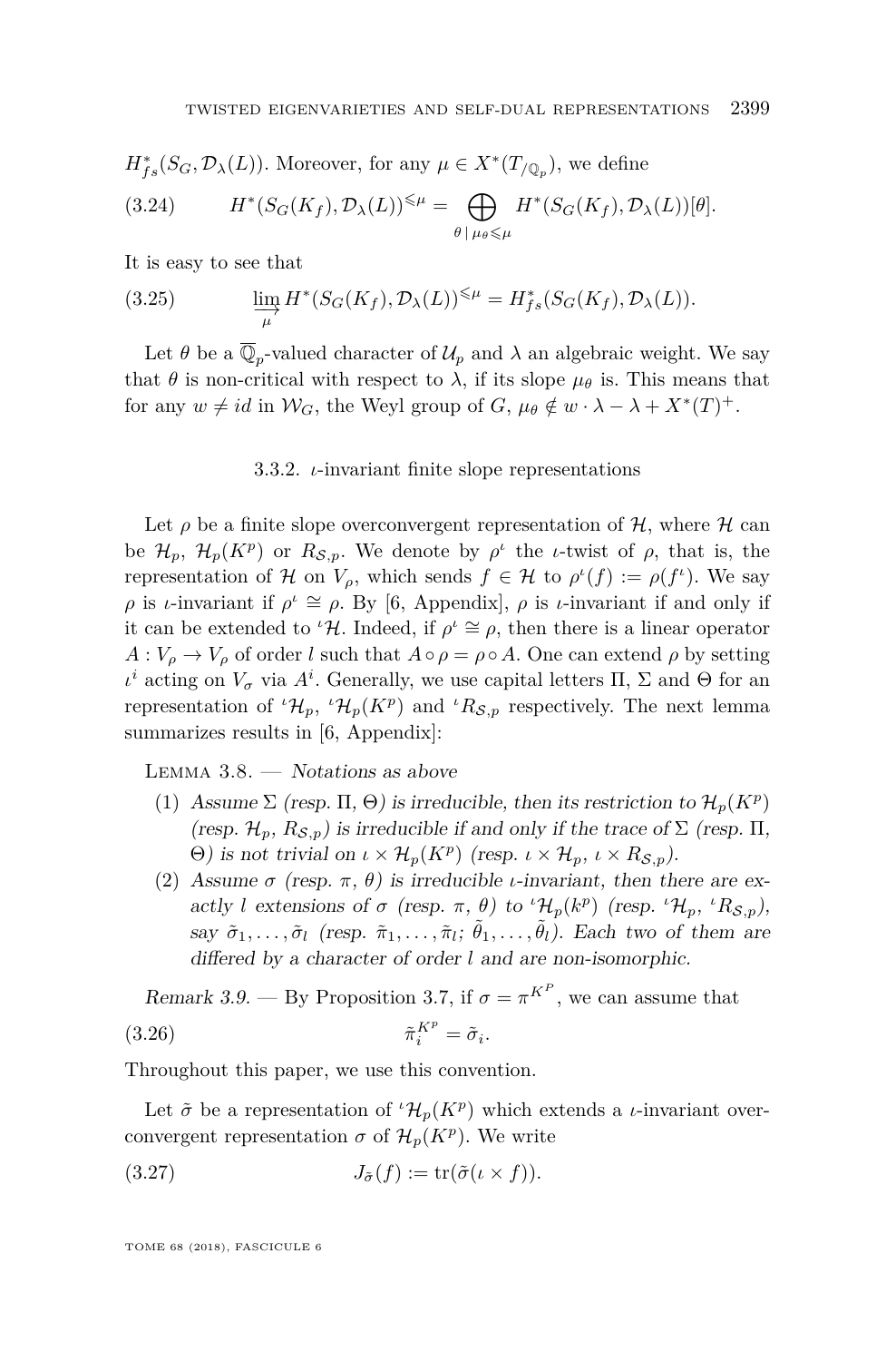$H^*_{fs}(S_G, \mathcal{D}_\lambda(L))$. Moreover, for any $\mu \in X^*(T_{/\mathbb{Q}_p})$, we define

$$H^*(S_G(K_f), \mathcal{D}_\lambda(L))^{\leqslant \mu} = \bigoplus_{\theta \mid \mu_\theta \leqslant \mu} H^*(S_G(K_f), \mathcal{D}_\lambda(L))[\theta]. \tag{3.24}$$

It is easy to see that

$$\varinjlim_{\mu} H^*(S_G(K_f), \mathcal{D}_\lambda(L))^{\leqslant \mu} = H^*_{fs}(S_G(K_f), \mathcal{D}_\lambda(L)). \tag{3.25}$$

Let $\theta$ be a $\overline{\mathbb{Q}}_p$-valued character of $\mathcal{U}_p$ and $\lambda$ an algebraic weight. We say that $\theta$ is non-critical with respect to $\lambda$, if its slope $\mu_\theta$ is. This means that for any $w \neq id$ in $\mathcal{W}_G$, the Weyl group of $G$, $\mu_\theta \notin w \cdot \lambda - \lambda + X^*(T)^+$.

### 3.3.2. $\iota$-invariant finite slope representations

Let $\rho$ be a finite slope overconvergent representation of $\mathcal{H}$, where $\mathcal{H}$ can be $\mathcal{H}_p$, $\mathcal{H}_p(K^p)$ or $R_{\mathcal{S},p}$. We denote by $\rho^\iota$ the $\iota$-twist of $\rho$, that is, the representation of $\mathcal{H}$ on $V_\rho$, which sends $f \in \mathcal{H}$ to $\rho^\iota(f) := \rho(f^\iota)$. We say $\rho$ is $\iota$-invariant if $\rho^\iota \cong \rho$. By [6, Appendix], $\rho$ is $\iota$-invariant if and only if it can be extended to ${}^\iota\mathcal{H}$. Indeed, if $\rho^\iota \cong \rho$, then there is a linear operator $A : V_\rho \to V_\rho$ of order $l$ such that $A \circ \rho = \rho \circ A$. One can extend $\rho$ by setting $\iota^i$ acting on $V_\sigma$ via $A^i$. Generally, we use capital letters $\Pi$, $\Sigma$ and $\Theta$ for an representation of ${}^\iota\mathcal{H}_p$, ${}^\iota\mathcal{H}_p(K^p)$ and ${}^\iota R_{\mathcal{S},p}$ respectively. The next lemma summarizes results in [6, Appendix]:

Lemma 3.8. — *Notations as above*

1. *Assume $\Sigma$ (resp. $\Pi$, $\Theta$) is irreducible, then its restriction to $\mathcal{H}_p(K^p)$ (resp. $\mathcal{H}_p$, $R_{\mathcal{S},p}$) is irreducible if and only if the trace of $\Sigma$ (resp. $\Pi$, $\Theta$) is not trivial on $\iota \times \mathcal{H}_p(K^p)$ (resp. $\iota \times \mathcal{H}_p$, $\iota \times R_{\mathcal{S},p}$).*
2. *Assume $\sigma$ (resp. $\pi$, $\theta$) is irreducible $\iota$-invariant, then there are exactly $l$ extensions of $\sigma$ (resp. $\pi$, $\theta$) to ${}^\iota\mathcal{H}_p(k^p)$ (resp. ${}^\iota\mathcal{H}_p$, ${}^\iota R_{\mathcal{S},p}$), say $\tilde{\sigma}_1, \dots, \tilde{\sigma}_l$ (resp. $\tilde{\pi}_1, \dots, \tilde{\pi}_l$; $\tilde{\theta}_1, \dots, \tilde{\theta}_l$). Each two of them are differed by a character of order $l$ and are non-isomorphic.*

*Remark 3.9.* — By Proposition 3.7, if $\sigma = \pi^{K^P}$, we can assume that

$$\tilde{\pi}_i^{K^p} = \tilde{\sigma}_i. \tag{3.26}$$

Throughout this paper, we use this convention.

Let $\tilde{\sigma}$ be a representation of ${}^\iota\mathcal{H}_p(K^p)$ which extends a $\iota$-invariant overconvergent representation $\sigma$ of $\mathcal{H}_p(K^p)$. We write

$$J_{\tilde{\sigma}}(f) := \operatorname{tr}(\tilde{\sigma}(\iota \times f)). \tag{3.27}$$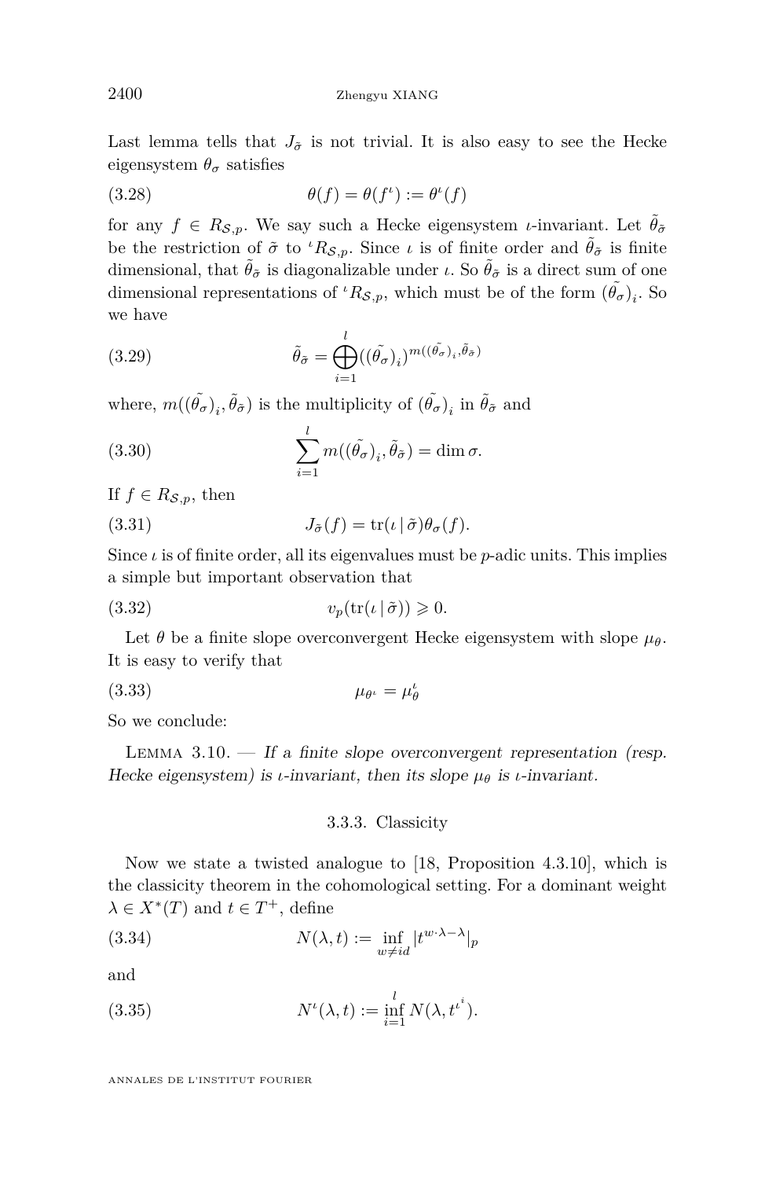Last lemma tells that $J_{\tilde{\sigma}}$ is not trivial. It is also easy to see the Hecke eigensystem $\theta_\sigma$ satisfies

$$\theta(f) = \theta(f^\iota) := \theta^\iota(f) \tag{3.28}$$

for any $f \in R_{\mathcal{S},p}$. We say such a Hecke eigensystem $\iota$-invariant. Let $\tilde{\theta}_{\tilde{\sigma}}$ be the restriction of $\tilde{\sigma}$ to ${}^\iota R_{\mathcal{S},p}$. Since $\iota$ is of finite order and $\tilde{\theta}_{\tilde{\sigma}}$ is finite dimensional, that $\tilde{\theta}_{\tilde{\sigma}}$ is diagonalizable under $\iota$. So $\tilde{\theta}_{\tilde{\sigma}}$ is a direct sum of one dimensional representations of ${}^\iota R_{\mathcal{S},p}$, which must be of the form $(\tilde{\theta_\sigma})_i$. So we have

$$\tilde{\theta}_{\tilde{\sigma}} = \bigoplus_{i=1}^{l} ((\tilde{\theta_\sigma})_i)^{m((\tilde{\theta_\sigma})_i, \tilde{\theta}_{\tilde{\sigma}})} \tag{3.29}$$

where, $m((\tilde{\theta_\sigma})_i, \tilde{\theta}_{\tilde{\sigma}})$ is the multiplicity of $(\tilde{\theta_\sigma})_i$ in $\tilde{\theta}_{\tilde{\sigma}}$ and

$$\sum_{i=1}^{l} m((\tilde{\theta_\sigma})_i, \tilde{\theta}_{\tilde{\sigma}}) = \dim \sigma. \tag{3.30}$$

If $f \in R_{\mathcal{S},p}$, then

$$J_{\tilde{\sigma}}(f) = \operatorname{tr}(\iota \,|\, \tilde{\sigma}) \theta_\sigma(f). \tag{3.31}$$

Since $\iota$ is of finite order, all its eigenvalues must be $p$-adic units. This implies a simple but important observation that

$$v_p(\operatorname{tr}(\iota \,|\, \tilde{\sigma})) \geqslant 0. \tag{3.32}$$

Let $\theta$ be a finite slope overconvergent Hecke eigensystem with slope $\mu_\theta$. It is easy to verify that

$$\mu_{\theta^\iota} = \mu_\theta^\iota \tag{3.33}$$

So we conclude:

Lemma 3.10. — *If a finite slope overconvergent representation (resp. Hecke eigensystem) is $\iota$-invariant, then its slope $\mu_\theta$ is $\iota$-invariant.*

### 3.3.3. Classicity

Now we state a twisted analogue to [18, Proposition 4.3.10], which is the classicity theorem in the cohomological setting. For a dominant weight $\lambda \in X^*(T)$ and $t \in T^+$, define

$$N(\lambda, t) := \inf_{w \neq id} |t^{w\cdot\lambda - \lambda}|_p \tag{3.34}$$

and

$$N^\iota(\lambda, t) := \inf_{i=1}^{l} N(\lambda, t^{\iota^i}). \tag{3.35}$$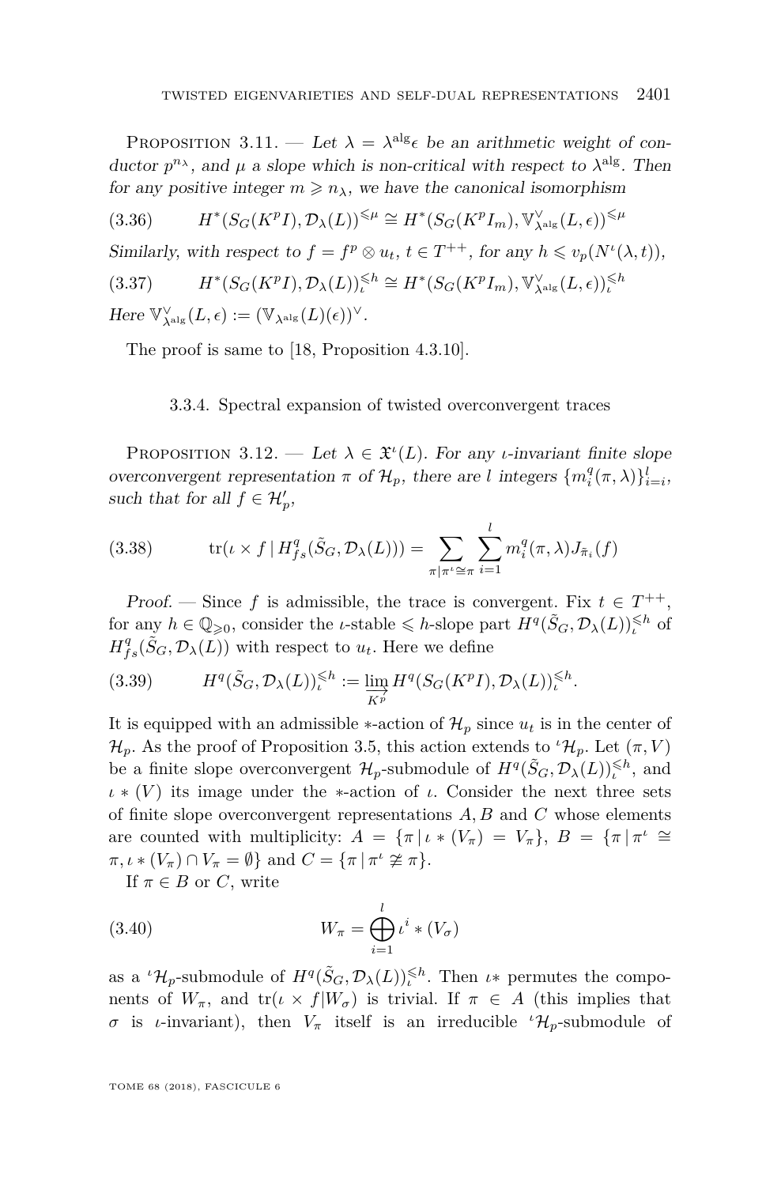Proposition 3.11. — *Let $\lambda = \lambda^{\mathrm{alg}}\epsilon$ be an arithmetic weight of conductor $p^{n_\lambda}$, and $\mu$ a slope which is non-critical with respect to $\lambda^{\mathrm{alg}}$. Then for any positive integer $m \geqslant n_\lambda$, we have the canonical isomorphism*

$$H^*(S_G(K^pI), \mathcal{D}_\lambda(L))^{\leqslant \mu} \cong H^*(S_G(K^pI_m), \mathbb{V}^\vee_{\lambda^{\mathrm{alg}}}(L,\epsilon))^{\leqslant \mu} \tag{3.36}$$

*Similarly, with respect to $f = f^p \otimes u_t$, $t \in T^{++}$, for any $h \leqslant v_p(N^\iota(\lambda, t))$,*

$$H^*(S_G(K^pI), \mathcal{D}_\lambda(L))^{\leqslant h}_\iota \cong H^*(S_G(K^pI_m), \mathbb{V}^\vee_{\lambda^{\mathrm{alg}}}(L,\epsilon))^{\leqslant h}_\iota \tag{3.37}$$

*Here $\mathbb{V}^\vee_{\lambda^{\mathrm{alg}}}(L,\epsilon) := (\mathbb{V}_{\lambda^{\mathrm{alg}}}(L)(\epsilon))^\vee$.*

The proof is same to [18, Proposition 4.3.10].

#### 3.3.4. Spectral expansion of twisted overconvergent traces

Proposition 3.12. — *Let $\lambda \in \mathfrak{X}^\iota(L)$. For any $\iota$-invariant finite slope overconvergent representation $\pi$ of $\mathcal{H}_p$, there are $l$ integers $\{m^q_i(\pi,\lambda)\}^l_{i=i}$, such that for all $f \in \mathcal{H}'_p$,*

$$\operatorname{tr}(\iota \times f \,|\, H^q_{fs}(\tilde{S}_G, \mathcal{D}_\lambda(L))) = \sum_{\pi | \pi^\iota \cong \pi} \sum_{i=1}^{l} m^q_i(\pi,\lambda) J_{\tilde{\pi}_i}(f) \tag{3.38}$$

*Proof.* — Since $f$ is admissible, the trace is convergent. Fix $t \in T^{++}$, for any $h \in \mathbb{Q}_{\geqslant 0}$, consider the $\iota$-stable $\leqslant h$-slope part $H^q(\tilde{S}_G, \mathcal{D}_\lambda(L))^{\leqslant h}_\iota$ of $H^q_{fs}(\tilde{S}_G, \mathcal{D}_\lambda(L))$ with respect to $u_t$. Here we define

$$H^q(\tilde{S}_G, \mathcal{D}_\lambda(L))^{\leqslant h}_\iota := \varinjlim_{K^p} H^q(S_G(K^pI), \mathcal{D}_\lambda(L))^{\leqslant h}_\iota. \tag{3.39}$$

It is equipped with an admissible $*$-action of $\mathcal{H}_p$ since $u_t$ is in the center of $\mathcal{H}_p$. As the proof of Proposition 3.5, this action extends to ${}^\iota\mathcal{H}_p$. Let $(\pi, V)$ be a finite slope overconvergent $\mathcal{H}_p$-submodule of $H^q(\tilde{S}_G, \mathcal{D}_\lambda(L))^{\leqslant h}_\iota$, and $\iota * (V)$ its image under the $*$-action of $\iota$. Consider the next three sets of finite slope overconvergent representations $A, B$ and $C$ whose elements are counted with multiplicity: $A = \{\pi \,|\, \iota * (V_\pi) = V_\pi\}$, $B = \{\pi \,|\, \pi^\iota \cong \pi, \iota * (V_\pi) \cap V_\pi = \emptyset\}$ and $C = \{\pi \,|\, \pi^\iota \ncong \pi\}$.

If $\pi \in B$ or $C$, write

$$W_\pi = \bigoplus_{i=1}^{l} \iota^i * (V_\sigma) \tag{3.40}$$

as a ${}^\iota\mathcal{H}_p$-submodule of $H^q(\tilde{S}_G, \mathcal{D}_\lambda(L))^{\leqslant h}_\iota$. Then $\iota*$ permutes the components of $W_\pi$, and $\operatorname{tr}(\iota \times f | W_\sigma)$ is trivial. If $\pi \in A$ (this implies that $\sigma$ is $\iota$-invariant), then $V_\pi$ itself is an irreducible ${}^\iota\mathcal{H}_p$-submodule of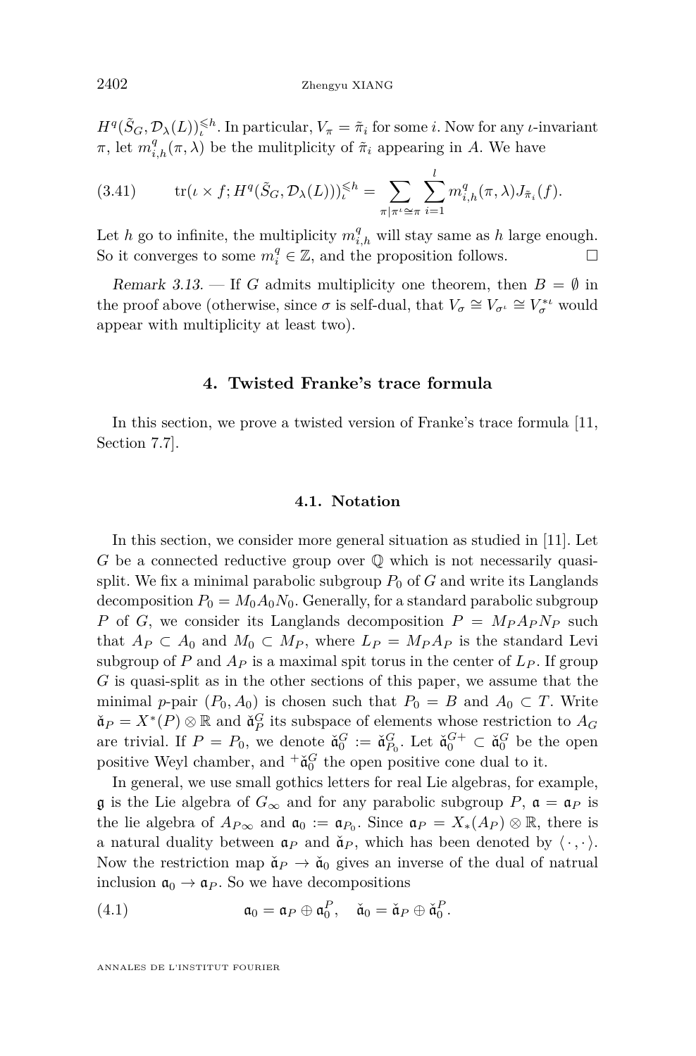$H^q(\tilde{S}_G, \mathcal{D}_\lambda(L))_\iota^{\leqslant h}$. In particular, $V_\pi = \tilde{\pi}_i$ for some $i$. Now for any $\iota$-invariant $\pi$, let $m_{i,h}^q(\pi, \lambda)$ be the mulitplicity of $\tilde{\pi}_i$ appearing in $A$. We have

$$\operatorname{tr}(\iota \times f; H^q(\tilde{S}_G, \mathcal{D}_\lambda(L)))_\iota^{\leqslant h} = \sum_{\pi | \pi^\iota \cong \pi} \sum_{i=1}^{l} m_{i,h}^q(\pi, \lambda) J_{\tilde{\pi}_i}(f). \tag{3.41}$$

Let $h$ go to infinite, the multiplicity $m_{i,h}^q$ will stay same as $h$ large enough. So it converges to some $m_i^q \in \mathbb{Z}$, and the proposition follows. □

*Remark 3.13.* — If $G$ admits multiplicity one theorem, then $B = \emptyset$ in the proof above (otherwise, since $\sigma$ is self-dual, that $V_\sigma \cong V_{\sigma^\iota} \cong V_\sigma^{*\iota}$ would appear with multiplicity at least two).

## 4. Twisted Franke's trace formula

In this section, we prove a twisted version of Franke's trace formula [11, Section 7.7].

### 4.1. Notation

In this section, we consider more general situation as studied in [11]. Let $G$ be a connected reductive group over $\mathbb{Q}$ which is not necessarily quasi-split. We fix a minimal parabolic subgroup $P_0$ of $G$ and write its Langlands decomposition $P_0 = M_0 A_0 N_0$. Generally, for a standard parabolic subgroup $P$ of $G$, we consider its Langlands decomposition $P = M_P A_P N_P$ such that $A_P \subset A_0$ and $M_0 \subset M_P$, where $L_P = M_P A_P$ is the standard Levi subgroup of $P$ and $A_P$ is a maximal spit torus in the center of $L_P$. If group $G$ is quasi-split as in the other sections of this paper, we assume that the minimal $p$-pair $(P_0, A_0)$ is chosen such that $P_0 = B$ and $A_0 \subset T$. Write $\check{\mathfrak{a}}_P = X^*(P) \otimes \mathbb{R}$ and $\check{\mathfrak{a}}_P^G$ its subspace of elements whose restriction to $A_G$ are trivial. If $P = P_0$, we denote $\check{\mathfrak{a}}_0^G := \check{\mathfrak{a}}_{P_0}^G$. Let $\check{\mathfrak{a}}_0^{G+} \subset \check{\mathfrak{a}}_0^G$ be the open positive Weyl chamber, and ${}^+\check{\mathfrak{a}}_0^G$ the open positive cone dual to it.

In general, we use small gothics letters for real Lie algebras, for example, $\mathfrak{g}$ is the Lie algebra of $G_\infty$ and for any parabolic subgroup $P$, $\mathfrak{a} = \mathfrak{a}_P$ is the lie algebra of $A_{P\infty}$ and $\mathfrak{a}_0 := \mathfrak{a}_{P_0}$. Since $\mathfrak{a}_P = X_*(A_P) \otimes \mathbb{R}$, there is a natural duality between $\mathfrak{a}_P$ and $\check{\mathfrak{a}}_P$, which has been denoted by $\langle \cdot, \cdot \rangle$. Now the restriction map $\check{\mathfrak{a}}_P \to \check{\mathfrak{a}}_0$ gives an inverse of the dual of natrual inclusion $\mathfrak{a}_0 \to \mathfrak{a}_P$. So we have decompositions

$$\mathfrak{a}_0 = \mathfrak{a}_P \oplus \mathfrak{a}_0^P, \quad \check{\mathfrak{a}}_0 = \check{\mathfrak{a}}_P \oplus \check{\mathfrak{a}}_0^P. \tag{4.1}$$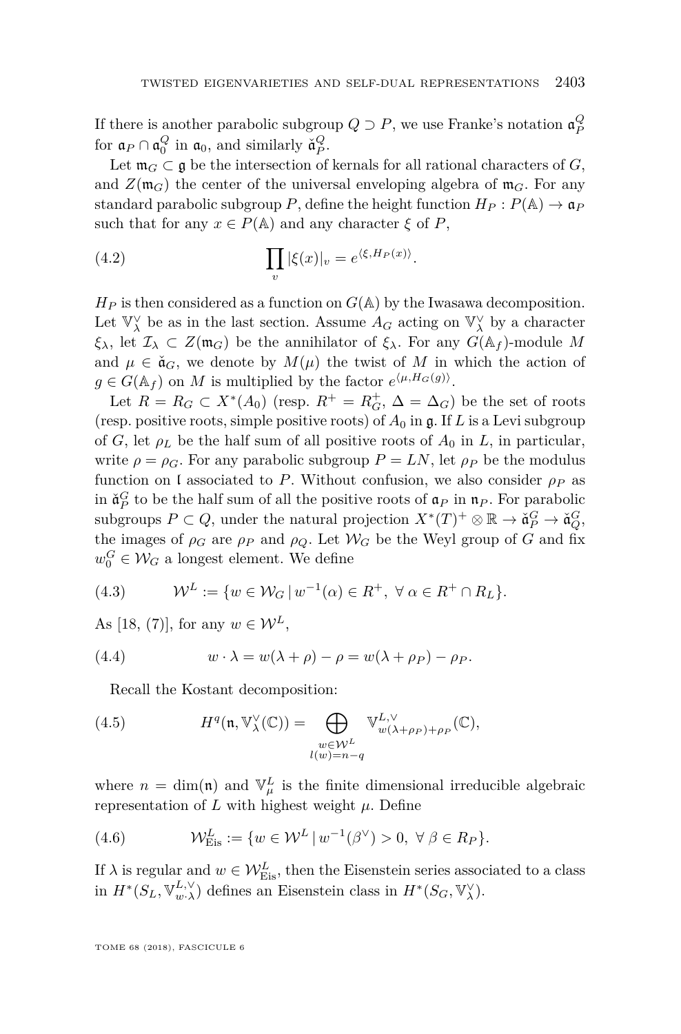If there is another parabolic subgroup $Q \supset P$, we use Franke's notation $\mathfrak{a}_P^Q$ for $\mathfrak{a}_P \cap \mathfrak{a}_0^Q$ in $\mathfrak{a}_0$, and similarly $\check{\mathfrak{a}}_P^Q$.

Let $\mathfrak{m}_G \subset \mathfrak{g}$ be the intersection of kernals for all rational characters of $G$, and $Z(\mathfrak{m}_G)$ the center of the universal enveloping algebra of $\mathfrak{m}_G$. For any standard parabolic subgroup $P$, define the height function $H_P : P(\mathbb{A}) \to \mathfrak{a}_P$ such that for any $x \in P(\mathbb{A})$ and any character $\xi$ of $P$,

$$\prod_v |\xi(x)|_v = e^{\langle \xi, H_P(x) \rangle}. \tag{4.2}$$

$H_P$ is then considered as a function on $G(\mathbb{A})$ by the Iwasawa decomposition. Let $\mathbb{V}_\lambda^\vee$ be as in the last section. Assume $A_G$ acting on $\mathbb{V}_\lambda^\vee$ by a character $\xi_\lambda$, let $\mathcal{I}_\lambda \subset Z(\mathfrak{m}_G)$ be the annihilator of $\xi_\lambda$. For any $G(\mathbb{A}_f)$-module $M$ and $\mu \in \check{\mathfrak{a}}_G$, we denote by $M(\mu)$ the twist of $M$ in which the action of $g \in G(\mathbb{A}_f)$ on $M$ is multiplied by the factor $e^{\langle \mu, H_G(g) \rangle}$.

Let $R = R_G \subset X^*(A_0)$ (resp. $R^+ = R_G^+$, $\Delta = \Delta_G$) be the set of roots (resp. positive roots, simple positive roots) of $A_0$ in $\mathfrak{g}$. If $L$ is a Levi subgroup of $G$, let $\rho_L$ be the half sum of all positive roots of $A_0$ in $L$, in particular, write $\rho = \rho_G$. For any parabolic subgroup $P = LN$, let $\rho_P$ be the modulus function on $\mathfrak{l}$ associated to $P$. Without confusion, we also consider $\rho_P$ as in $\check{\mathfrak{a}}_P^G$ to be the half sum of all the positive roots of $\mathfrak{a}_P$ in $\mathfrak{n}_P$. For parabolic subgroups $P \subset Q$, under the natural projection $X^*(T)^+ \otimes \mathbb{R} \to \check{\mathfrak{a}}_P^G \to \check{\mathfrak{a}}_Q^G$, the images of $\rho_G$ are $\rho_P$ and $\rho_Q$. Let $\mathcal{W}_G$ be the Weyl group of $G$ and fix $w_0^G \in \mathcal{W}_G$ a longest element. We define

$$\mathcal{W}^L := \{w \in \mathcal{W}_G \mid w^{-1}(\alpha) \in R^+, \ \forall\, \alpha \in R^+ \cap R_L\}. \tag{4.3}$$

As [18, (7)], for any $w \in \mathcal{W}^L$,

$$w \cdot \lambda = w(\lambda + \rho) - \rho = w(\lambda + \rho_P) - \rho_P. \tag{4.4}$$

Recall the Kostant decomposition:

$$H^q(\mathfrak{n}, \mathbb{V}_\lambda^\vee(\mathbb{C})) = \bigoplus_{\substack{w \in \mathcal{W}^L \\ l(w) = n-q}} \mathbb{V}^{L,\vee}_{w(\lambda+\rho_P)+\rho_P}(\mathbb{C}), \tag{4.5}$$

where $n = \dim(\mathfrak{n})$ and $\mathbb{V}_\mu^L$ is the finite dimensional irreducible algebraic representation of $L$ with highest weight $\mu$. Define

$$\mathcal{W}^L_{\mathrm{Eis}} := \{w \in \mathcal{W}^L \mid w^{-1}(\beta^\vee) > 0, \ \forall\, \beta \in R_P\}. \tag{4.6}$$

If $\lambda$ is regular and $w \in \mathcal{W}^L_{\mathrm{Eis}}$, then the Eisenstein series associated to a class in $H^*(S_L, \mathbb{V}^{L,\vee}_{w\cdot\lambda})$ defines an Eisenstein class in $H^*(S_G, \mathbb{V}_\lambda^\vee)$.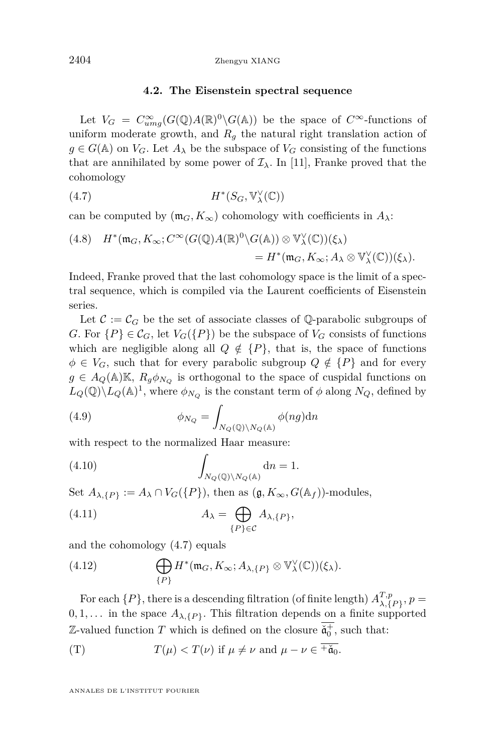### 4.2. The Eisenstein spectral sequence

Let $V_G = C^\infty_{umg}(G(\mathbb{Q})A(\mathbb{R})^0\backslash G(\mathbb{A}))$ be the space of $C^\infty$-functions of uniform moderate growth, and $R_g$ the natural right translation action of $g \in G(\mathbb{A})$ on $V_G$. Let $A_\lambda$ be the subspace of $V_G$ consisting of the functions that are annihilated by some power of $\mathcal{I}_\lambda$. In [11], Franke proved that the cohomology

$$H^*(S_G, \mathbb{V}^\vee_\lambda(\mathbb{C})) \tag{4.7}$$

can be computed by $(\mathfrak{m}_G, K_\infty)$ cohomology with coefficients in $A_\lambda$:

$$\begin{aligned} H^*(\mathfrak{m}_G, K_\infty; C^\infty(G(\mathbb{Q})A(\mathbb{R})^0\backslash G(\mathbb{A})) \otimes \mathbb{V}^\vee_\lambda(\mathbb{C}))(\xi_\lambda) \\ = H^*(\mathfrak{m}_G, K_\infty; A_\lambda \otimes \mathbb{V}^\vee_\lambda(\mathbb{C}))(\xi_\lambda). \end{aligned} \tag{4.8}$$

Indeed, Franke proved that the last cohomology space is the limit of a spectral sequence, which is compiled via the Laurent coefficients of Eisenstein series.

Let $\mathcal{C} := \mathcal{C}_G$ be the set of associate classes of $\mathbb{Q}$-parabolic subgroups of $G$. For $\{P\} \in \mathcal{C}_G$, let $V_G(\{P\})$ be the subspace of $V_G$ consists of functions which are negligible along all $Q \notin \{P\}$, that is, the space of functions $\phi \in V_G$, such that for every parabolic subgroup $Q \notin \{P\}$ and for every $g \in A_Q(\mathbb{A})\mathbb{K}$, $R_g\phi_{N_Q}$ is orthogonal to the space of cuspidal functions on $L_Q(\mathbb{Q})\backslash L_Q(\mathbb{A})^1$, where $\phi_{N_Q}$ is the constant term of $\phi$ along $N_Q$, defined by

$$\phi_{N_Q} = \int_{N_Q(\mathbb{Q})\backslash N_Q(\mathbb{A})} \phi(ng)\mathrm{d}n \tag{4.9}$$

with respect to the normalized Haar measure:

$$\int_{N_Q(\mathbb{Q})\backslash N_Q(\mathbb{A})} \mathrm{d}n = 1. \tag{4.10}$$

Set $A_{\lambda,\{P\}} := A_\lambda \cap V_G(\{P\})$, then as $(\mathfrak{g}, K_\infty, G(\mathbb{A}_f))$-modules,

$$A_\lambda = \bigoplus_{\{P\}\in\mathcal{C}} A_{\lambda,\{P\}}, \tag{4.11}$$

and the cohomology (4.7) equals

$$\bigoplus_{\{P\}} H^*(\mathfrak{m}_G, K_\infty; A_{\lambda,\{P\}} \otimes \mathbb{V}^\vee_\lambda(\mathbb{C}))(\xi_\lambda). \tag{4.12}$$

For each $\{P\}$, there is a descending filtration (of finite length) $A^{T,p}_{\lambda,\{P\}}, p = 0, 1, \dots$ in the space $A_{\lambda,\{P\}}$. This filtration depends on a finite supported $\mathbb{Z}$-valued function $T$ which is defined on the closure $\overline{\check{\mathfrak{a}}_0^+}$, such that:

$$T(\mu) < T(\nu) \text{ if } \mu \neq \nu \text{ and } \mu - \nu \in \overline{{}^+\check{\mathfrak{a}}_0}. \tag{T}$$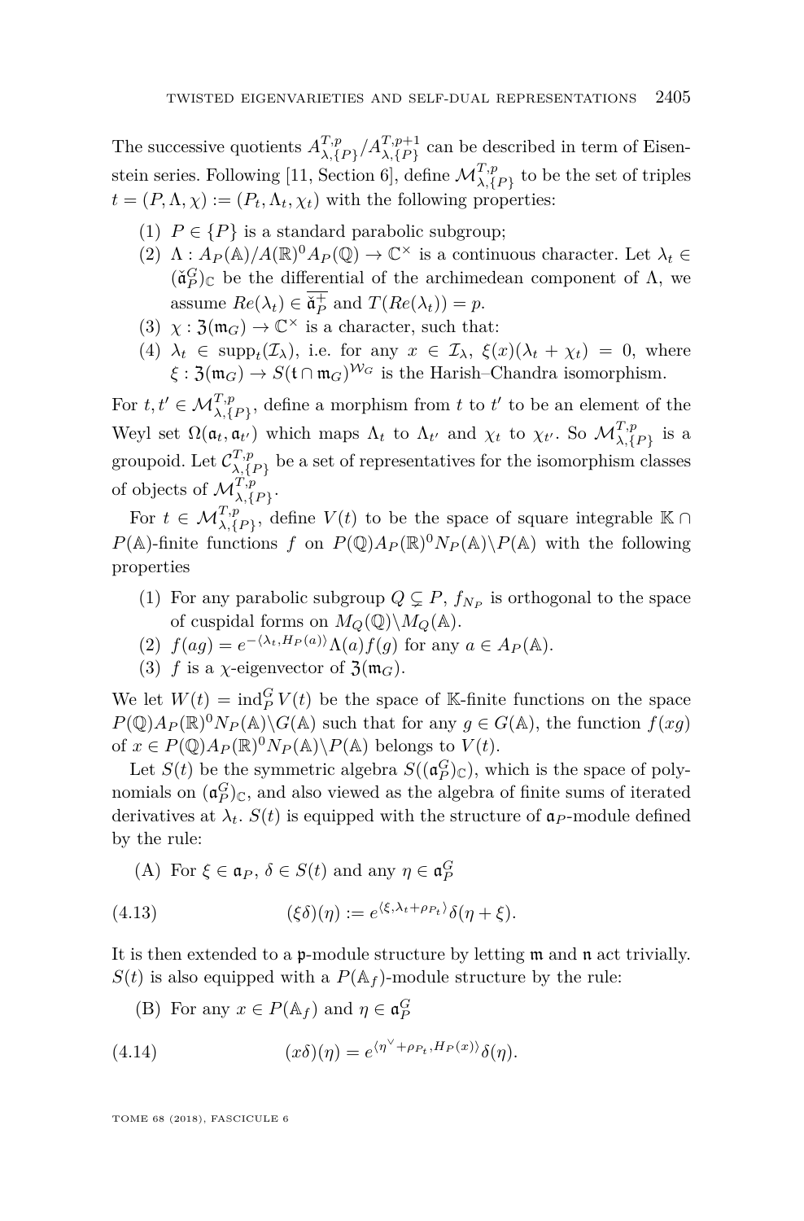The successive quotients $A^{T,p}_{\lambda,\{P\}}/A^{T,p+1}_{\lambda,\{P\}}$ can be described in term of Eisenstein series. Following [11, Section 6], define $\mathcal{M}^{T,p}_{\lambda,\{P\}}$ to be the set of triples $t = (P, \Lambda, \chi) := (P_t, \Lambda_t, \chi_t)$ with the following properties:

(1) $P \in \{P\}$ is a standard parabolic subgroup;

(2) $\Lambda : A_P(\mathbb{A})/A(\mathbb{R})^0 A_P(\mathbb{Q}) \to \mathbb{C}^\times$ is a continuous character. Let $\lambda_t \in (\check{\mathfrak{a}}^G_P)_\mathbb{C}$ be the differential of the archimedean component of $\Lambda$, we assume $Re(\lambda_t) \in \overline{\check{\mathfrak{a}}^+_P}$ and $T(Re(\lambda_t)) = p$.

(3) $\chi : \mathfrak{Z}(\mathfrak{m}_G) \to \mathbb{C}^\times$ is a character, such that:

(4) $\lambda_t \in \mathrm{supp}_t(\mathcal{I}_\lambda)$, i.e. for any $x \in \mathcal{I}_\lambda$, $\xi(x)(\lambda_t + \chi_t) = 0$, where $\xi : \mathfrak{Z}(\mathfrak{m}_G) \to S(\mathfrak{t} \cap \mathfrak{m}_G)^{\mathcal{W}_G}$ is the Harish–Chandra isomorphism.

For $t, t' \in \mathcal{M}^{T,p}_{\lambda,\{P\}}$, define a morphism from $t$ to $t'$ to be an element of the Weyl set $\Omega(\mathfrak{a}_t, \mathfrak{a}_{t'})$ which maps $\Lambda_t$ to $\Lambda_{t'}$ and $\chi_t$ to $\chi_{t'}$. So $\mathcal{M}^{T,p}_{\lambda,\{P\}}$ is a groupoid. Let $\mathcal{C}^{T,p}_{\lambda,\{P\}}$ be a set of representatives for the isomorphism classes of objects of $\mathcal{M}^{T,p}_{\lambda,\{P\}}$.

For $t \in \mathcal{M}^{T,p}_{\lambda,\{P\}}$, define $V(t)$ to be the space of square integrable $\mathbb{K} \cap P(\mathbb{A})$-finite functions $f$ on $P(\mathbb{Q})A_P(\mathbb{R})^0 N_P(\mathbb{A})\backslash P(\mathbb{A})$ with the following properties

(1) For any parabolic subgroup $Q \subsetneq P$, $f_{N_P}$ is orthogonal to the space of cuspidal forms on $M_Q(\mathbb{Q})\backslash M_Q(\mathbb{A})$.

(2) $f(ag) = e^{-\langle \lambda_t, H_P(a)\rangle} \Lambda(a) f(g)$ for any $a \in A_P(\mathbb{A})$.

(3) $f$ is a $\chi$-eigenvector of $\mathfrak{Z}(\mathfrak{m}_G)$.

We let $W(t) = \mathrm{ind}^G_P V(t)$ be the space of $\mathbb{K}$-finite functions on the space $P(\mathbb{Q})A_P(\mathbb{R})^0 N_P(\mathbb{A})\backslash G(\mathbb{A})$ such that for any $g \in G(\mathbb{A})$, the function $f(xg)$ of $x \in P(\mathbb{Q})A_P(\mathbb{R})^0 N_P(\mathbb{A})\backslash P(\mathbb{A})$ belongs to $V(t)$.

Let $S(t)$ be the symmetric algebra $S((\mathfrak{a}^G_P)_\mathbb{C})$, which is the space of polynomials on $(\mathfrak{a}^G_P)_\mathbb{C}$, and also viewed as the algebra of finite sums of iterated derivatives at $\lambda_t$. $S(t)$ is equipped with the structure of $\mathfrak{a}_P$-module defined by the rule:

(A) For $\xi \in \mathfrak{a}_P$, $\delta \in S(t)$ and any $\eta \in \mathfrak{a}^G_P$

$$(\xi\delta)(\eta) := e^{\langle \xi, \lambda_t + \rho_{P_t}\rangle} \delta(\eta + \xi). \tag{4.13}$$

It is then extended to a $\mathfrak{p}$-module structure by letting $\mathfrak{m}$ and $\mathfrak{n}$ act trivially. $S(t)$ is also equipped with a $P(\mathbb{A}_f)$-module structure by the rule:

(B) For any $x \in P(\mathbb{A}_f)$ and $\eta \in \mathfrak{a}^G_P$

$$(x\delta)(\eta) = e^{\langle \eta^\vee + \rho_{P_t}, H_P(x)\rangle} \delta(\eta). \tag{4.14}$$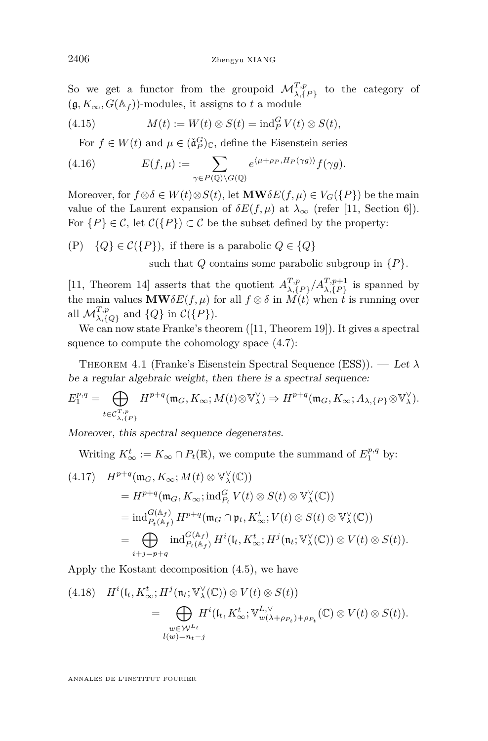So we get a functor from the groupoid $\mathcal{M}^{T,p}_{\lambda,\{P\}}$ to the category of $(\mathfrak{g}, K_\infty, G(\mathbb{A}_f))$-modules, it assigns to $t$ a module

$$M(t) := W(t) \otimes S(t) = \operatorname{ind}_P^G V(t) \otimes S(t), \tag{4.15}$$

For $f \in W(t)$ and $\mu \in (\check{\mathfrak{a}}_P^G)_{\mathbb{C}}$, define the Eisenstein series

$$E(f, \mu) := \sum_{\gamma \in P(\mathbb{Q}) \backslash G(\mathbb{Q})} e^{\langle \mu + \rho_P, H_P(\gamma g) \rangle} f(\gamma g). \tag{4.16}$$

Moreover, for $f \otimes \delta \in W(t) \otimes S(t)$, let $\mathbf{MW}\delta E(f, \mu) \in V_G(\{P\})$ be the main value of the Laurent expansion of $\delta E(f, \mu)$ at $\lambda_\infty$ (refer [11, Section 6]). For $\{P\} \in \mathcal{C}$, let $\mathcal{C}(\{P\}) \subset \mathcal{C}$ be the subset defined by the property:

(P) $\{Q\} \in \mathcal{C}(\{P\})$, if there is a parabolic $Q \in \{Q\}$ such that $Q$ contains some parabolic subgroup in $\{P\}$.

[11, Theorem 14] asserts that the quotient $A^{T,p}_{\lambda,\{P\}} / A^{T,p+1}_{\lambda,\{P\}}$ is spanned by the main values $\mathbf{MW}\delta E(f, \mu)$ for all $f \otimes \delta$ in $M(t)$ when $t$ is running over all $\mathcal{M}^{T,p}_{\lambda,\{Q\}}$ and $\{Q\}$ in $\mathcal{C}(\{P\})$.

We can now state Franke's theorem ([11, Theorem 19]). It gives a spectral squence to compute the cohomology space (4.7):

Theorem 4.1 (Franke's Eisenstein Spectral Sequence (ESS)). — *Let $\lambda$ be a regular algebraic weight, then there is a spectral sequence:*

$$E_1^{p,q} = \bigoplus_{t \in \mathcal{C}^{T,p}_{\lambda,\{P\}}} H^{p+q}(\mathfrak{m}_G, K_\infty; M(t) \otimes \mathbb{V}_\lambda^\vee) \Rightarrow H^{p+q}(\mathfrak{m}_G, K_\infty; A_{\lambda,\{P\}} \otimes \mathbb{V}_\lambda^\vee).$$

*Moreover, this spectral sequence degenerates.*

Writing $K_\infty^t := K_\infty \cap P_t(\mathbb{R})$, we compute the summand of $E_1^{p,q}$ by:

$$\begin{aligned}
(4.17)\quad & H^{p+q}(\mathfrak{m}_G, K_\infty; M(t) \otimes \mathbb{V}_\lambda^\vee(\mathbb{C})) \\
&= H^{p+q}(\mathfrak{m}_G, K_\infty; \operatorname{ind}_{P_t}^G V(t) \otimes S(t) \otimes \mathbb{V}_\lambda^\vee(\mathbb{C})) \\
&= \operatorname{ind}_{P_t(\mathbb{A}_f)}^{G(\mathbb{A}_f)} H^{p+q}(\mathfrak{m}_G \cap \mathfrak{p}_t, K_\infty^t; V(t) \otimes S(t) \otimes \mathbb{V}_\lambda^\vee(\mathbb{C})) \\
&= \bigoplus_{i+j=p+q} \operatorname{ind}_{P_t(\mathbb{A}_f)}^{G(\mathbb{A}_f)} H^i(\mathfrak{l}_t, K_\infty^t; H^j(\mathfrak{n}_t; \mathbb{V}_\lambda^\vee(\mathbb{C})) \otimes V(t) \otimes S(t)).
\end{aligned}$$

Apply the Kostant decomposition (4.5), we have

$$\begin{aligned}
(4.18)\quad & H^i(\mathfrak{l}_t, K_\infty^t; H^j(\mathfrak{n}_t; \mathbb{V}_\lambda^\vee(\mathbb{C})) \otimes V(t) \otimes S(t)) \\
&= \bigoplus_{\substack{w \in \mathcal{W}^{L_t} \\ l(w) = n_t - j}} H^i(\mathfrak{l}_t, K_\infty^t; \mathbb{V}^{L,\vee}_{w(\lambda + \rho_{P_t}) + \rho_{P_t}}(\mathbb{C}) \otimes V(t) \otimes S(t)).
\end{aligned}$$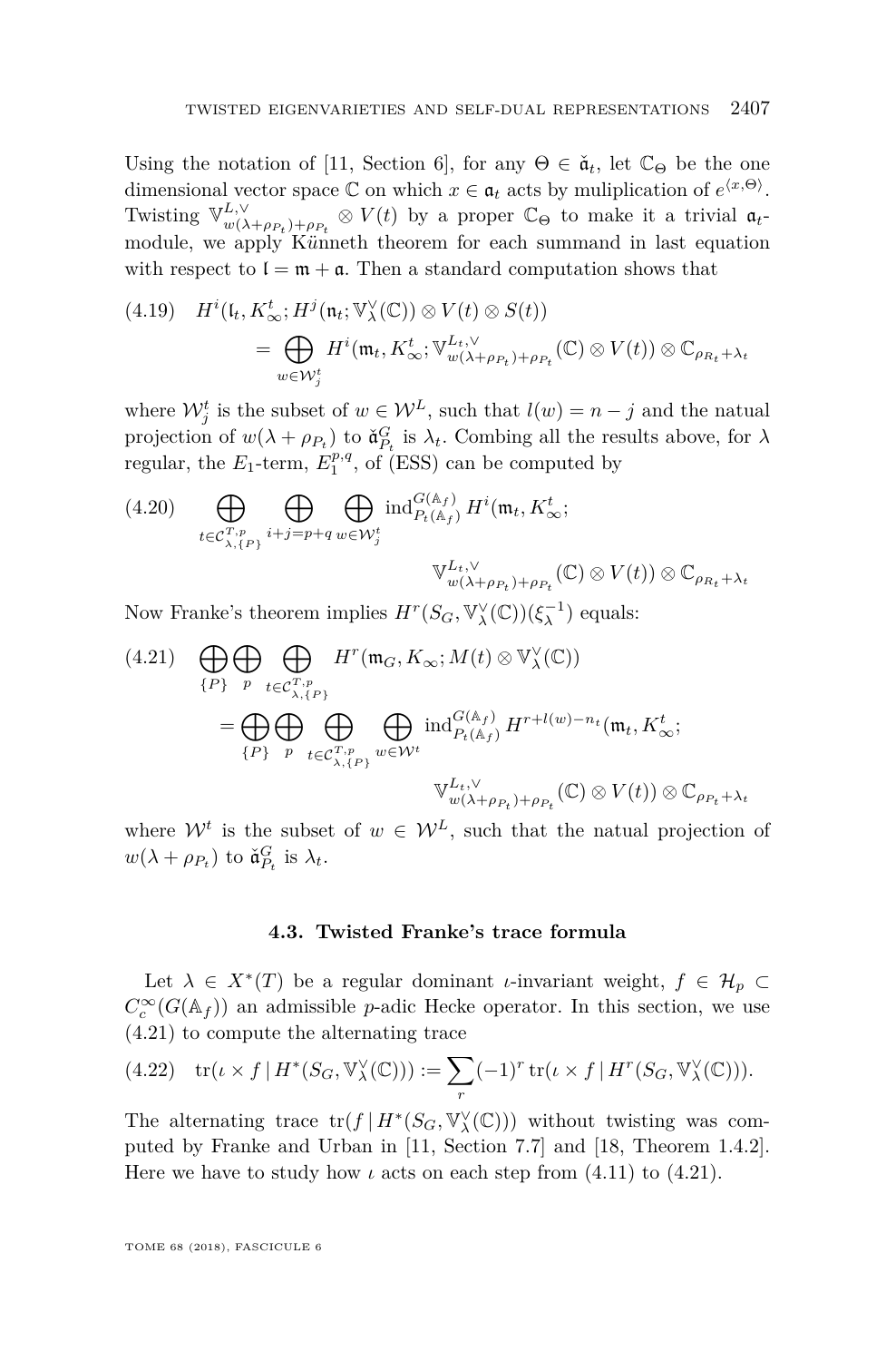Using the notation of [11, Section 6], for any $\Theta \in \check{\mathfrak{a}}_t$, let $\mathbb{C}_\Theta$ be the one dimensional vector space $\mathbb{C}$ on which $x \in \mathfrak{a}_t$ acts by muliplication of $e^{\langle x, \Theta\rangle}$. Twisting $\mathbb{V}^{L,\vee}_{w(\lambda+\rho_{P_t})+\rho_{P_t}} \otimes V(t)$ by a proper $\mathbb{C}_\Theta$ to make it a trivial $\mathfrak{a}_t$-module, we apply Künneth theorem for each summand in last equation with respect to $\mathfrak{l} = \mathfrak{m} + \mathfrak{a}$. Then a standard computation shows that

$$
\begin{aligned}
(4.19)\quad & H^i(\mathfrak{l}_t, K^t_\infty; H^j(\mathfrak{n}_t; \mathbb{V}^\vee_\lambda(\mathbb{C})) \otimes V(t) \otimes S(t)) \\
&= \bigoplus_{w \in \mathcal{W}^t_j} H^i(\mathfrak{m}_t, K^t_\infty; \mathbb{V}^{L_t,\vee}_{w(\lambda+\rho_{P_t})+\rho_{P_t}}(\mathbb{C}) \otimes V(t)) \otimes \mathbb{C}_{\rho_{R_t}+\lambda_t}
\end{aligned}
$$

where $\mathcal{W}^t_j$ is the subset of $w \in \mathcal{W}^L$, such that $l(w) = n - j$ and the natual projection of $w(\lambda + \rho_{P_t})$ to $\check{\mathfrak{a}}^G_{P_t}$ is $\lambda_t$. Combing all the results above, for $\lambda$ regular, the $E_1$-term, $E_1^{p,q}$, of (ESS) can be computed by

$$
(4.20)\quad \bigoplus_{t \in \mathcal{C}^{T,p}_{\lambda,\{P\}}} \bigoplus_{i+j=p+q} \bigoplus_{w \in \mathcal{W}^t_j} \mathrm{ind}^{G(\mathbb{A}_f)}_{P_t(\mathbb{A}_f)} H^i(\mathfrak{m}_t, K^t_\infty; \mathbb{V}^{L_t,\vee}_{w(\lambda+\rho_{P_t})+\rho_{P_t}}(\mathbb{C}) \otimes V(t)) \otimes \mathbb{C}_{\rho_{R_t}+\lambda_t}
$$

Now Franke's theorem implies $H^r(S_G, \mathbb{V}^\vee_\lambda(\mathbb{C}))(\xi_\lambda^{-1})$ equals:

$$
\begin{aligned}
(4.21)\quad & \bigoplus_{\{P\}} \bigoplus_{p} \bigoplus_{t \in \mathcal{C}^{T,p}_{\lambda,\{P\}}} H^r(\mathfrak{m}_G, K_\infty; M(t) \otimes \mathbb{V}^\vee_\lambda(\mathbb{C})) \\
&= \bigoplus_{\{P\}} \bigoplus_{p} \bigoplus_{t \in \mathcal{C}^{T,p}_{\lambda,\{P\}}} \bigoplus_{w \in \mathcal{W}^t} \mathrm{ind}^{G(\mathbb{A}_f)}_{P_t(\mathbb{A}_f)} H^{r+l(w)-n_t}(\mathfrak{m}_t, K^t_\infty; \\
&\qquad\qquad \mathbb{V}^{L_t,\vee}_{w(\lambda+\rho_{P_t})+\rho_{P_t}}(\mathbb{C}) \otimes V(t)) \otimes \mathbb{C}_{\rho_{P_t}+\lambda_t}
\end{aligned}
$$

where $\mathcal{W}^t$ is the subset of $w \in \mathcal{W}^L$, such that the natual projection of $w(\lambda + \rho_{P_t})$ to $\check{\mathfrak{a}}^G_{P_t}$ is $\lambda_t$.

### 4.3. Twisted Franke's trace formula

Let $\lambda \in X^*(T)$ be a regular dominant $\iota$-invariant weight, $f \in \mathcal{H}_p \subset C^\infty_c(G(\mathbb{A}_f))$ an admissible $p$-adic Hecke operator. In this section, we use (4.21) to compute the alternating trace

$$
(4.22)\quad \mathrm{tr}(\iota \times f \,|\, H^*(S_G, \mathbb{V}^\vee_\lambda(\mathbb{C}))) := \sum_r (-1)^r \, \mathrm{tr}(\iota \times f \,|\, H^r(S_G, \mathbb{V}^\vee_\lambda(\mathbb{C}))).
$$

The alternating trace $\mathrm{tr}(f \,|\, H^*(S_G, \mathbb{V}^\vee_\lambda(\mathbb{C})))$ without twisting was computed by Franke and Urban in [11, Section 7.7] and [18, Theorem 1.4.2]. Here we have to study how $\iota$ acts on each step from (4.11) to (4.21).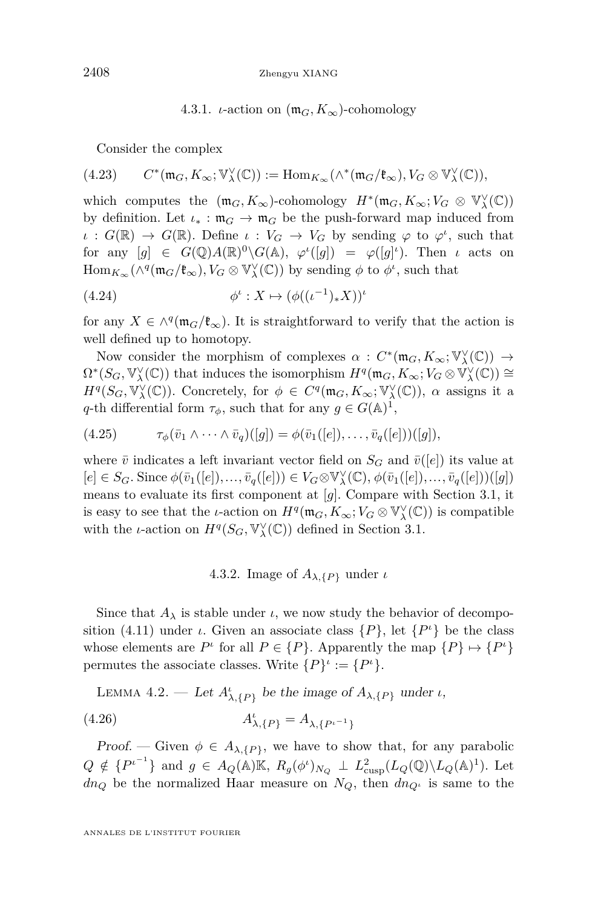### 4.3.1. $\iota$-action on $(\mathfrak{m}_G, K_\infty)$-cohomology

Consider the complex

$$C^*(\mathfrak{m}_G, K_\infty; \mathbb{V}_\lambda^\vee(\mathbb{C})) := \mathrm{Hom}_{K_\infty}(\wedge^*(\mathfrak{m}_G/\mathfrak{k}_\infty), V_G \otimes \mathbb{V}_\lambda^\vee(\mathbb{C})), \tag{4.23}$$

which computes the $(\mathfrak{m}_G, K_\infty)$-cohomology $H^*(\mathfrak{m}_G, K_\infty; V_G \otimes \mathbb{V}_\lambda^\vee(\mathbb{C}))$ by definition. Let $\iota_* : \mathfrak{m}_G \to \mathfrak{m}_G$ be the push-forward map induced from $\iota : G(\mathbb{R}) \to G(\mathbb{R})$. Define $\iota : V_G \to V_G$ by sending $\varphi$ to $\varphi^\iota$, such that for any $[g] \in G(\mathbb{Q})A(\mathbb{R})^0 \backslash G(\mathbb{A})$, $\varphi^\iota([g]) = \varphi([g]^\iota)$. Then $\iota$ acts on $\mathrm{Hom}_{K_\infty}(\wedge^q(\mathfrak{m}_G/\mathfrak{k}_\infty), V_G \otimes \mathbb{V}_\lambda^\vee(\mathbb{C}))$ by sending $\phi$ to $\phi^\iota$, such that

$$\phi^\iota : X \mapsto (\phi((\iota^{-1})_* X))^\iota \tag{4.24}$$

for any $X \in \wedge^q(\mathfrak{m}_G/\mathfrak{k}_\infty)$. It is straightforward to verify that the action is well defined up to homotopy.

Now consider the morphism of complexes $\alpha : C^*(\mathfrak{m}_G, K_\infty; \mathbb{V}_\lambda^\vee(\mathbb{C})) \to \Omega^*(S_G, \mathbb{V}_\lambda^\vee(\mathbb{C}))$ that induces the isomorphism $H^q(\mathfrak{m}_G, K_\infty; V_G \otimes \mathbb{V}_\lambda^\vee(\mathbb{C})) \cong H^q(S_G, \mathbb{V}_\lambda^\vee(\mathbb{C}))$. Concretely, for $\phi \in C^q(\mathfrak{m}_G, K_\infty; \mathbb{V}_\lambda^\vee(\mathbb{C}))$, $\alpha$ assigns it a $q$-th differential form $\tau_\phi$, such that for any $g \in G(\mathbb{A})^1$,

$$\tau_\phi(\bar{v}_1 \wedge \cdots \wedge \bar{v}_q)([g]) = \phi(\bar{v}_1([e]), \ldots, \bar{v}_q([e]))([g]), \tag{4.25}$$

where $\bar{v}$ indicates a left invariant vector field on $S_G$ and $\bar{v}([e])$ its value at $[e] \in S_G$. Since $\phi(\bar{v}_1([e]), \ldots, \bar{v}_q([e])) \in V_G \otimes \mathbb{V}_\lambda^\vee(\mathbb{C})$, $\phi(\bar{v}_1([e]), \ldots, \bar{v}_q([e]))([g])$ means to evaluate its first component at $[g]$. Compare with Section 3.1, it is easy to see that the $\iota$-action on $H^q(\mathfrak{m}_G, K_\infty; V_G \otimes \mathbb{V}_\lambda^\vee(\mathbb{C}))$ is compatible with the $\iota$-action on $H^q(S_G, \mathbb{V}_\lambda^\vee(\mathbb{C}))$ defined in Section 3.1.

### 4.3.2. Image of $A_{\lambda,\{P\}}$ under $\iota$

Since that $A_\lambda$ is stable under $\iota$, we now study the behavior of decomposition (4.11) under $\iota$. Given an associate class $\{P\}$, let $\{P^\iota\}$ be the class whose elements are $P^\iota$ for all $P \in \{P\}$. Apparently the map $\{P\} \mapsto \{P^\iota\}$ permutes the associate classes. Write $\{P\}^\iota := \{P^\iota\}$.

Lemma 4.2. — *Let $A^\iota_{\lambda,\{P\}}$ be the image of $A_{\lambda,\{P\}}$ under $\iota$,*

$$A^\iota_{\lambda,\{P\}} = A_{\lambda,\{P^{\iota^{-1}}\}} \tag{4.26}$$

*Proof.* — Given $\phi \in A_{\lambda,\{P\}}$, we have to show that, for any parabolic $Q \notin \{P^{\iota^{-1}}\}$ and $g \in A_Q(\mathbb{A})\mathbb{K}$, $R_g(\phi^\iota)_{N_Q} \perp L^2_{\mathrm{cusp}}(L_Q(\mathbb{Q}) \backslash L_Q(\mathbb{A})^1)$. Let $dn_Q$ be the normalized Haar measure on $N_Q$, then $dn_{Q^\iota}$ is same to the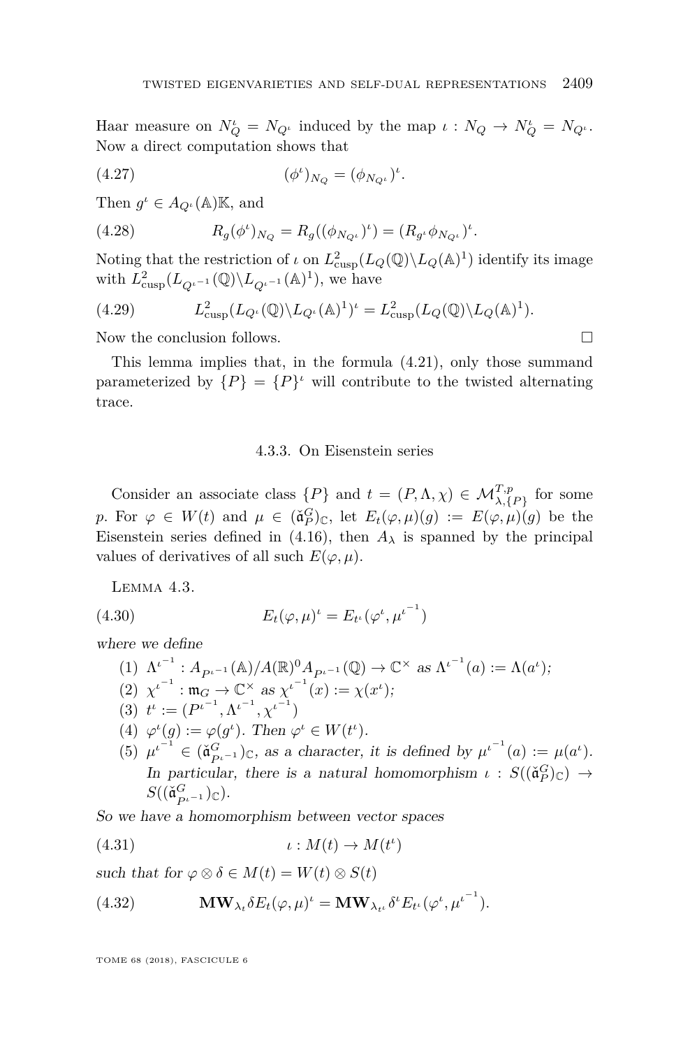Haar measure on $N_Q^\iota = N_{Q^\iota}$ induced by the map $\iota : N_Q \to N_Q^\iota = N_{Q^\iota}$. Now a direct computation shows that

$$(\phi^\iota)_{N_Q} = (\phi_{N_{Q^\iota}})^\iota. \tag{4.27}$$

Then $g^\iota \in A_{Q^\iota}(\mathbb{A})\mathbb{K}$, and

$$R_g(\phi^\iota)_{N_Q} = R_g((\phi_{N_{Q^\iota}})^\iota) = (R_{g^\iota}\phi_{N_{Q^\iota}})^\iota. \tag{4.28}$$

Noting that the restriction of $\iota$ on $L^2_{\mathrm{cusp}}(L_Q(\mathbb{Q})\backslash L_Q(\mathbb{A})^1)$ identify its image with $L^2_{\mathrm{cusp}}(L_{Q^{\iota^{-1}}}(\mathbb{Q})\backslash L_{Q^{\iota^{-1}}}(\mathbb{A})^1)$, we have

$$L^2_{\mathrm{cusp}}(L_{Q^\iota}(\mathbb{Q})\backslash L_{Q^\iota}(\mathbb{A})^1)^\iota = L^2_{\mathrm{cusp}}(L_Q(\mathbb{Q})\backslash L_Q(\mathbb{A})^1). \tag{4.29}$$

Now the conclusion follows. □

This lemma implies that, in the formula (4.21), only those summand parameterized by $\{P\} = \{P\}^\iota$ will contribute to the twisted alternating trace.

### 4.3.3. On Eisenstein series

Consider an associate class $\{P\}$ and $t = (P, \Lambda, \chi) \in \mathcal{M}^{T,p}_{\lambda,\{P\}}$ for some $p$. For $\varphi \in W(t)$ and $\mu \in (\check{\mathfrak{a}}^G_P)_{\mathbb{C}}$, let $E_t(\varphi, \mu)(g) := E(\varphi, \mu)(g)$ be the Eisenstein series defined in (4.16), then $A_\lambda$ is spanned by the principal values of derivatives of all such $E(\varphi, \mu)$.

Lemma 4.3.

$$E_t(\varphi, \mu)^\iota = E_{t^\iota}(\varphi^\iota, \mu^{\iota^{-1}}) \tag{4.30}$$

*where we define*

1. $\Lambda^{\iota^{-1}} : A_{P^{\iota^{-1}}}(\mathbb{A})/A(\mathbb{R})^0 A_{P^{\iota^{-1}}}(\mathbb{Q}) \to \mathbb{C}^\times$ *as* $\Lambda^{\iota^{-1}}(a) := \Lambda(a^\iota)$;
2. $\chi^{\iota^{-1}} : \mathfrak{m}_G \to \mathbb{C}^\times$ *as* $\chi^{\iota^{-1}}(x) := \chi(x^\iota)$;
3. $t^\iota := (P^{\iota^{-1}}, \Lambda^{\iota^{-1}}, \chi^{\iota^{-1}})$
4. $\varphi^\iota(g) := \varphi(g^\iota)$. *Then* $\varphi^\iota \in W(t^\iota)$.
5. $\mu^{\iota^{-1}} \in (\check{\mathfrak{a}}^G_{P_{\iota^{-1}}})_{\mathbb{C}}$, *as a character, it is defined by* $\mu^{\iota^{-1}}(a) := \mu(a^\iota)$. *In particular, there is a natural homomorphism* $\iota : S((\check{\mathfrak{a}}^G_P)_{\mathbb{C}}) \to S((\check{\mathfrak{a}}^G_{P^{\iota^{-1}}})_{\mathbb{C}})$.

*So we have a homomorphism between vector spaces*

$$\iota : M(t) \to M(t^\iota) \tag{4.31}$$

*such that for* $\varphi \otimes \delta \in M(t) = W(t) \otimes S(t)$

$$\mathbf{MW}_{\lambda_t}\delta E_t(\varphi, \mu)^\iota = \mathbf{MW}_{\lambda_{t^\iota}}\delta^\iota E_{t^\iota}(\varphi^\iota, \mu^{\iota^{-1}}). \tag{4.32}$$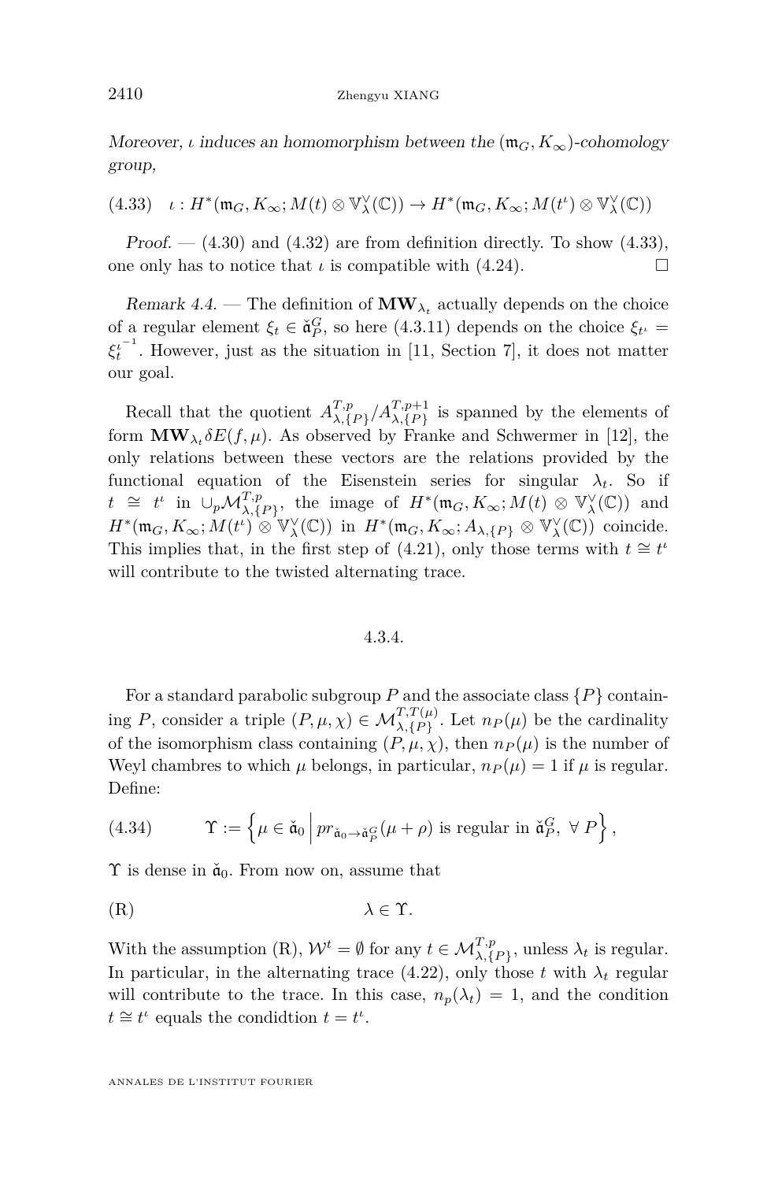*Moreover, $\iota$ induces an homomorphism between the $(\mathfrak{m}_G, K_\infty)$-cohomology group,*

$$(4.33)\quad \iota : H^*(\mathfrak{m}_G, K_\infty; M(t) \otimes \mathbb{V}_\lambda^\vee(\mathbb{C})) \to H^*(\mathfrak{m}_G, K_\infty; M(t^\iota) \otimes \mathbb{V}_\lambda^\vee(\mathbb{C}))$$

*Proof.* — (4.30) and (4.32) are from definition directly. To show (4.33), one only has to notice that $\iota$ is compatible with (4.24). □

*Remark 4.4.* — The definition of $\mathbf{MW}_{\lambda_t}$ actually depends on the choice of a regular element $\xi_t \in \check{\mathfrak{a}}_P^G$, so here (4.3.11) depends on the choice $\xi_{t^\iota} = \xi_t^{\iota^{-1}}$. However, just as the situation in [11, Section 7], it does not matter our goal.

Recall that the quotient $A^{T,p}_{\lambda,\{P\}}/A^{T,p+1}_{\lambda,\{P\}}$ is spanned by the elements of form $\mathbf{MW}_{\lambda_t}\delta E(f,\mu)$. As observed by Franke and Schwermer in [12], the only relations between these vectors are the relations provided by the functional equation of the Eisenstein series for singular $\lambda_t$. So if $t \cong t^\iota$ in $\cup_p \mathcal{M}^{T,p}_{\lambda,\{P\}}$, the image of $H^*(\mathfrak{m}_G, K_\infty; M(t) \otimes \mathbb{V}_\lambda^\vee(\mathbb{C}))$ and $H^*(\mathfrak{m}_G, K_\infty; M(t^\iota) \otimes \mathbb{V}_\lambda^\vee(\mathbb{C}))$ in $H^*(\mathfrak{m}_G, K_\infty; A_{\lambda,\{P\}} \otimes \mathbb{V}_\lambda^\vee(\mathbb{C}))$ coincide. This implies that, in the first step of (4.21), only those terms with $t \cong t^\iota$ will contribute to the twisted alternating trace.

### 4.3.4.

For a standard parabolic subgroup $P$ and the associate class $\{P\}$ containing $P$, consider a triple $(P,\mu,\chi) \in \mathcal{M}^{T,T(\mu)}_{\lambda,\{P\}}$. Let $n_P(\mu)$ be the cardinality of the isomorphism class containing $(P,\mu,\chi)$, then $n_P(\mu)$ is the number of Weyl chambres to which $\mu$ belongs, in particular, $n_P(\mu) = 1$ if $\mu$ is regular. Define:

$$(4.34)\qquad \Upsilon := \left\{ \mu \in \check{\mathfrak{a}}_0 \,\middle|\, pr_{\check{\mathfrak{a}}_0 \to \check{\mathfrak{a}}_P^G}(\mu + \rho) \text{ is regular in } \check{\mathfrak{a}}_P^G,\ \forall\, P \right\},$$

$\Upsilon$ is dense in $\check{\mathfrak{a}}_0$. From now on, assume that

$$(\mathrm{R})\qquad \lambda \in \Upsilon.$$

With the assumption (R), $\mathcal{W}^t = \emptyset$ for any $t \in \mathcal{M}^{T,p}_{\lambda,\{P\}}$, unless $\lambda_t$ is regular. In particular, in the alternating trace (4.22), only those $t$ with $\lambda_t$ regular will contribute to the trace. In this case, $n_p(\lambda_t) = 1$, and the condition $t \cong t^\iota$ equals the condidtion $t = t^\iota$.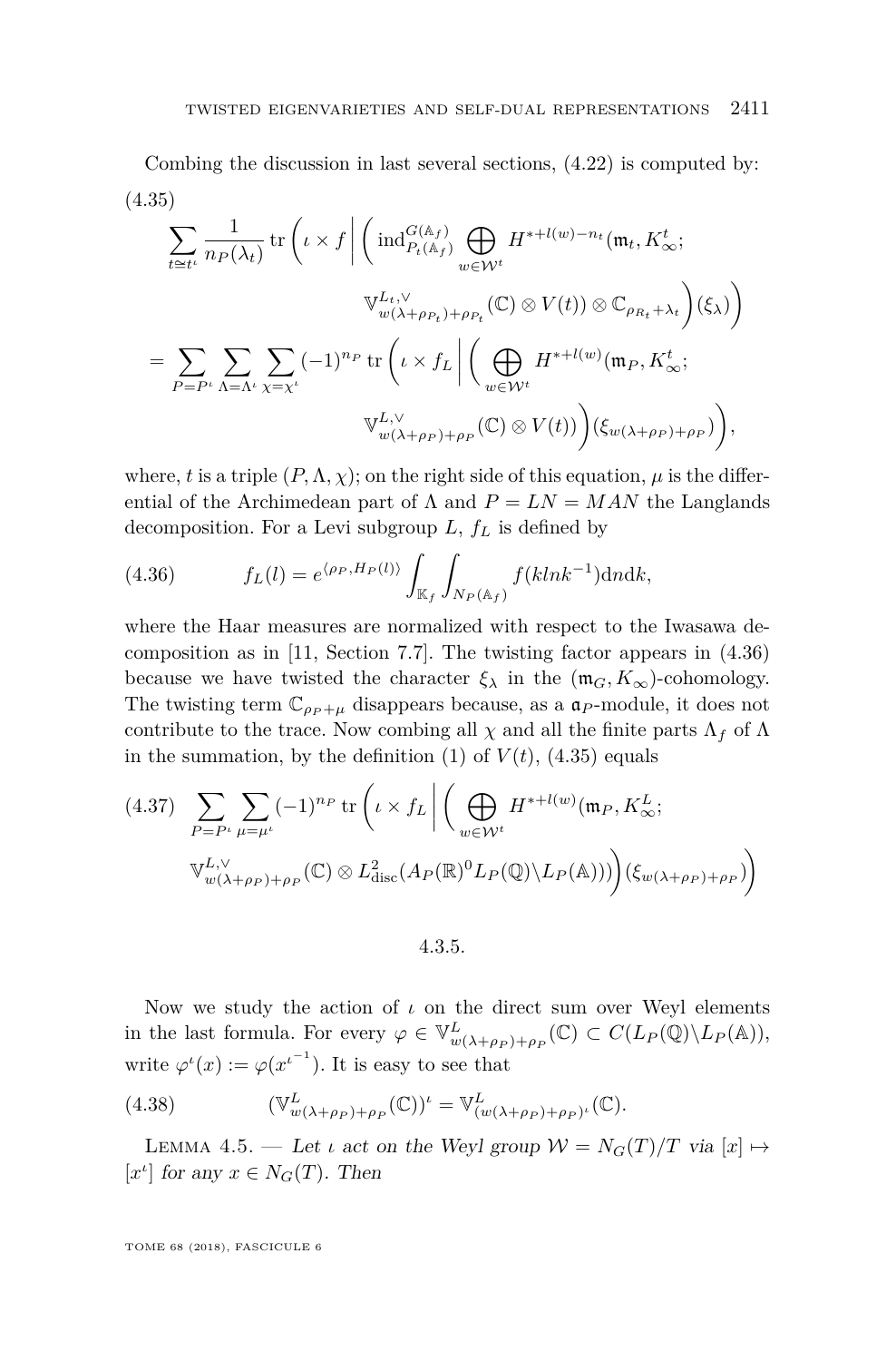Combing the discussion in last several sections, (4.22) is computed by:

$$
\begin{aligned}
(4.35)\quad & \sum_{t \simeq t^\iota} \frac{1}{n_P(\lambda_t)} \operatorname{tr}\left(\iota \times f \,\middle|\, \left( \operatorname{ind}_{P_t(\mathbb{A}_f)}^{G(\mathbb{A}_f)} \bigoplus_{w \in \mathcal{W}^t} H^{*+l(w)-n_t}(\mathfrak{m}_t, K_\infty^t; \right.\right.\\
&\qquad\qquad \left.\left. \mathbb{V}^{L_t,\vee}_{w(\lambda+\rho_{P_t})+\rho_{P_t}}(\mathbb{C}) \otimes V(t)) \otimes \mathbb{C}_{\rho_{R_t}+\lambda_t} \right)(\xi_\lambda)\right)\\
&= \sum_{P=P^\iota} \sum_{\Lambda=\Lambda^\iota} \sum_{\chi=\chi^\iota} (-1)^{n_P} \operatorname{tr}\left(\iota \times f_L \,\middle|\, \left( \bigoplus_{w \in \mathcal{W}^t} H^{*+l(w)}(\mathfrak{m}_P, K_\infty^t; \right.\right.\\
&\qquad\qquad \left.\left. \mathbb{V}^{L,\vee}_{w(\lambda+\rho_P)+\rho_P}(\mathbb{C}) \otimes V(t)) \right)(\xi_{w(\lambda+\rho_P)+\rho_P})\right),
\end{aligned}
$$

where, $t$ is a triple $(P, \Lambda, \chi)$; on the right side of this equation, $\mu$ is the differential of the Archimedean part of $\Lambda$ and $P = LN = MAN$ the Langlands decomposition. For a Levi subgroup $L$, $f_L$ is defined by

$$
(4.36)\qquad f_L(l) = e^{\langle \rho_P, H_P(l)\rangle} \int_{\mathbb{K}_f} \int_{N_P(\mathbb{A}_f)} f(klnk^{-1}) \mathrm{d}n \mathrm{d}k,
$$

where the Haar measures are normalized with respect to the Iwasawa decomposition as in [11, Section 7.7]. The twisting factor appears in (4.36) because we have twisted the character $\xi_\lambda$ in the $(\mathfrak{m}_G, K_\infty)$-cohomology. The twisting term $\mathbb{C}_{\rho_P+\mu}$ disappears because, as a $\mathfrak{a}_P$-module, it does not contribute to the trace. Now combing all $\chi$ and all the finite parts $\Lambda_f$ of $\Lambda$ in the summation, by the definition (1) of $V(t)$, (4.35) equals

$$
\begin{aligned}
(4.37)\quad & \sum_{P=P^\iota} \sum_{\mu=\mu^\iota} (-1)^{n_P} \operatorname{tr}\left(\iota \times f_L \,\middle|\, \left( \bigoplus_{w \in \mathcal{W}^t} H^{*+l(w)}(\mathfrak{m}_P, K_\infty^L; \right.\right.\\
&\qquad \left.\left. \mathbb{V}^{L,\vee}_{w(\lambda+\rho_P)+\rho_P}(\mathbb{C}) \otimes L^2_{\mathrm{disc}}(A_P(\mathbb{R})^0 L_P(\mathbb{Q})\backslash L_P(\mathbb{A}))\right)(\xi_{w(\lambda+\rho_P)+\rho_P})\right)
\end{aligned}
$$

### 4.3.5.

Now we study the action of $\iota$ on the direct sum over Weyl elements in the last formula. For every $\varphi \in \mathbb{V}^L_{w(\lambda+\rho_P)+\rho_P}(\mathbb{C}) \subset C(L_P(\mathbb{Q})\backslash L_P(\mathbb{A}))$, write $\varphi^\iota(x) := \varphi(x^{\iota^{-1}})$. It is easy to see that

$$
(4.38)\qquad (\mathbb{V}^L_{w(\lambda+\rho_P)+\rho_P}(\mathbb{C}))^\iota = \mathbb{V}^L_{(w(\lambda+\rho_P)+\rho_P)^\iota}(\mathbb{C}).
$$

Lemma 4.5. — *Let $\iota$ act on the Weyl group $\mathcal{W} = N_G(T)/T$ via $[x] \mapsto [x^\iota]$ for any $x \in N_G(T)$. Then*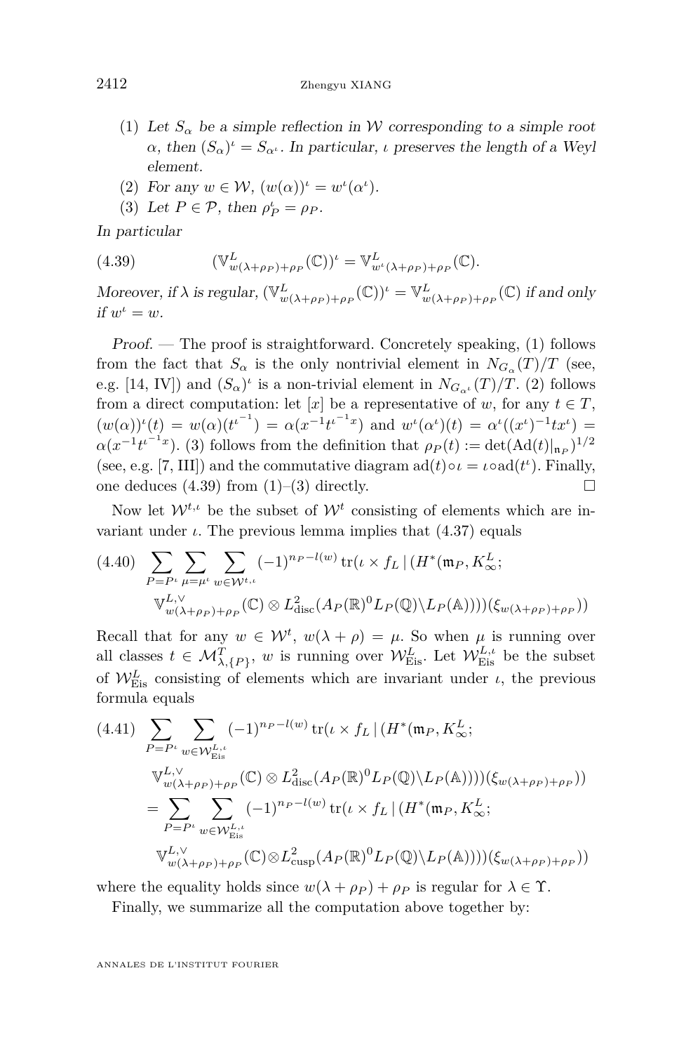(1) *Let $S_\alpha$ be a simple reflection in $\mathcal{W}$ corresponding to a simple root $\alpha$, then $(S_\alpha)^\iota = S_{\alpha^\iota}$. In particular, $\iota$ preserves the length of a Weyl element.*
(2) *For any $w \in \mathcal{W}$, $(w(\alpha))^\iota = w^\iota(\alpha^\iota)$.*
(3) *Let $P \in \mathcal{P}$, then $\rho_P^\iota = \rho_P$.*

*In particular*

$$(\mathbb{V}^L_{w(\lambda+\rho_P)+\rho_P}(\mathbb{C}))^\iota = \mathbb{V}^L_{w^\iota(\lambda+\rho_P)+\rho_P}(\mathbb{C}). \tag{4.39}$$

*Moreover, if $\lambda$ is regular, $(\mathbb{V}^L_{w(\lambda+\rho_P)+\rho_P}(\mathbb{C}))^\iota = \mathbb{V}^L_{w(\lambda+\rho_P)+\rho_P}(\mathbb{C})$ if and only if $w^\iota = w$.*

*Proof.* — The proof is straightforward. Concretely speaking, (1) follows from the fact that $S_\alpha$ is the only nontrivial element in $N_{G_\alpha}(T)/T$ (see, e.g. [14, IV]) and $(S_\alpha)^\iota$ is a non-trivial element in $N_{G_{\alpha^\iota}}(T)/T$. (2) follows from a direct computation: let $[x]$ be a representative of $w$, for any $t \in T$, $(w(\alpha))^\iota(t) = w(\alpha)(t^{\iota^{-1}}) = \alpha(x^{-1}t^{\iota^{-1}}x)$ and $w^\iota(\alpha^\iota)(t) = \alpha^\iota((x^\iota)^{-1}tx^\iota) = \alpha(x^{-1}t^{\iota^{-1}}x)$. (3) follows from the definition that $\rho_P(t) := \det(\mathrm{Ad}(t)|_{\mathfrak{n}_P})^{1/2}$ (see, e.g. [7, III]) and the commutative diagram $\mathrm{ad}(t)\circ\iota = \iota\circ\mathrm{ad}(t^\iota)$. Finally, one deduces (4.39) from (1)–(3) directly. $\square$

Now let $\mathcal{W}^{t,\iota}$ be the subset of $\mathcal{W}^t$ consisting of elements which are invariant under $\iota$. The previous lemma implies that (4.37) equals

$$\begin{aligned}\sum_{P=P^\iota}\sum_{\mu=\mu^\iota}\sum_{w\in\mathcal{W}^{t,\iota}}(-1)^{n_P-l(w)}\operatorname{tr}(\iota\times f_L\,|\,(H^*(\mathfrak{m}_P,K^L_\infty;\\ \mathbb{V}^{L,\vee}_{w(\lambda+\rho_P)+\rho_P}(\mathbb{C})\otimes L^2_{\mathrm{disc}}(A_P(\mathbb{R})^0L_P(\mathbb{Q})\backslash L_P(\mathbb{A}))))(\xi_{w(\lambda+\rho_P)+\rho_P}))\end{aligned} \tag{4.40}$$

Recall that for any $w \in \mathcal{W}^t$, $w(\lambda+\rho) = \mu$. So when $\mu$ is running over all classes $t \in \mathcal{M}^T_{\lambda,\{P\}}$, $w$ is running over $\mathcal{W}^L_{\mathrm{Eis}}$. Let $\mathcal{W}^{L,\iota}_{\mathrm{Eis}}$ be the subset of $\mathcal{W}^L_{\mathrm{Eis}}$ consisting of elements which are invariant under $\iota$, the previous formula equals

$$\begin{aligned}&\sum_{P=P^\iota}\sum_{w\in\mathcal{W}^{L,\iota}_{\mathrm{Eis}}}(-1)^{n_P-l(w)}\operatorname{tr}(\iota\times f_L\,|\,(H^*(\mathfrak{m}_P,K^L_\infty;\\ &\qquad\mathbb{V}^{L,\vee}_{w(\lambda+\rho_P)+\rho_P}(\mathbb{C})\otimes L^2_{\mathrm{disc}}(A_P(\mathbb{R})^0L_P(\mathbb{Q})\backslash L_P(\mathbb{A}))))(\xi_{w(\lambda+\rho_P)+\rho_P}))\\ &=\sum_{P=P^\iota}\sum_{w\in\mathcal{W}^{L,\iota}_{\mathrm{Eis}}}(-1)^{n_P-l(w)}\operatorname{tr}(\iota\times f_L\,|\,(H^*(\mathfrak{m}_P,K^L_\infty;\\ &\qquad\mathbb{V}^{L,\vee}_{w(\lambda+\rho_P)+\rho_P}(\mathbb{C})\otimes L^2_{\mathrm{cusp}}(A_P(\mathbb{R})^0L_P(\mathbb{Q})\backslash L_P(\mathbb{A}))))(\xi_{w(\lambda+\rho_P)+\rho_P}))\end{aligned} \tag{4.41}$$

where the equality holds since $w(\lambda+\rho_P)+\rho_P$ is regular for $\lambda \in \Upsilon$.

Finally, we summarize all the computation above together by: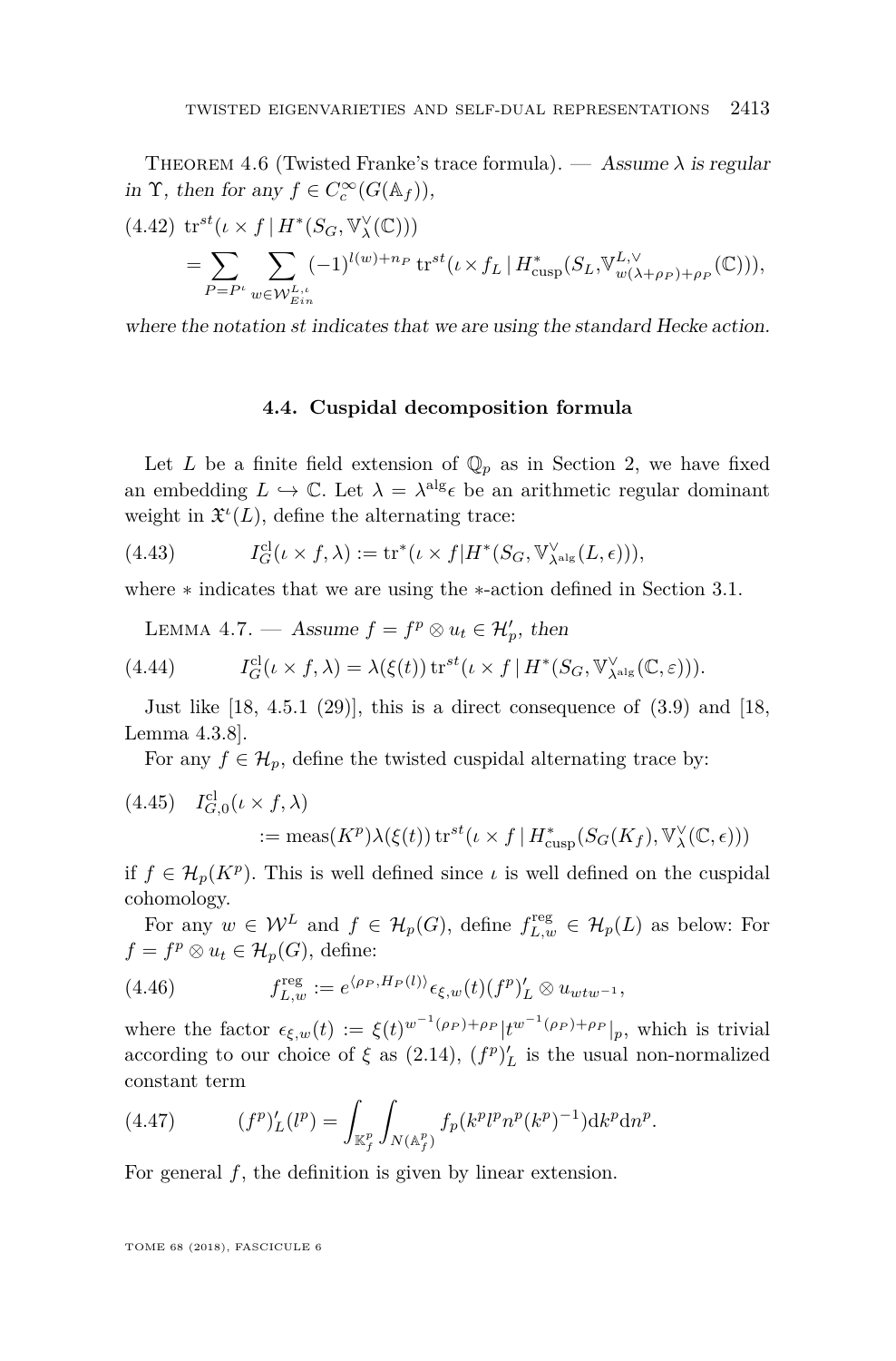Theorem 4.6 (Twisted Franke's trace formula). — *Assume $\lambda$ is regular in $\Upsilon$, then for any $f \in C_c^\infty(G(\mathbb{A}_f))$,*

$$\text{(4.42)}\quad \operatorname{tr}^{st}(\iota \times f \mid H^*(S_G, \mathbb{V}_\lambda^\vee(\mathbb{C}))) = \sum_{P=P^\iota} \sum_{w \in \mathcal{W}_{Ein}^{L,\iota}} (-1)^{l(w)+n_P} \operatorname{tr}^{st}(\iota \times f_L \mid H^*_{\text{cusp}}(S_L, \mathbb{V}^{L,\vee}_{w(\lambda+\rho_P)+\rho_P}(\mathbb{C}))),$$

*where the notation st indicates that we are using the standard Hecke action.*

### 4.4. Cuspidal decomposition formula

Let $L$ be a finite field extension of $\mathbb{Q}_p$ as in Section 2, we have fixed an embedding $L \hookrightarrow \mathbb{C}$. Let $\lambda = \lambda^{\text{alg}}\epsilon$ be an arithmetic regular dominant weight in $\mathfrak{X}^\iota(L)$, define the alternating trace:

$$\text{(4.43)}\qquad I_G^{\text{cl}}(\iota \times f, \lambda) := \operatorname{tr}^*(\iota \times f | H^*(S_G, \mathbb{V}^\vee_{\lambda^{\text{alg}}}(L, \epsilon))),$$

where $*$ indicates that we are using the $*$-action defined in Section 3.1.

Lemma 4.7. — *Assume $f = f^p \otimes u_t \in \mathcal{H}'_p$, then*

$$\text{(4.44)}\qquad I_G^{\text{cl}}(\iota \times f, \lambda) = \lambda(\xi(t)) \operatorname{tr}^{st}(\iota \times f \mid H^*(S_G, \mathbb{V}^\vee_{\lambda^{\text{alg}}}(\mathbb{C}, \varepsilon))).$$

Just like [18, 4.5.1 (29)], this is a direct consequence of (3.9) and [18, Lemma 4.3.8].

For any $f \in \mathcal{H}_p$, define the twisted cuspidal alternating trace by:

$$\text{(4.45)}\quad I_{G,0}^{\text{cl}}(\iota \times f, \lambda) := \operatorname{meas}(K^p)\lambda(\xi(t)) \operatorname{tr}^{st}(\iota \times f \mid H^*_{\text{cusp}}(S_G(K_f), \mathbb{V}^\vee_\lambda(\mathbb{C}, \epsilon)))$$

if $f \in \mathcal{H}_p(K^p)$. This is well defined since $\iota$ is well defined on the cuspidal cohomology.

For any $w \in \mathcal{W}^L$ and $f \in \mathcal{H}_p(G)$, define $f^{\text{reg}}_{L,w} \in \mathcal{H}_p(L)$ as below: For $f = f^p \otimes u_t \in \mathcal{H}_p(G)$, define:

$$\text{(4.46)}\qquad f^{\text{reg}}_{L,w} := e^{\langle \rho_P, H_P(l)\rangle} \epsilon_{\xi,w}(t) (f^p)'_L \otimes u_{wtw^{-1}},$$

where the factor $\epsilon_{\xi,w}(t) := \xi(t)^{w^{-1}(\rho_P)+\rho_P} |t^{w^{-1}(\rho_P)+\rho_P}|_p$, which is trivial according to our choice of $\xi$ as (2.14), $(f^p)'_L$ is the usual non-normalized constant term

$$\text{(4.47)}\qquad (f^p)'_L(l^p) = \int_{\mathbb{K}_f^p} \int_{N(\mathbb{A}_f^p)} f_p(k^p l^p n^p (k^p)^{-1}) \mathrm{d}k^p \mathrm{d}n^p.$$

For general $f$, the definition is given by linear extension.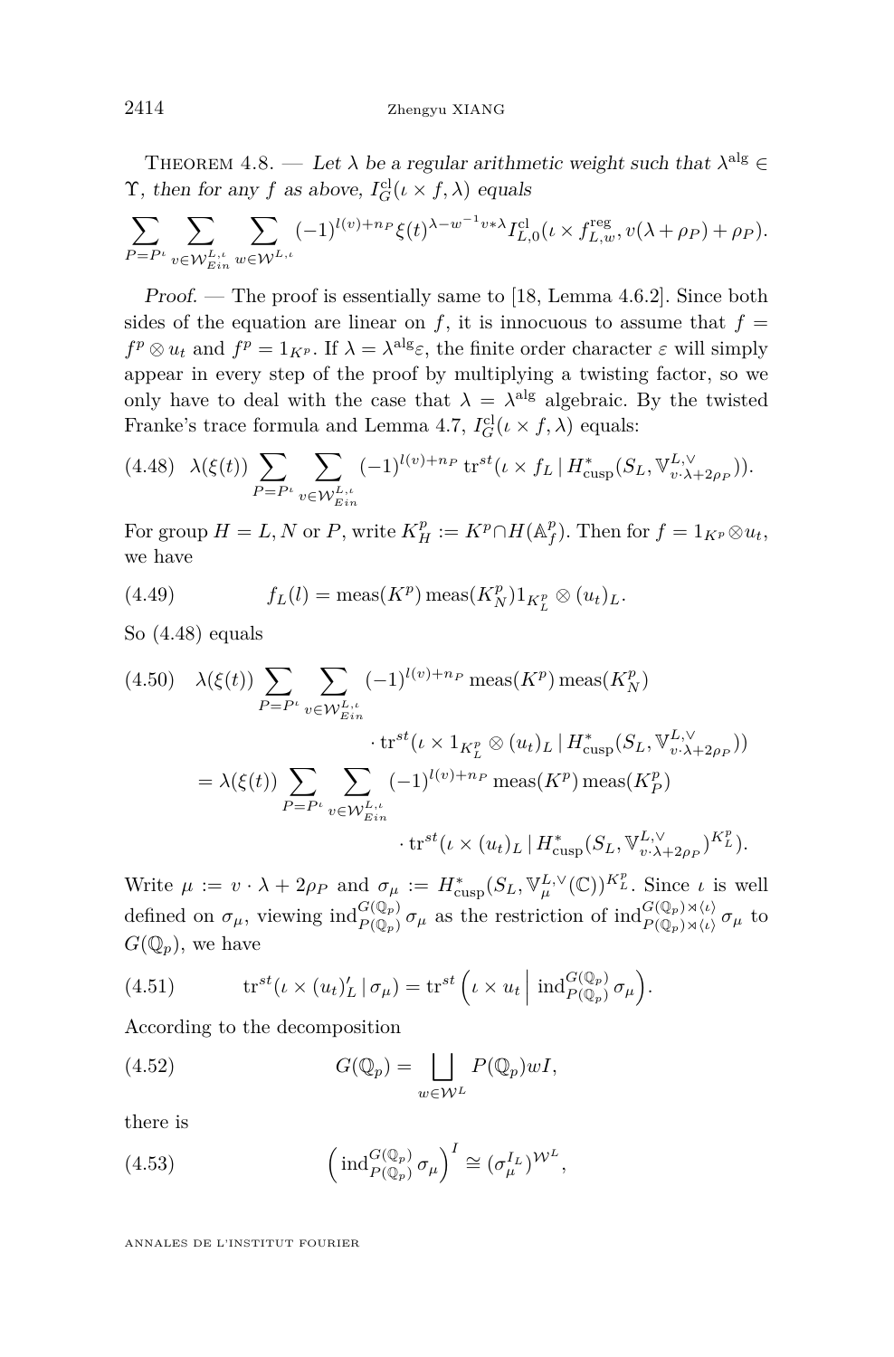Theorem 4.8. — *Let $\lambda$ be a regular arithmetic weight such that $\lambda^{\mathrm{alg}} \in \Upsilon$, then for any $f$ as above, $I_G^{\mathrm{cl}}(\iota \times f, \lambda)$ equals*

$$\sum_{P=P^\iota} \sum_{v \in \mathcal{W}_{Ein}^{L,\iota}} \sum_{w \in \mathcal{W}^{L,\iota}} (-1)^{l(v)+n_P} \xi(t)^{\lambda - w^{-1}v * \lambda} I_{L,0}^{\mathrm{cl}}(\iota \times f_{L,w}^{\mathrm{reg}}, v(\lambda+\rho_P)+\rho_P).$$

*Proof.* — The proof is essentially same to [18, Lemma 4.6.2]. Since both sides of the equation are linear on $f$, it is innocuous to assume that $f = f^p \otimes u_t$ and $f^p = 1_{K^p}$. If $\lambda = \lambda^{\mathrm{alg}}\varepsilon$, the finite order character $\varepsilon$ will simply appear in every step of the proof by multiplying a twisting factor, so we only have to deal with the case that $\lambda = \lambda^{\mathrm{alg}}$ algebraic. By the twisted Franke's trace formula and Lemma 4.7, $I_G^{\mathrm{cl}}(\iota \times f, \lambda)$ equals:

$$\lambda(\xi(t)) \sum_{P=P^\iota} \sum_{v \in \mathcal{W}_{Ein}^{L,\iota}} (-1)^{l(v)+n_P} \operatorname{tr}^{st}(\iota \times f_L \,|\, H^*_{\mathrm{cusp}}(S_L, \mathbb{V}^{L,\vee}_{v\cdot\lambda+2\rho_P})). \tag{4.48}$$

For group $H = L, N$ or $P$, write $K_H^p := K^p \cap H(\mathbb{A}_f^p)$. Then for $f = 1_{K^p} \otimes u_t$, we have

$$f_L(l) = \operatorname{meas}(K^p)\operatorname{meas}(K_N^p) 1_{K_L^p} \otimes (u_t)_L. \tag{4.49}$$

So (4.48) equals

$$\begin{aligned}
&\lambda(\xi(t)) \sum_{P=P^\iota} \sum_{v \in \mathcal{W}_{Ein}^{L,\iota}} (-1)^{l(v)+n_P} \operatorname{meas}(K^p)\operatorname{meas}(K_N^p) \\
&\qquad\qquad\cdot \operatorname{tr}^{st}(\iota \times 1_{K_L^p} \otimes (u_t)_L \,|\, H^*_{\mathrm{cusp}}(S_L, \mathbb{V}^{L,\vee}_{v\cdot\lambda+2\rho_P})) \\
&= \lambda(\xi(t)) \sum_{P=P^\iota} \sum_{v \in \mathcal{W}_{Ein}^{L,\iota}} (-1)^{l(v)+n_P} \operatorname{meas}(K^p)\operatorname{meas}(K_P^p) \\
&\qquad\qquad\cdot \operatorname{tr}^{st}(\iota \times (u_t)_L \,|\, H^*_{\mathrm{cusp}}(S_L, \mathbb{V}^{L,\vee}_{v\cdot\lambda+2\rho_P})^{K_L^p}).
\end{aligned} \tag{4.50}$$

Write $\mu := v\cdot\lambda + 2\rho_P$ and $\sigma_\mu := H^*_{\mathrm{cusp}}(S_L, \mathbb{V}^{L,\vee}_\mu(\mathbb{C}))^{K_L^p}$. Since $\iota$ is well defined on $\sigma_\mu$, viewing $\operatorname{ind}_{P(\mathbb{Q}_p)}^{G(\mathbb{Q}_p)} \sigma_\mu$ as the restriction of $\operatorname{ind}_{P(\mathbb{Q}_p)\rtimes\langle\iota\rangle}^{G(\mathbb{Q}_p)\rtimes\langle\iota\rangle} \sigma_\mu$ to $G(\mathbb{Q}_p)$, we have

$$\operatorname{tr}^{st}(\iota \times (u_t)'_L \,|\, \sigma_\mu) = \operatorname{tr}^{st}\left(\iota \times u_t \,\middle|\, \operatorname{ind}_{P(\mathbb{Q}_p)}^{G(\mathbb{Q}_p)} \sigma_\mu\right). \tag{4.51}$$

According to the decomposition

$$G(\mathbb{Q}_p) = \bigsqcup_{w \in \mathcal{W}^L} P(\mathbb{Q}_p) w I, \tag{4.52}$$

there is

$$\left(\operatorname{ind}_{P(\mathbb{Q}_p)}^{G(\mathbb{Q}_p)} \sigma_\mu\right)^I \cong (\sigma_\mu^{I_L})^{\mathcal{W}^L}, \tag{4.53}$$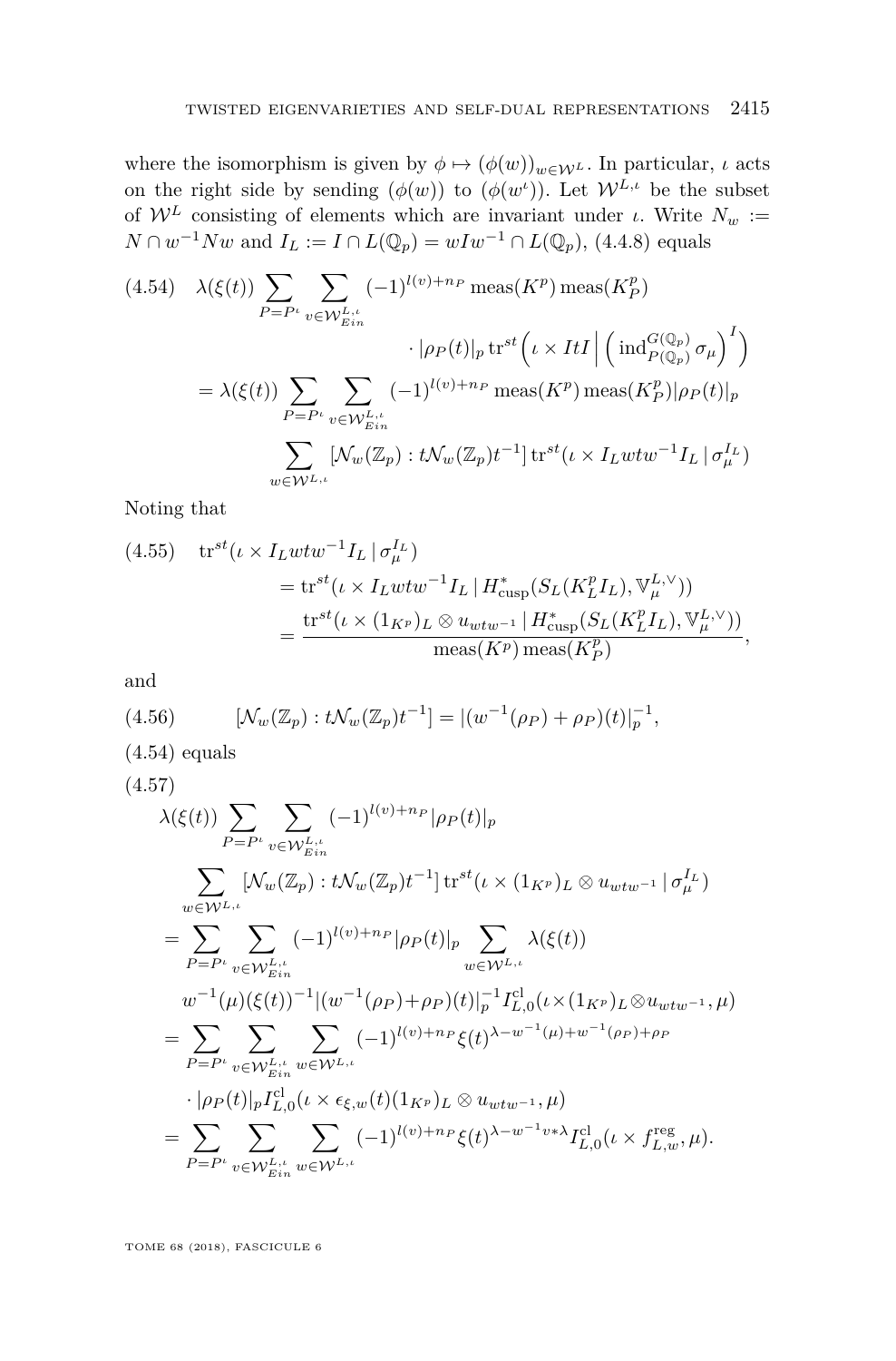where the isomorphism is given by $\phi \mapsto (\phi(w))_{w\in\mathcal{W}^L}$. In particular, $\iota$ acts on the right side by sending $(\phi(w))$ to $(\phi(w^\iota))$. Let $\mathcal{W}^{L,\iota}$ be the subset of $\mathcal{W}^L$ consisting of elements which are invariant under $\iota$. Write $N_w := N\cap w^{-1}Nw$ and $I_L := I\cap L(\mathbb{Q}_p) = wIw^{-1}\cap L(\mathbb{Q}_p)$, (4.4.8) equals

$$
\begin{aligned}
(4.54)\quad & \lambda(\xi(t)) \sum_{P=P^\iota} \sum_{v\in\mathcal{W}^{L,\iota}_{Ein}} (-1)^{l(v)+n_P} \operatorname{meas}(K^p)\operatorname{meas}(K^p_P) \\
&\qquad\qquad \cdot |\rho_P(t)|_p \operatorname{tr}^{st}\Big(\iota\times ItI \,\Big|\, \Big(\operatorname{ind}^{G(\mathbb{Q}_p)}_{P(\mathbb{Q}_p)}\sigma_\mu\Big)^I\Big) \\
&= \lambda(\xi(t)) \sum_{P=P^\iota} \sum_{v\in\mathcal{W}^{L,\iota}_{Ein}} (-1)^{l(v)+n_P} \operatorname{meas}(K^p)\operatorname{meas}(K^p_P)|\rho_P(t)|_p \\
&\qquad \sum_{w\in\mathcal{W}^{L,\iota}} [\mathcal{N}_w(\mathbb{Z}_p) : t\mathcal{N}_w(\mathbb{Z}_p)t^{-1}] \operatorname{tr}^{st}(\iota\times I_L wtw^{-1} I_L \,|\, \sigma_\mu^{I_L})
\end{aligned}
$$

Noting that

$$
\begin{aligned}
(4.55)\quad \operatorname{tr}^{st}&(\iota\times I_L wtw^{-1}I_L \,|\, \sigma_\mu^{I_L}) \\
&= \operatorname{tr}^{st}(\iota\times I_L wtw^{-1}I_L \,|\, H^*_{\mathrm{cusp}}(S_L(K^p_L I_L), \mathbb{V}^{L,\vee}_\mu)) \\
&= \frac{\operatorname{tr}^{st}(\iota\times (1_{K^p})_L\otimes u_{wtw^{-1}} \,|\, H^*_{\mathrm{cusp}}(S_L(K^p_L I_L), \mathbb{V}^{L,\vee}_\mu))}{\operatorname{meas}(K^p)\operatorname{meas}(K^p_P)},
\end{aligned}
$$

and

$$
(4.56)\qquad [\mathcal{N}_w(\mathbb{Z}_p) : t\mathcal{N}_w(\mathbb{Z}_p)t^{-1}] = |(w^{-1}(\rho_P)+\rho_P)(t)|_p^{-1},
$$

(4.54) equals

$$
\begin{aligned}
(4.57)\quad & \\
&\lambda(\xi(t)) \sum_{P=P^\iota} \sum_{v\in\mathcal{W}^{L,\iota}_{Ein}} (-1)^{l(v)+n_P} |\rho_P(t)|_p \\
&\quad \sum_{w\in\mathcal{W}^{L,\iota}} [\mathcal{N}_w(\mathbb{Z}_p) : t\mathcal{N}_w(\mathbb{Z}_p)t^{-1}] \operatorname{tr}^{st}(\iota\times (1_{K^p})_L\otimes u_{wtw^{-1}} \,|\, \sigma_\mu^{I_L}) \\
&= \sum_{P=P^\iota} \sum_{v\in\mathcal{W}^{L,\iota}_{Ein}} (-1)^{l(v)+n_P}|\rho_P(t)|_p \sum_{w\in\mathcal{W}^{L,\iota}} \lambda(\xi(t)) \\
&\quad w^{-1}(\mu)(\xi(t))^{-1} |(w^{-1}(\rho_P)+\rho_P)(t)|_p^{-1} I^{\mathrm{cl}}_{L,0}(\iota\times(1_{K^p})_L\otimes u_{wtw^{-1}}, \mu) \\
&= \sum_{P=P^\iota} \sum_{v\in\mathcal{W}^{L,\iota}_{Ein}} \sum_{w\in\mathcal{W}^{L,\iota}} (-1)^{l(v)+n_P} \xi(t)^{\lambda - w^{-1}(\mu)+w^{-1}(\rho_P)+\rho_P} \\
&\quad \cdot |\rho_P(t)|_p I^{\mathrm{cl}}_{L,0}(\iota\times \epsilon_{\xi,w}(t)(1_{K^p})_L\otimes u_{wtw^{-1}}, \mu) \\
&= \sum_{P=P^\iota} \sum_{v\in\mathcal{W}^{L,\iota}_{Ein}} \sum_{w\in\mathcal{W}^{L,\iota}} (-1)^{l(v)+n_P} \xi(t)^{\lambda - w^{-1}v*\lambda} I^{\mathrm{cl}}_{L,0}(\iota\times f^{\mathrm{reg}}_{L,w}, \mu).
\end{aligned}
$$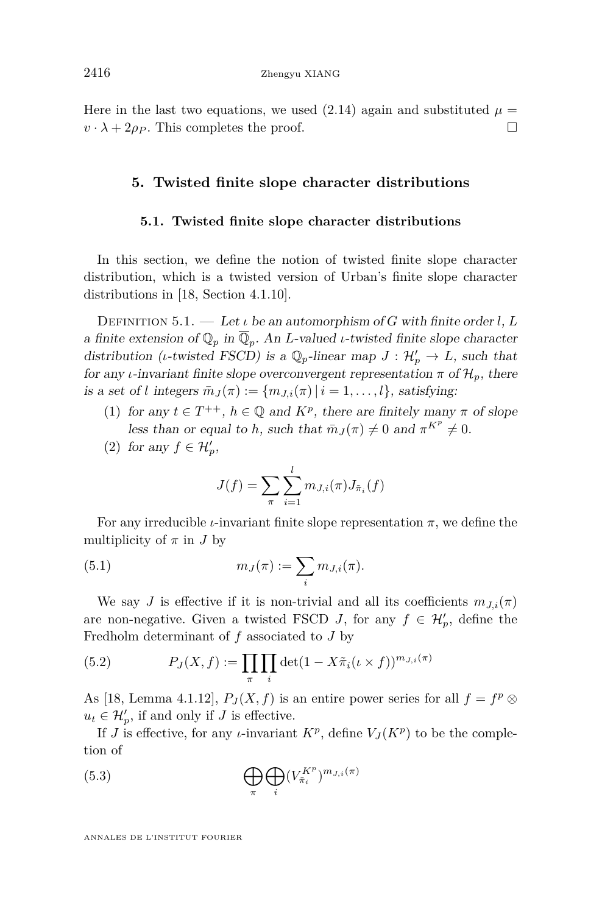Here in the last two equations, we used (2.14) again and substituted $\mu = v \cdot \lambda + 2\rho_P$. This completes the proof. □

## 5. Twisted finite slope character distributions

### 5.1. Twisted finite slope character distributions

In this section, we define the notion of twisted finite slope character distribution, which is a twisted version of Urban's finite slope character distributions in [18, Section 4.1.10].

Definition 5.1. — *Let $\iota$ be an automorphism of $G$ with finite order $l$, $L$ a finite extension of $\mathbb{Q}_p$ in $\overline{\mathbb{Q}}_p$. An $L$-valued $\iota$-twisted finite slope character distribution ($\iota$-twisted FSCD) is a $\mathbb{Q}_p$-linear map $J : \mathcal{H}'_p \to L$, such that for any $\iota$-invariant finite slope overconvergent representation $\pi$ of $\mathcal{H}_p$, there is a set of $l$ integers $\bar{m}_J(\pi) := \{m_{J,i}(\pi) \mid i = 1, \ldots, l\}$, satisfying:*

1. *for any $t \in T^{++}$, $h \in \mathbb{Q}$ and $K^p$, there are finitely many $\pi$ of slope less than or equal to $h$, such that $\bar{m}_J(\pi) \neq 0$ and $\pi^{K^p} \neq 0$.*
2. *for any $f \in \mathcal{H}'_p$,*

$$J(f) = \sum_{\pi} \sum_{i=1}^{l} m_{J,i}(\pi) J_{\tilde{\pi}_i}(f)$$

For any irreducible $\iota$-invariant finite slope representation $\pi$, we define the multiplicity of $\pi$ in $J$ by

$$m_J(\pi) := \sum_i m_{J,i}(\pi). \tag{5.1}$$

We say $J$ is effective if it is non-trivial and all its coefficients $m_{J,i}(\pi)$ are non-negative. Given a twisted FSCD $J$, for any $f \in \mathcal{H}'_p$, define the Fredholm determinant of $f$ associated to $J$ by

$$P_J(X, f) := \prod_{\pi} \prod_{i} \det(1 - X\tilde{\pi}_i(\iota \times f))^{m_{J,i}(\pi)} \tag{5.2}$$

As [18, Lemma 4.1.12], $P_J(X, f)$ is an entire power series for all $f = f^p \otimes u_t \in \mathcal{H}'_p$, if and only if $J$ is effective.

If $J$ is effective, for any $\iota$-invariant $K^p$, define $V_J(K^p)$ to be the completion of

$$\bigoplus_{\pi} \bigoplus_{i} (V_{\tilde{\pi}_i}^{K^p})^{m_{J,i}(\pi)} \tag{5.3}$$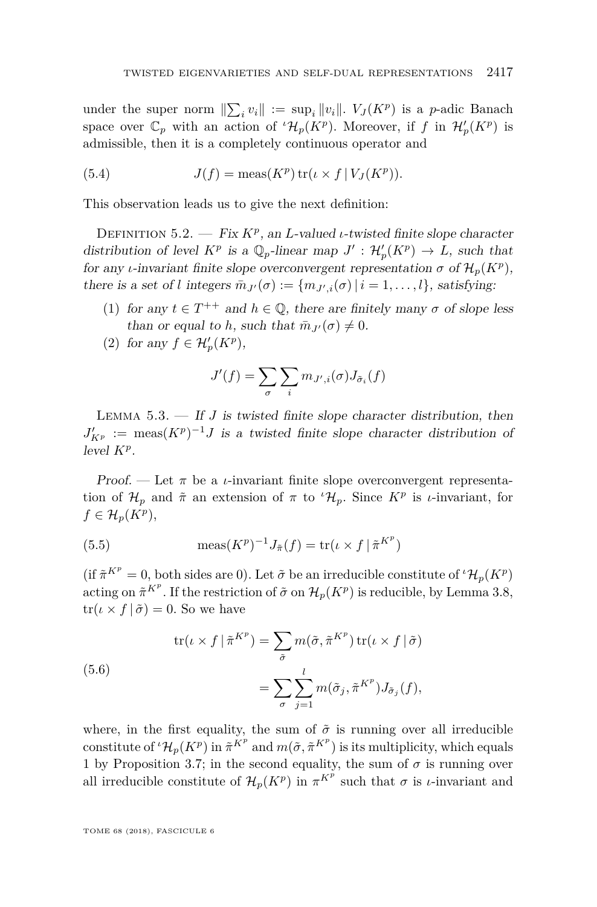under the super norm $\|\sum_i v_i\| := \sup_i \|v_i\|$. $V_J(K^p)$ is a $p$-adic Banach space over $\mathbb{C}_p$ with an action of ${}^\iota\mathcal{H}_p(K^p)$. Moreover, if $f$ in $\mathcal{H}'_p(K^p)$ is admissible, then it is a completely continuous operator and

$$J(f) = \operatorname{meas}(K^p)\operatorname{tr}(\iota \times f \mid V_J(K^p)). \tag{5.4}$$

This observation leads us to give the next definition:

Definition 5.2. — *Fix $K^p$, an $L$-valued $\iota$-twisted finite slope character distribution of level $K^p$ is a $\mathbb{Q}_p$-linear map $J' : \mathcal{H}'_p(K^p) \to L$, such that for any $\iota$-invariant finite slope overconvergent representation $\sigma$ of $\mathcal{H}_p(K^p)$, there is a set of $l$ integers $\bar{m}_{J'}(\sigma) := \{m_{J',i}(\sigma) \mid i = 1, \ldots, l\}$, satisfying:*

1. *for any $t \in T^{++}$ and $h \in \mathbb{Q}$, there are finitely many $\sigma$ of slope less than or equal to $h$, such that $\bar{m}_{J'}(\sigma) \neq 0$.*
2. *for any $f \in \mathcal{H}'_p(K^p)$,*

$$J'(f) = \sum_\sigma \sum_i m_{J',i}(\sigma) J_{\tilde{\sigma}_i}(f)$$

Lemma 5.3. — *If $J$ is twisted finite slope character distribution, then $J'_{K^p} := \operatorname{meas}(K^p)^{-1} J$ is a twisted finite slope character distribution of level $K^p$.*

*Proof.* — Let $\pi$ be a $\iota$-invariant finite slope overconvergent representation of $\mathcal{H}_p$ and $\tilde{\pi}$ an extension of $\pi$ to ${}^\iota\mathcal{H}_p$. Since $K^p$ is $\iota$-invariant, for $f \in \mathcal{H}_p(K^p)$,

$$\operatorname{meas}(K^p)^{-1} J_{\tilde{\pi}}(f) = \operatorname{tr}(\iota \times f \mid \tilde{\pi}^{K^p}) \tag{5.5}$$

(if $\tilde{\pi}^{K^p} = 0$, both sides are 0). Let $\tilde{\sigma}$ be an irreducible constitute of ${}^\iota\mathcal{H}_p(K^p)$ acting on $\tilde{\pi}^{K^p}$. If the restriction of $\tilde{\sigma}$ on $\mathcal{H}_p(K^p)$ is reducible, by Lemma 3.8, $\operatorname{tr}(\iota \times f \mid \tilde{\sigma}) = 0$. So we have

$$\begin{aligned} \operatorname{tr}(\iota \times f \mid \tilde{\pi}^{K^p}) &= \sum_{\tilde{\sigma}} m(\tilde{\sigma}, \tilde{\pi}^{K^p}) \operatorname{tr}(\iota \times f \mid \tilde{\sigma}) \\ &= \sum_\sigma \sum_{j=1}^{l} m(\tilde{\sigma}_j, \tilde{\pi}^{K^p}) J_{\tilde{\sigma}_j}(f), \end{aligned} \tag{5.6}$$

where, in the first equality, the sum of $\tilde{\sigma}$ is running over all irreducible constitute of ${}^\iota\mathcal{H}_p(K^p)$ in $\tilde{\pi}^{K^p}$ and $m(\tilde{\sigma}, \tilde{\pi}^{K^p})$ is its multiplicity, which equals 1 by Proposition 3.7; in the second equality, the sum of $\sigma$ is running over all irreducible constitute of $\mathcal{H}_p(K^p)$ in $\pi^{K^p}$ such that $\sigma$ is $\iota$-invariant and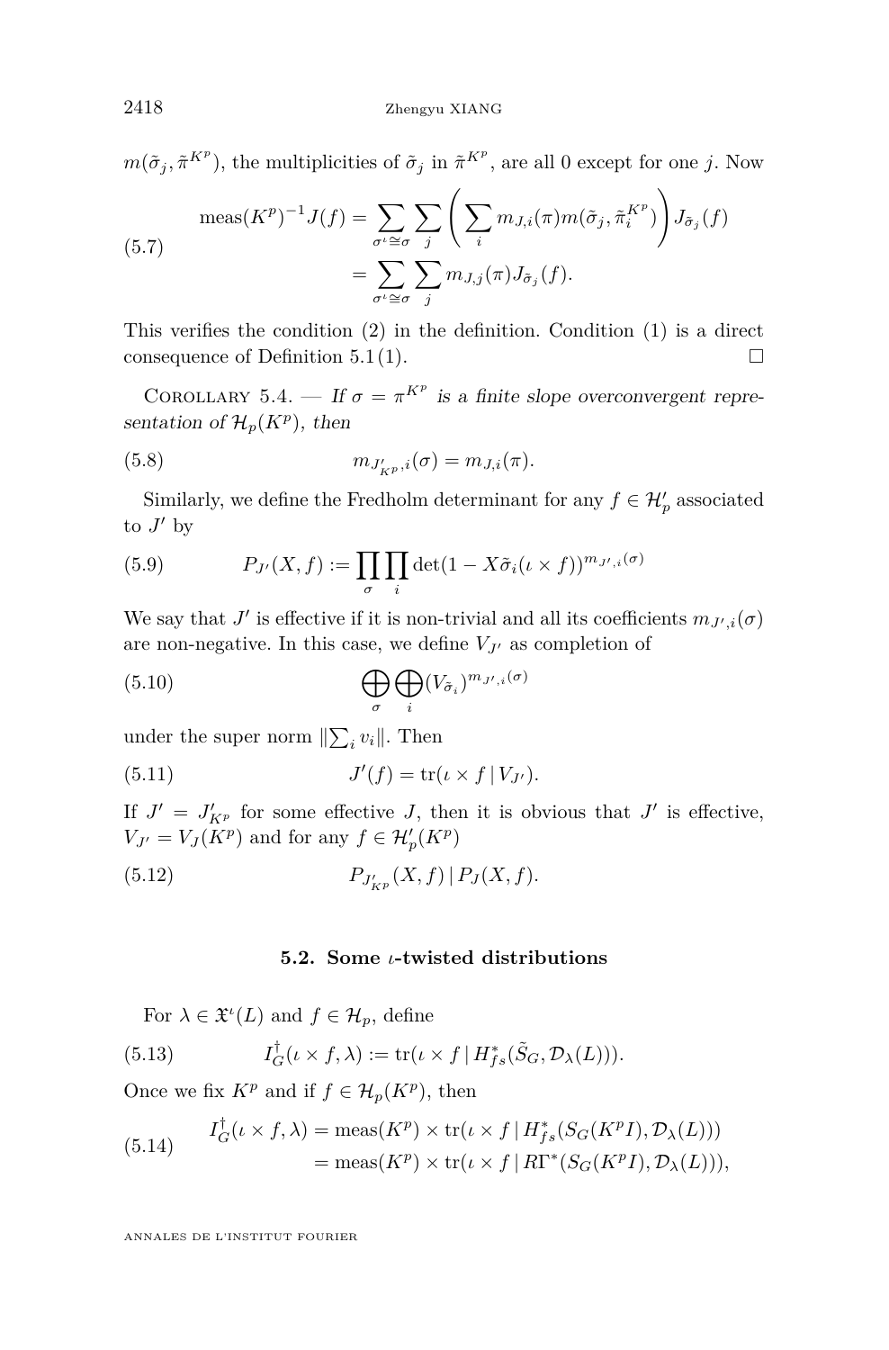$m(\tilde{\sigma}_j, \tilde{\pi}^{K^p})$, the multiplicities of $\tilde{\sigma}_j$ in $\tilde{\pi}^{K^p}$, are all 0 except for one $j$. Now

$$\begin{aligned}
\operatorname{meas}(K^p)^{-1} J(f) &= \sum_{\sigma^\iota \cong \sigma} \sum_j \left( \sum_i m_{J,i}(\pi) m(\tilde{\sigma}_j, \tilde{\pi}_i^{K^p}) \right) J_{\tilde{\sigma}_j}(f) \\
&= \sum_{\sigma^\iota \cong \sigma} \sum_j m_{J,j}(\pi) J_{\tilde{\sigma}_j}(f).
\end{aligned} \tag{5.7}$$

This verifies the condition (2) in the definition. Condition (1) is a direct consequence of Definition 5.1 (1). $\square$

Corollary 5.4. — *If $\sigma = \pi^{K^p}$ is a finite slope overconvergent representation of $\mathcal{H}_p(K^p)$, then*

$$m_{J'_{K^p},i}(\sigma) = m_{J,i}(\pi). \tag{5.8}$$

Similarly, we define the Fredholm determinant for any $f \in \mathcal{H}'_p$ associated to $J'$ by

$$P_{J'}(X, f) := \prod_\sigma \prod_i \det(1 - X\tilde{\sigma}_i(\iota \times f))^{m_{J',i}(\sigma)} \tag{5.9}$$

We say that $J'$ is effective if it is non-trivial and all its coefficients $m_{J',i}(\sigma)$ are non-negative. In this case, we define $V_{J'}$ as completion of

$$\bigoplus_\sigma \bigoplus_i (V_{\tilde{\sigma}_i})^{m_{J',i}(\sigma)} \tag{5.10}$$

under the super norm $\|\sum_i v_i\|$. Then

$$J'(f) = \operatorname{tr}(\iota \times f \,|\, V_{J'}). \tag{5.11}$$

If $J' = J'_{K^p}$ for some effective $J$, then it is obvious that $J'$ is effective, $V_{J'} = V_J(K^p)$ and for any $f \in \mathcal{H}'_p(K^p)$

$$P_{J'_{K^p}}(X, f) \,|\, P_J(X, f). \tag{5.12}$$

### 5.2. Some $\iota$-twisted distributions

For $\lambda \in \mathfrak{X}^\iota(L)$ and $f \in \mathcal{H}_p$, define

$$I_G^\dagger(\iota \times f, \lambda) := \operatorname{tr}(\iota \times f \,|\, H^*_{fs}(\tilde{S}_G, \mathcal{D}_\lambda(L))). \tag{5.13}$$

Once we fix $K^p$ and if $f \in \mathcal{H}_p(K^p)$, then

$$\begin{aligned}
I_G^\dagger(\iota \times f, \lambda) &= \operatorname{meas}(K^p) \times \operatorname{tr}(\iota \times f \,|\, H^*_{fs}(S_G(K^p I), \mathcal{D}_\lambda(L))) \\
&= \operatorname{meas}(K^p) \times \operatorname{tr}(\iota \times f \,|\, R\Gamma^*(S_G(K^p I), \mathcal{D}_\lambda(L))),
\end{aligned} \tag{5.14}$$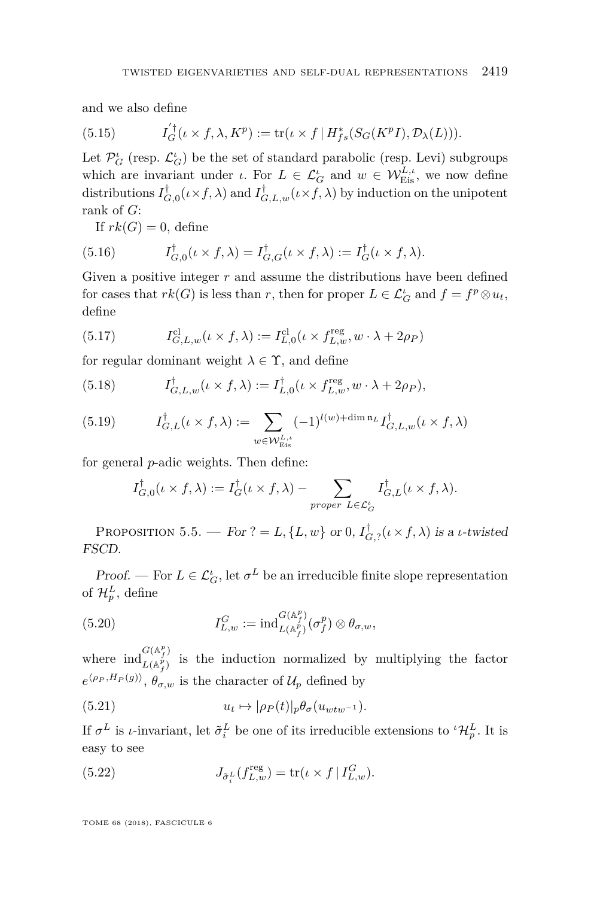and we also define

$$I_G^{'\dagger}(\iota \times f, \lambda, K^p) := \mathrm{tr}(\iota \times f \mid H^*_{fs}(S_G(K^pI), \mathcal{D}_\lambda(L))). \tag{5.15}$$

Let $\mathcal{P}_G^\iota$ (resp. $\mathcal{L}_G^\iota$) be the set of standard parabolic (resp. Levi) subgroups which are invariant under $\iota$. For $L \in \mathcal{L}_G^\iota$ and $w \in \mathcal{W}_{\mathrm{Eis}}^{L,\iota}$, we now define distributions $I_{G,0}^\dagger(\iota\times f, \lambda)$ and $I_{G,L,w}^\dagger(\iota\times f, \lambda)$ by induction on the unipotent rank of $G$:

If $rk(G) = 0$, define

$$I_{G,0}^\dagger(\iota \times f, \lambda) = I_{G,G}^\dagger(\iota \times f, \lambda) := I_G^\dagger(\iota \times f, \lambda). \tag{5.16}$$

Given a positive integer $r$ and assume the distributions have been defined for cases that $rk(G)$ is less than $r$, then for proper $L \in \mathcal{L}_G^\iota$ and $f = f^p \otimes u_t$, define

$$I_{G,L,w}^{\mathrm{cl}}(\iota \times f, \lambda) := I_{L,0}^{\mathrm{cl}}(\iota \times f_{L,w}^{\mathrm{reg}}, w\cdot\lambda + 2\rho_P) \tag{5.17}$$

for regular dominant weight $\lambda \in \Upsilon$, and define

$$I_{G,L,w}^\dagger(\iota \times f, \lambda) := I_{L,0}^\dagger(\iota \times f_{L,w}^{\mathrm{reg}}, w\cdot\lambda + 2\rho_P), \tag{5.18}$$

$$I_{G,L}^\dagger(\iota \times f, \lambda) := \sum_{w\in\mathcal{W}_{\mathrm{Eis}}^{L,\iota}} (-1)^{l(w)+\dim \mathfrak{n}_L} I_{G,L,w}^\dagger(\iota \times f, \lambda) \tag{5.19}$$

for general $p$-adic weights. Then define:

$$I_{G,0}^\dagger(\iota \times f, \lambda) := I_G^\dagger(\iota \times f, \lambda) - \sum_{\textit{proper } L\in\mathcal{L}_G^\iota} I_{G,L}^\dagger(\iota \times f, \lambda).$$

Proposition 5.5. — *For* $? = L, \{L, w\}$ *or* $0$, $I_{G,?}^\dagger(\iota \times f, \lambda)$ *is a* $\iota$*-twisted FSCD.*

*Proof.* — For $L \in \mathcal{L}_G^\iota$, let $\sigma^L$ be an irreducible finite slope representation of $\mathcal{H}_p^L$, define

$$I_{L,w}^G := \mathrm{ind}_{L(\mathbb{A}_f^p)}^{G(\mathbb{A}_f^p)}(\sigma_f^p) \otimes \theta_{\sigma,w}, \tag{5.20}$$

where $\mathrm{ind}_{L(\mathbb{A}_f^p)}^{G(\mathbb{A}_f^p)}$ is the induction normalized by multiplying the factor $e^{\langle \rho_P, H_P(g)\rangle}$, $\theta_{\sigma,w}$ is the character of $\mathcal{U}_p$ defined by

$$u_t \mapsto |\rho_P(t)|_p \theta_\sigma(u_{wtw^{-1}}). \tag{5.21}$$

If $\sigma^L$ is $\iota$-invariant, let $\tilde{\sigma}_i^L$ be one of its irreducible extensions to ${}^\iota\mathcal{H}_p^L$. It is easy to see

$$J_{\tilde{\sigma}_i^L}(f_{L,w}^{\mathrm{reg}}) = \mathrm{tr}(\iota \times f \mid I_{L,w}^G). \tag{5.22}$$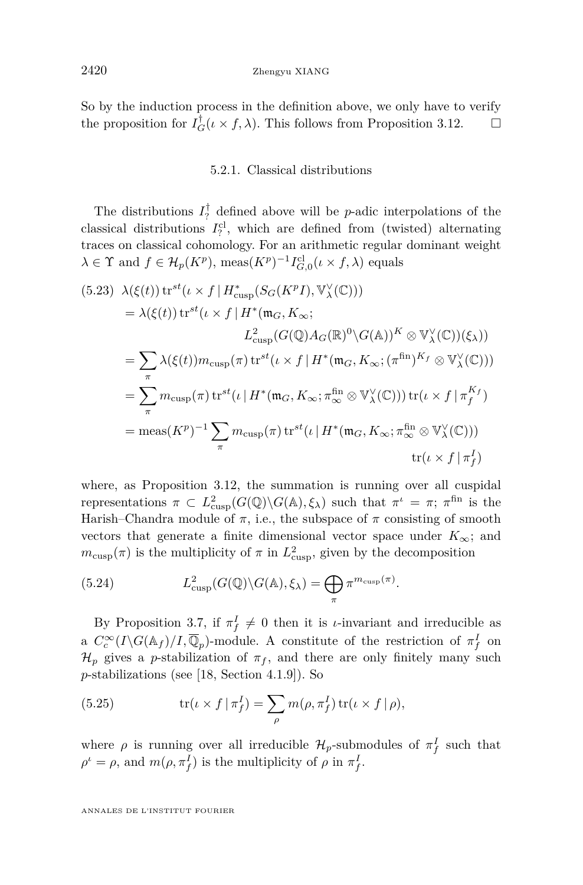So by the induction process in the definition above, we only have to verify the proposition for $I_G^\dagger(\iota \times f, \lambda)$. This follows from Proposition 3.12. $\square$

#### 5.2.1. Classical distributions

The distributions $I_?^\dagger$ defined above will be $p$-adic interpolations of the classical distributions $I_?^{\mathrm{cl}}$, which are defined from (twisted) alternating traces on classical cohomology. For an arithmetic regular dominant weight $\lambda \in \Upsilon$ and $f \in \mathcal{H}_p(K^p)$, $\mathrm{meas}(K^p)^{-1} I_{G,0}^{\mathrm{cl}}(\iota \times f, \lambda)$ equals

$$
\begin{aligned}
(5.23)\quad & \lambda(\xi(t)) \operatorname{tr}^{st}(\iota \times f \mid H^*_{\mathrm{cusp}}(S_G(K^p I), \mathbb{V}_\lambda^\vee(\mathbb{C}))) \\
&= \lambda(\xi(t)) \operatorname{tr}^{st}(\iota \times f \mid H^*(\mathfrak{m}_G, K_\infty; \\
&\qquad\qquad L^2_{\mathrm{cusp}}(G(\mathbb{Q}) A_G(\mathbb{R})^0 \backslash G(\mathbb{A}))^K \otimes \mathbb{V}_\lambda^\vee(\mathbb{C}))(\xi_\lambda)) \\
&= \sum_\pi \lambda(\xi(t)) m_{\mathrm{cusp}}(\pi) \operatorname{tr}^{st}(\iota \times f \mid H^*(\mathfrak{m}_G, K_\infty; (\pi^{\mathrm{fin}})^{K_f} \otimes \mathbb{V}_\lambda^\vee(\mathbb{C}))) \\
&= \sum_\pi m_{\mathrm{cusp}}(\pi) \operatorname{tr}^{st}(\iota \mid H^*(\mathfrak{m}_G, K_\infty; \pi_\infty^{\mathrm{fin}} \otimes \mathbb{V}_\lambda^\vee(\mathbb{C}))) \operatorname{tr}(\iota \times f \mid \pi_f^{K_f}) \\
&= \mathrm{meas}(K^p)^{-1} \sum_\pi m_{\mathrm{cusp}}(\pi) \operatorname{tr}^{st}(\iota \mid H^*(\mathfrak{m}_G, K_\infty; \pi_\infty^{\mathrm{fin}} \otimes \mathbb{V}_\lambda^\vee(\mathbb{C}))) \\
&\qquad\qquad \operatorname{tr}(\iota \times f \mid \pi_f^I)
\end{aligned}
$$

where, as Proposition 3.12, the summation is running over all cuspidal representations $\pi \subset L^2_{\mathrm{cusp}}(G(\mathbb{Q}) \backslash G(\mathbb{A}), \xi_\lambda)$ such that $\pi^\iota = \pi$; $\pi^{\mathrm{fin}}$ is the Harish–Chandra module of $\pi$, i.e., the subspace of $\pi$ consisting of smooth vectors that generate a finite dimensional vector space under $K_\infty$; and $m_{\mathrm{cusp}}(\pi)$ is the multiplicity of $\pi$ in $L^2_{\mathrm{cusp}}$, given by the decomposition

$$
(5.24)\qquad L^2_{\mathrm{cusp}}(G(\mathbb{Q}) \backslash G(\mathbb{A}), \xi_\lambda) = \bigoplus_\pi \pi^{m_{\mathrm{cusp}}(\pi)}.
$$

By Proposition 3.7, if $\pi_f^I \neq 0$ then it is $\iota$-invariant and irreducible as a $C_c^\infty(I \backslash G(\mathbb{A}_f)/I, \overline{\mathbb{Q}}_p)$-module. A constitute of the restriction of $\pi_f^I$ on $\mathcal{H}_p$ gives a $p$-stabilization of $\pi_f$, and there are only finitely many such $p$-stabilizations (see [18, Section 4.1.9]). So

$$
(5.25)\qquad \operatorname{tr}(\iota \times f \mid \pi_f^I) = \sum_\rho m(\rho, \pi_f^I) \operatorname{tr}(\iota \times f \mid \rho),
$$

where $\rho$ is running over all irreducible $\mathcal{H}_p$-submodules of $\pi_f^I$ such that $\rho^\iota = \rho$, and $m(\rho, \pi_f^I)$ is the multiplicity of $\rho$ in $\pi_f^I$.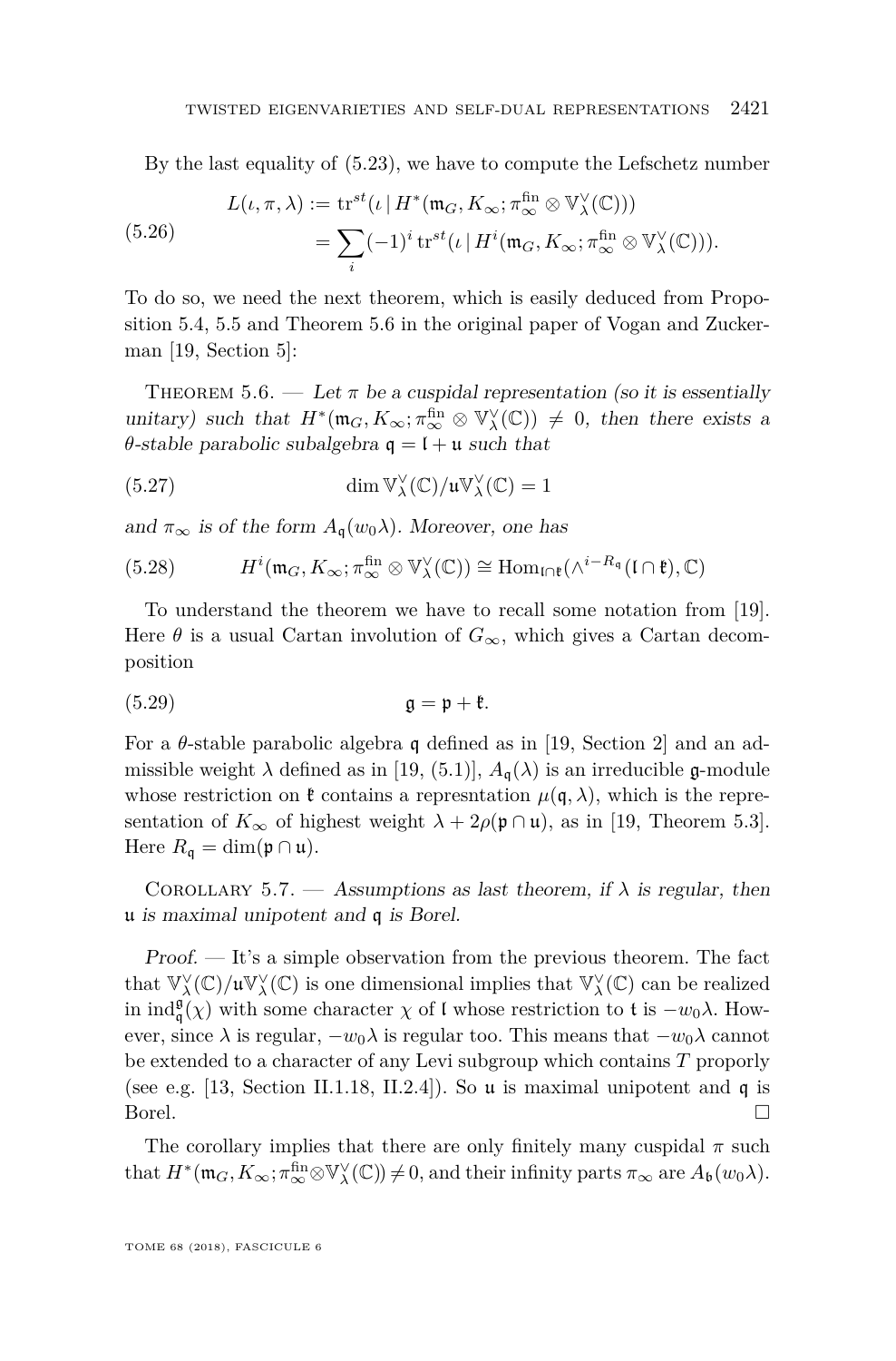By the last equality of (5.23), we have to compute the Lefschetz number

$$
\begin{aligned}
L(\iota,\pi,\lambda) &:= \operatorname{tr}^{st}(\iota \mid H^*(\mathfrak{m}_G, K_\infty; \pi_\infty^{\mathrm{fin}} \otimes \mathbb{V}_\lambda^\vee(\mathbb{C}))) \\
&= \sum_i (-1)^i \operatorname{tr}^{st}(\iota \mid H^i(\mathfrak{m}_G, K_\infty; \pi_\infty^{\mathrm{fin}} \otimes \mathbb{V}_\lambda^\vee(\mathbb{C}))).
\end{aligned} \tag{5.26}
$$

To do so, we need the next theorem, which is easily deduced from Proposition 5.4, 5.5 and Theorem 5.6 in the original paper of Vogan and Zuckerman [19, Section 5]:

Theorem 5.6. — *Let $\pi$ be a cuspidal representation (so it is essentially unitary) such that $H^*(\mathfrak{m}_G, K_\infty; \pi_\infty^{\mathrm{fin}} \otimes \mathbb{V}_\lambda^\vee(\mathbb{C})) \neq 0$, then there exists a $\theta$-stable parabolic subalgebra $\mathfrak{q} = \mathfrak{l} + \mathfrak{u}$ such that*

$$
\dim \mathbb{V}_\lambda^\vee(\mathbb{C})/\mathfrak{u}\mathbb{V}_\lambda^\vee(\mathbb{C}) = 1 \tag{5.27}
$$

*and $\pi_\infty$ is of the form $A_\mathfrak{q}(w_0\lambda)$. Moreover, one has*

$$
H^i(\mathfrak{m}_G, K_\infty; \pi_\infty^{\mathrm{fin}} \otimes \mathbb{V}_\lambda^\vee(\mathbb{C})) \cong \operatorname{Hom}_{\mathfrak{l}\cap\mathfrak{k}}(\wedge^{i-R_\mathfrak{q}}(\mathfrak{l}\cap\mathfrak{k}), \mathbb{C}) \tag{5.28}
$$

To understand the theorem we have to recall some notation from [19]. Here $\theta$ is a usual Cartan involution of $G_\infty$, which gives a Cartan decomposition

$$
\mathfrak{g} = \mathfrak{p} + \mathfrak{k}. \tag{5.29}
$$

For a $\theta$-stable parabolic algebra $\mathfrak{q}$ defined as in [19, Section 2] and an admissible weight $\lambda$ defined as in [19, (5.1)], $A_\mathfrak{q}(\lambda)$ is an irreducible $\mathfrak{g}$-module whose restriction on $\mathfrak{k}$ contains a represntation $\mu(\mathfrak{q},\lambda)$, which is the representation of $K_\infty$ of highest weight $\lambda + 2\rho(\mathfrak{p}\cap\mathfrak{u})$, as in [19, Theorem 5.3]. Here $R_\mathfrak{q} = \dim(\mathfrak{p}\cap\mathfrak{u})$.

Corollary 5.7. — *Assumptions as last theorem, if $\lambda$ is regular, then $\mathfrak{u}$ is maximal unipotent and $\mathfrak{q}$ is Borel.*

*Proof.* — It's a simple observation from the previous theorem. The fact that $\mathbb{V}_\lambda^\vee(\mathbb{C})/\mathfrak{u}\mathbb{V}_\lambda^\vee(\mathbb{C})$ is one dimensional implies that $\mathbb{V}_\lambda^\vee(\mathbb{C})$ can be realized in $\operatorname{ind}_\mathfrak{q}^\mathfrak{g}(\chi)$ with some character $\chi$ of $\mathfrak{l}$ whose restriction to $\mathfrak{t}$ is $-w_0\lambda$. However, since $\lambda$ is regular, $-w_0\lambda$ is regular too. This means that $-w_0\lambda$ cannot be extended to a character of any Levi subgroup which contains $T$ properly (see e.g. [13, Section II.1.18, II.2.4]). So $\mathfrak{u}$ is maximal unipotent and $\mathfrak{q}$ is Borel. $\square$

The corollary implies that there are only finitely many cuspidal $\pi$ such that $H^*(\mathfrak{m}_G, K_\infty; \pi_\infty^{\mathrm{fin}} \otimes \mathbb{V}_\lambda^\vee(\mathbb{C})) \neq 0$, and their infinity parts $\pi_\infty$ are $A_\mathfrak{b}(w_0\lambda)$.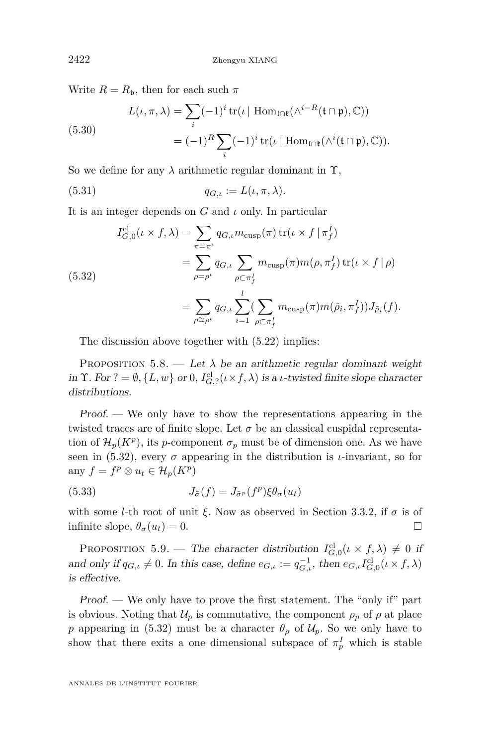Write $R = R_{\mathfrak{b}}$, then for each such $\pi$

$$L(\iota,\pi,\lambda) = \sum_i (-1)^i \operatorname{tr}(\iota \mid \operatorname{Hom}_{\mathfrak{l}\cap\mathfrak{k}}(\wedge^{i-R}(\mathfrak{t}\cap\mathfrak{p}),\mathbb{C})) \\ = (-1)^R \sum_i (-1)^i \operatorname{tr}(\iota \mid \operatorname{Hom}_{\mathfrak{l}\cap\mathfrak{k}}(\wedge^{i}(\mathfrak{t}\cap\mathfrak{p}),\mathbb{C})). \tag{5.30}$$

So we define for any $\lambda$ arithmetic regular dominant in $\Upsilon$,

$$q_{G,\iota} := L(\iota,\pi,\lambda). \tag{5.31}$$

It is an integer depends on $G$ and $\iota$ only. In particular

$$I^{\mathrm{cl}}_{G,0}(\iota\times f,\lambda) = \sum_{\pi=\pi^\iota} q_{G,\iota} m_{\mathrm{cusp}}(\pi) \operatorname{tr}(\iota\times f \mid \pi_f^I) \\ = \sum_{\rho=\rho^\iota} q_{G,\iota} \sum_{\rho\subset\pi_f^I} m_{\mathrm{cusp}}(\pi) m(\rho,\pi_f^I) \operatorname{tr}(\iota\times f\mid\rho) \\ = \sum_{\rho\cong\rho^\iota} q_{G,\iota} \sum_{i=1}^{l} \Big(\sum_{\rho\subset\pi_f^I} m_{\mathrm{cusp}}(\pi) m(\tilde{\rho}_i,\pi_f^I)\Big) J_{\tilde{\rho}_i}(f). \tag{5.32}$$

The discussion above together with (5.22) implies:

**Proposition 5.8.** — *Let $\lambda$ be an arithmetic regular dominant weight in $\Upsilon$. For $? = \emptyset, \{L,w\}$ or $0$, $I^{\mathrm{cl}}_{G,?}(\iota\times f,\lambda)$ is a $\iota$-twisted finite slope character distributions.*

*Proof.* — We only have to show the representations appearing in the twisted traces are of finite slope. Let $\sigma$ be an classical cuspidal representation of $\mathcal{H}_p(K^p)$, its $p$-component $\sigma_p$ must be of dimension one. As we have seen in (5.32), every $\sigma$ appearing in the distribution is $\iota$-invariant, so for any $f = f^p\otimes u_t \in \mathcal{H}_p(K^p)$

$$J_{\tilde{\sigma}}(f) = J_{\tilde{\sigma}^p}(f^p)\xi\theta_\sigma(u_t) \tag{5.33}$$

with some $l$-th root of unit $\xi$. Now as observed in Section 3.3.2, if $\sigma$ is of infinite slope, $\theta_\sigma(u_t) = 0$. □

**Proposition 5.9.** — *The character distribution $I^{\mathrm{cl}}_{G,0}(\iota\times f,\lambda)\neq 0$ if and only if $q_{G,\iota}\neq 0$. In this case, define $e_{G,\iota} := q_{G,\iota}^{-1}$, then $e_{G,\iota}I^{\mathrm{cl}}_{G,0}(\iota\times f,\lambda)$ is effective.*

*Proof.* — We only have to prove the first statement. The "only if" part is obvious. Noting that $\mathcal{U}_p$ is commutative, the component $\rho_p$ of $\rho$ at place $p$ appearing in (5.32) must be a character $\theta_\rho$ of $\mathcal{U}_p$. So we only have to show that there exits a one dimensional subspace of $\pi_p^I$ which is stable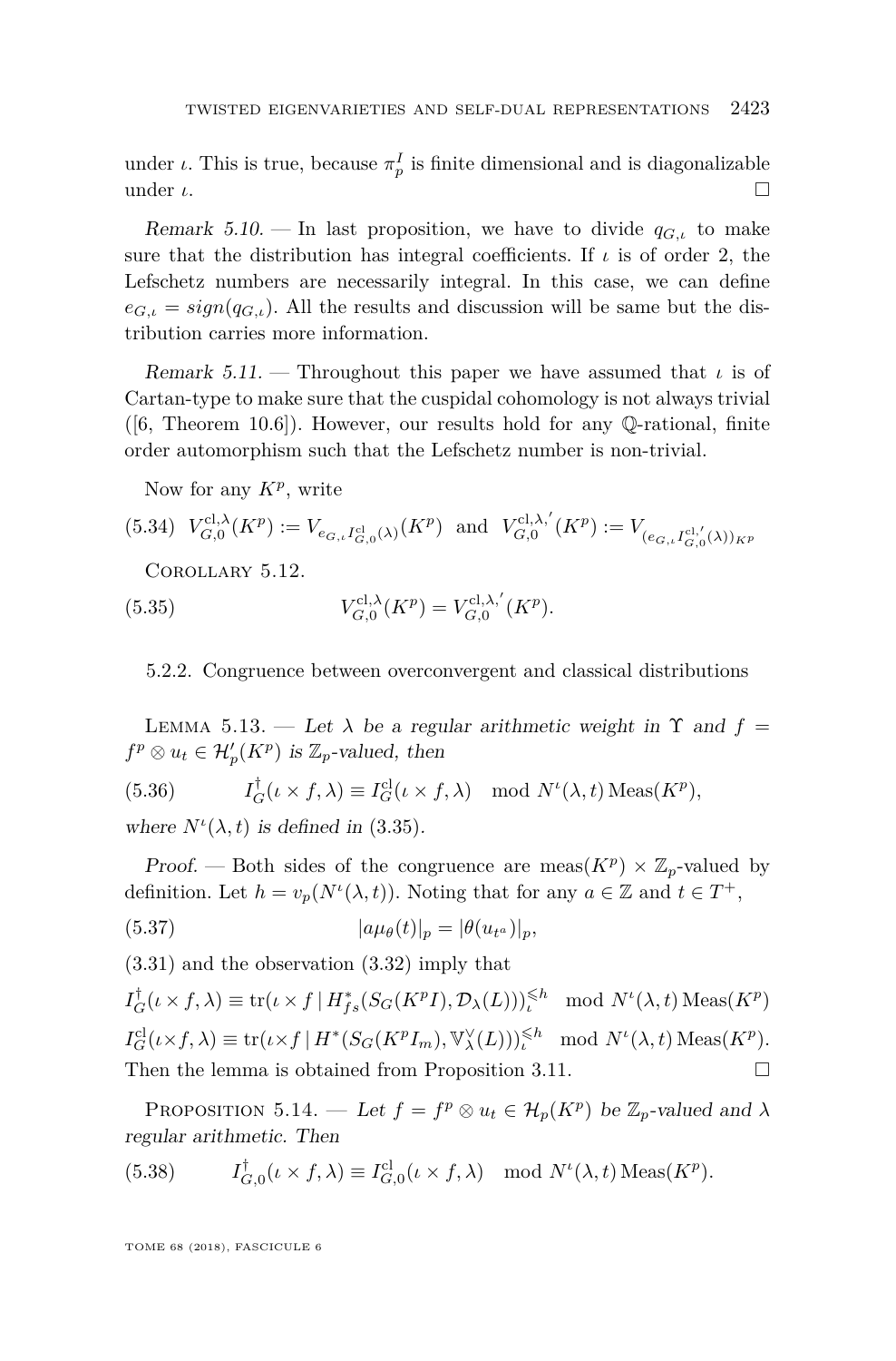under $\iota$. This is true, because $\pi_p^I$ is finite dimensional and is diagonalizable under $\iota$. □

*Remark 5.10.* — In last proposition, we have to divide $q_{G,\iota}$ to make sure that the distribution has integral coefficients. If $\iota$ is of order 2, the Lefschetz numbers are necessarily integral. In this case, we can define $e_{G,\iota} = sign(q_{G,\iota})$. All the results and discussion will be same but the distribution carries more information.

*Remark 5.11.* — Throughout this paper we have assumed that $\iota$ is of Cartan-type to make sure that the cuspidal cohomology is not always trivial ([6, Theorem 10.6]). However, our results hold for any $\mathbb{Q}$-rational, finite order automorphism such that the Lefschetz number is non-trivial.

Now for any $K^p$, write

$$V_{G,0}^{\mathrm{cl},\lambda}(K^p) := V_{e_{G,\iota}I_{G,0}^{\mathrm{cl}}(\lambda)}(K^p) \quad \text{and} \quad V_{G,0}^{\mathrm{cl},\lambda,'}(K^p) := V_{(e_{G,\iota}I_{G,0}^{\mathrm{cl},'}(\lambda))_{K^p}} \tag{5.34}$$

Corollary 5.12.

$$V_{G,0}^{\mathrm{cl},\lambda}(K^p) = V_{G,0}^{\mathrm{cl},\lambda,'}(K^p). \tag{5.35}$$

#### 5.2.2. Congruence between overconvergent and classical distributions

Lemma 5.13. — *Let $\lambda$ be a regular arithmetic weight in $\Upsilon$ and $f = f^p \otimes u_t \in \mathcal{H}_p'(K^p)$ is $\mathbb{Z}_p$-valued, then*

$$I_G^\dagger(\iota \times f, \lambda) \equiv I_G^{\mathrm{cl}}(\iota \times f, \lambda) \mod N^\iota(\lambda, t)\,\mathrm{Meas}(K^p), \tag{5.36}$$

*where $N^\iota(\lambda, t)$ is defined in (3.35).*

*Proof.* — Both sides of the congruence are $\mathrm{meas}(K^p) \times \mathbb{Z}_p$-valued by definition. Let $h = v_p(N^\iota(\lambda, t))$. Noting that for any $a \in \mathbb{Z}$ and $t \in T^+$,

$$|a\mu_\theta(t)|_p = |\theta(u_{t^a})|_p, \tag{5.37}$$

(3.31) and the observation (3.32) imply that

$$I_G^\dagger(\iota \times f, \lambda) \equiv \mathrm{tr}(\iota \times f \mid H_{fs}^*(S_G(K^pI), \mathcal{D}_\lambda(L)))_\iota^{\leqslant h} \mod N^\iota(\lambda, t)\,\mathrm{Meas}(K^p)$$

$$I_G^{\mathrm{cl}}(\iota \times f, \lambda) \equiv \mathrm{tr}(\iota \times f \mid H^*(S_G(K^pI_m), \mathbb{V}_\lambda^\vee(L)))_\iota^{\leqslant h} \mod N^\iota(\lambda, t)\,\mathrm{Meas}(K^p).$$

Then the lemma is obtained from Proposition 3.11. □

Proposition 5.14. — *Let $f = f^p \otimes u_t \in \mathcal{H}_p(K^p)$ be $\mathbb{Z}_p$-valued and $\lambda$ regular arithmetic. Then*

$$I_{G,0}^\dagger(\iota \times f, \lambda) \equiv I_{G,0}^{\mathrm{cl}}(\iota \times f, \lambda) \mod N^\iota(\lambda, t)\,\mathrm{Meas}(K^p). \tag{5.38}$$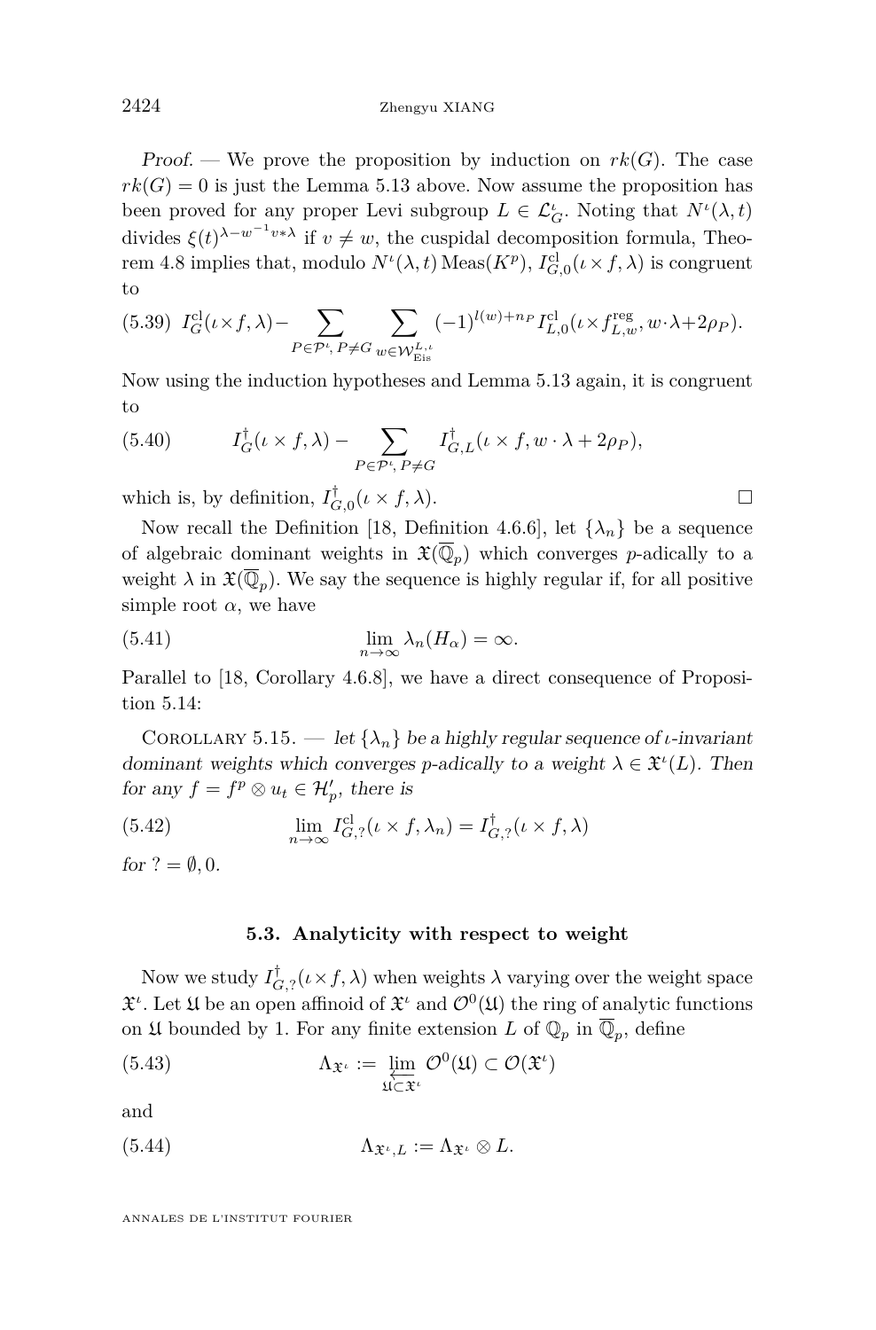*Proof.* — We prove the proposition by induction on $rk(G)$. The case $rk(G) = 0$ is just the Lemma 5.13 above. Now assume the proposition has been proved for any proper Levi subgroup $L \in \mathcal{L}_G^\iota$. Noting that $N^\iota(\lambda, t)$ divides $\xi(t)^{\lambda - w^{-1}v * \lambda}$ if $v \neq w$, the cuspidal decomposition formula, Theorem 4.8 implies that, modulo $N^\iota(\lambda, t)\operatorname{Meas}(K^p)$, $I_{G,0}^{\mathrm{cl}}(\iota \times f, \lambda)$ is congruent to

$$I_G^{\mathrm{cl}}(\iota \times f, \lambda) - \sum_{P \in \mathcal{P}^\iota,\, P \neq G} \sum_{w \in \mathcal{W}_{\mathrm{Eis}}^{L,\iota}} (-1)^{l(w)+n_P} I_{L,0}^{\mathrm{cl}}(\iota \times f_{L,w}^{\mathrm{reg}}, w \cdot \lambda + 2\rho_P). \tag{5.39}$$

Now using the induction hypotheses and Lemma 5.13 again, it is congruent to

$$I_G^\dagger(\iota \times f, \lambda) - \sum_{P \in \mathcal{P}^\iota,\, P \neq G} I_{G,L}^\dagger(\iota \times f, w \cdot \lambda + 2\rho_P), \tag{5.40}$$

which is, by definition, $I_{G,0}^\dagger(\iota \times f, \lambda)$. □

Now recall the Definition [18, Definition 4.6.6], let $\{\lambda_n\}$ be a sequence of algebraic dominant weights in $\mathfrak{X}(\overline{\mathbb{Q}}_p)$ which converges $p$-adically to a weight $\lambda$ in $\mathfrak{X}(\overline{\mathbb{Q}}_p)$. We say the sequence is highly regular if, for all positive simple root $\alpha$, we have

$$\lim_{n \to \infty} \lambda_n(H_\alpha) = \infty. \tag{5.41}$$

Parallel to [18, Corollary 4.6.8], we have a direct consequence of Proposition 5.14:

Corollary 5.15. — *let $\{\lambda_n\}$ be a highly regular sequence of $\iota$-invariant dominant weights which converges $p$-adically to a weight $\lambda \in \mathfrak{X}^\iota(L)$. Then for any $f = f^p \otimes u_t \in \mathcal{H}_p'$, there is*

$$\lim_{n \to \infty} I_{G,?}^{\mathrm{cl}}(\iota \times f, \lambda_n) = I_{G,?}^\dagger(\iota \times f, \lambda) \tag{5.42}$$

*for $? = \emptyset, 0$.*

### 5.3. Analyticity with respect to weight

Now we study $I_{G,?}^\dagger(\iota \times f, \lambda)$ when weights $\lambda$ varying over the weight space $\mathfrak{X}^\iota$. Let $\mathfrak{U}$ be an open affinoid of $\mathfrak{X}^\iota$ and $\mathcal{O}^0(\mathfrak{U})$ the ring of analytic functions on $\mathfrak{U}$ bounded by 1. For any finite extension $L$ of $\mathbb{Q}_p$ in $\overline{\mathbb{Q}}_p$, define

$$\Lambda_{\mathfrak{X}^\iota} := \varprojlim_{\mathfrak{U} \subset \mathfrak{X}^\iota} \mathcal{O}^0(\mathfrak{U}) \subset \mathcal{O}(\mathfrak{X}^\iota) \tag{5.43}$$

and

$$\Lambda_{\mathfrak{X}^\iota, L} := \Lambda_{\mathfrak{X}^\iota} \otimes L. \tag{5.44}$$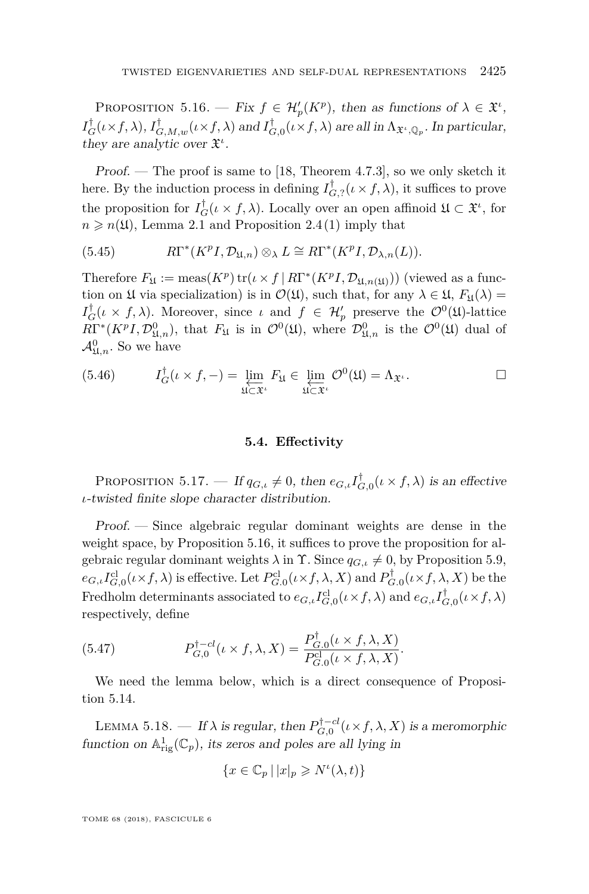Proposition 5.16. — *Fix $f \in \mathcal{H}'_p(K^p)$, then as functions of $\lambda \in \mathfrak{X}^\iota$, $I^\dagger_G(\iota \times f, \lambda)$, $I^\dagger_{G,M,w}(\iota \times f, \lambda)$ and $I^\dagger_{G,0}(\iota \times f, \lambda)$ are all in $\Lambda_{\mathfrak{X}^\iota, \mathbb{Q}_p}$. In particular, they are analytic over $\mathfrak{X}^\iota$.*

*Proof.* — The proof is same to [18, Theorem 4.7.3], so we only sketch it here. By the induction process in defining $I^\dagger_{G,?}(\iota \times f, \lambda)$, it suffices to prove the proposition for $I^\dagger_G(\iota \times f, \lambda)$. Locally over an open affinoid $\mathfrak{U} \subset \mathfrak{X}^\iota$, for $n \geqslant n(\mathfrak{U})$, Lemma 2.1 and Proposition 2.4 (1) imply that

$$R\Gamma^*(K^pI, \mathcal{D}_{\mathfrak{U},n}) \otimes_\lambda L \cong R\Gamma^*(K^pI, \mathcal{D}_{\lambda,n}(L)). \tag{5.45}$$

Therefore $F_{\mathfrak{U}} := \operatorname{meas}(K^p) \operatorname{tr}(\iota \times f \mid R\Gamma^*(K^pI, \mathcal{D}_{\mathfrak{U},n(\mathfrak{U})}))$ (viewed as a function on $\mathfrak{U}$ via specialization) is in $\mathcal{O}(\mathfrak{U})$, such that, for any $\lambda \in \mathfrak{U}$, $F_{\mathfrak{U}}(\lambda) = I^\dagger_G(\iota \times f, \lambda)$. Moreover, since $\iota$ and $f \in \mathcal{H}'_p$ preserve the $\mathcal{O}^0(\mathfrak{U})$-lattice $R\Gamma^*(K^pI, \mathcal{D}^0_{\mathfrak{U},n})$, that $F_{\mathfrak{U}}$ is in $\mathcal{O}^0(\mathfrak{U})$, where $\mathcal{D}^0_{\mathfrak{U},n}$ is the $\mathcal{O}^0(\mathfrak{U})$ dual of $\mathcal{A}^0_{\mathfrak{U},n}$. So we have

$$I^\dagger_G(\iota \times f, -) = \varprojlim_{\mathfrak{U} \subset \mathfrak{X}^\iota} F_{\mathfrak{U}} \in \varprojlim_{\mathfrak{U} \subset \mathfrak{X}^\iota} \mathcal{O}^0(\mathfrak{U}) = \Lambda_{\mathfrak{X}^\iota}. \tag{5.46}$$

□

### 5.4. Effectivity

Proposition 5.17. — *If $q_{G,\iota} \neq 0$, then $e_{G,\iota} I^\dagger_{G,0}(\iota \times f, \lambda)$ is an effective $\iota$-twisted finite slope character distribution.*

*Proof.* — Since algebraic regular dominant weights are dense in the weight space, by Proposition 5.16, it suffices to prove the proposition for algebraic regular dominant weights $\lambda$ in $\Upsilon$. Since $q_{G,\iota} \neq 0$, by Proposition 5.9, $e_{G,\iota} I^{\mathrm{cl}}_{G,0}(\iota \times f, \lambda)$ is effective. Let $P^{\mathrm{cl}}_{G.0}(\iota \times f, \lambda, X)$ and $P^\dagger_{G.0}(\iota \times f, \lambda, X)$ be the Fredholm determinants associated to $e_{G,\iota} I^{\mathrm{cl}}_{G,0}(\iota \times f, \lambda)$ and $e_{G,\iota} I^\dagger_{G,0}(\iota \times f, \lambda)$ respectively, define

$$P^{\dagger - cl}_{G,0}(\iota \times f, \lambda, X) = \frac{P^\dagger_{G.0}(\iota \times f, \lambda, X)}{P^{\mathrm{cl}}_{G.0}(\iota \times f, \lambda, X)}. \tag{5.47}$$

We need the lemma below, which is a direct consequence of Proposition 5.14.

Lemma 5.18. — *If $\lambda$ is regular, then $P^{\dagger - cl}_{G,0}(\iota \times f, \lambda, X)$ is a meromorphic function on $\mathbb{A}^1_{\mathrm{rig}}(\mathbb{C}_p)$, its zeros and poles are all lying in*

$$\{x \in \mathbb{C}_p \mid |x|_p \geqslant N^\iota(\lambda, t)\}$$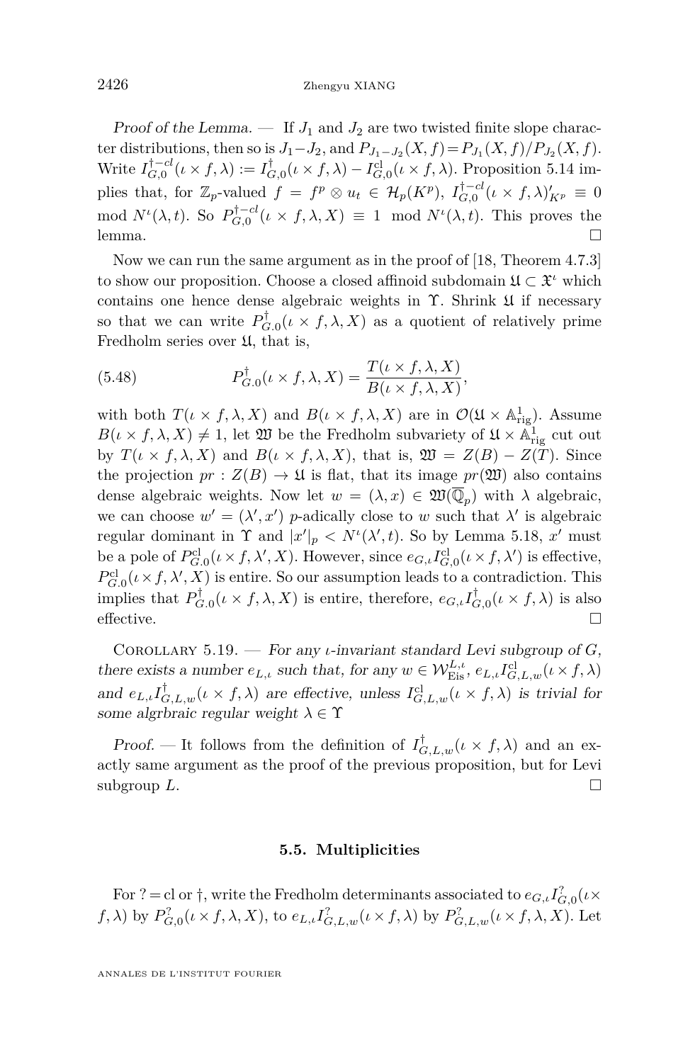*Proof of the Lemma.* — If $J_1$ and $J_2$ are two twisted finite slope character distributions, then so is $J_1 - J_2$, and $P_{J_1-J_2}(X,f) = P_{J_1}(X,f)/P_{J_2}(X,f)$. Write $I^{\dagger-cl}_{G,0}(\iota\times f,\lambda) := I^{\dagger}_{G,0}(\iota\times f,\lambda) - I^{\mathrm{cl}}_{G,0}(\iota\times f,\lambda)$. Proposition 5.14 implies that, for $\mathbb{Z}_p$-valued $f = f^p\otimes u_t \in \mathcal{H}_p(K^p)$, $I^{\dagger-cl}_{G,0}(\iota\times f,\lambda)'_{K^p} \equiv 0 \mod N^{\iota}(\lambda,t)$. So $P^{\dagger-cl}_{G,0}(\iota\times f,\lambda,X)\equiv 1 \mod N^{\iota}(\lambda,t)$. This proves the lemma. □

Now we can run the same argument as in the proof of [18, Theorem 4.7.3] to show our proposition. Choose a closed affinoid subdomain $\mathfrak{U}\subset\mathfrak{X}^{\iota}$ which contains one hence dense algebraic weights in $\Upsilon$. Shrink $\mathfrak{U}$ if necessary so that we can write $P^{\dagger}_{G.0}(\iota\times f,\lambda,X)$ as a quotient of relatively prime Fredholm series over $\mathfrak{U}$, that is,

$$P^{\dagger}_{G.0}(\iota\times f,\lambda,X) = \frac{T(\iota\times f,\lambda,X)}{B(\iota\times f,\lambda,X)},\tag{5.48}$$

with both $T(\iota\times f,\lambda,X)$ and $B(\iota\times f,\lambda,X)$ are in $\mathcal{O}(\mathfrak{U}\times\mathbb{A}^1_{\mathrm{rig}})$. Assume $B(\iota\times f,\lambda,X)\neq 1$, let $\mathfrak{W}$ be the Fredholm subvariety of $\mathfrak{U}\times\mathbb{A}^1_{\mathrm{rig}}$ cut out by $T(\iota\times f,\lambda,X)$ and $B(\iota\times f,\lambda,X)$, that is, $\mathfrak{W} = Z(B) - Z(T)$. Since the projection $pr: Z(B)\to\mathfrak{U}$ is flat, that its image $pr(\mathfrak{W})$ also contains dense algebraic weights. Now let $w = (\lambda,x)\in\mathfrak{W}(\overline{\mathbb{Q}}_p)$ with $\lambda$ algebraic, we can choose $w' = (\lambda',x')$ $p$-adically close to $w$ such that $\lambda'$ is algebraic regular dominant in $\Upsilon$ and $|x'|_p < N^{\iota}(\lambda',t)$. So by Lemma 5.18, $x'$ must be a pole of $P^{\mathrm{cl}}_{G.0}(\iota\times f,\lambda',X)$. However, since $e_{G,\iota}I^{\mathrm{cl}}_{G,0}(\iota\times f,\lambda')$ is effective, $P^{\mathrm{cl}}_{G.0}(\iota\times f,\lambda',X)$ is entire. So our assumption leads to a contradiction. This implies that $P^{\dagger}_{G.0}(\iota\times f,\lambda,X)$ is entire, therefore, $e_{G,\iota}I^{\dagger}_{G,0}(\iota\times f,\lambda)$ is also effective. □

Corollary 5.19. — *For any $\iota$-invariant standard Levi subgroup of $G$, there exists a number $e_{L,\iota}$ such that, for any $w\in\mathcal{W}^{L,\iota}_{\mathrm{Eis}}$, $e_{L,\iota}I^{\mathrm{cl}}_{G,L,w}(\iota\times f,\lambda)$ and $e_{L,\iota}I^{\dagger}_{G,L,w}(\iota\times f,\lambda)$ are effective, unless $I^{\mathrm{cl}}_{G,L,w}(\iota\times f,\lambda)$ is trivial for some algrbraic regular weight $\lambda\in\Upsilon$*

*Proof.* — It follows from the definition of $I^{\dagger}_{G,L,w}(\iota\times f,\lambda)$ and an exactly same argument as the proof of the previous proposition, but for Levi subgroup $L$. □

### 5.5. Multiplicities

For $? = \mathrm{cl}$ or $\dagger$, write the Fredholm determinants associated to $e_{G,\iota}I^{?}_{G,0}(\iota\times f,\lambda)$ by $P^{?}_{G,0}(\iota\times f,\lambda,X)$, to $e_{L,\iota}I^{?}_{G,L,w}(\iota\times f,\lambda)$ by $P^{?}_{G,L,w}(\iota\times f,\lambda,X)$. Let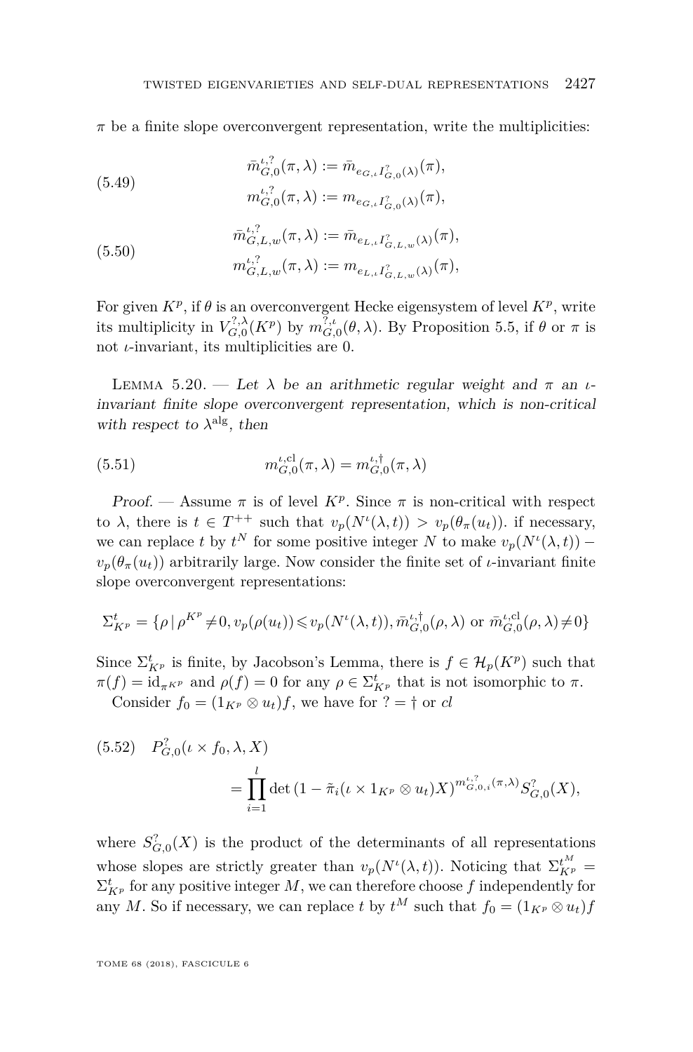$\pi$ be a finite slope overconvergent representation, write the multiplicities:

$$\begin{aligned}\bar{m}^{\iota,?}_{G,0}(\pi,\lambda) &:= \bar{m}_{e_{G,\iota}I^{?}_{G,0}(\lambda)}(\pi),\\ m^{\iota,?}_{G,0}(\pi,\lambda) &:= m_{e_{G,\iota}I^{?}_{G,0}(\lambda)}(\pi),\end{aligned} \tag{5.49}$$

$$\begin{aligned}\bar{m}^{\iota,?}_{G,L,w}(\pi,\lambda) &:= \bar{m}_{e_{L,\iota}I^{?}_{G,L,w}(\lambda)}(\pi),\\ m^{\iota,?}_{G,L,w}(\pi,\lambda) &:= m_{e_{L,\iota}I^{?}_{G,L,w}(\lambda)}(\pi),\end{aligned} \tag{5.50}$$

For given $K^p$, if $\theta$ is an overconvergent Hecke eigensystem of level $K^p$, write its multiplicity in $V^{?,\lambda}_{G,0}(K^p)$ by $m^{?,\iota}_{G,0}(\theta,\lambda)$. By Proposition 5.5, if $\theta$ or $\pi$ is not $\iota$-invariant, its multiplicities are 0.

Lemma 5.20. — *Let $\lambda$ be an arithmetic regular weight and $\pi$ an $\iota$-invariant finite slope overconvergent representation, which is non-critical with respect to $\lambda^{\mathrm{alg}}$, then*

$$m^{\iota,\mathrm{cl}}_{G,0}(\pi,\lambda) = m^{\iota,\dagger}_{G,0}(\pi,\lambda) \tag{5.51}$$

*Proof.* — Assume $\pi$ is of level $K^p$. Since $\pi$ is non-critical with respect to $\lambda$, there is $t \in T^{++}$ such that $v_p(N^{\iota}(\lambda,t)) > v_p(\theta_\pi(u_t))$. if necessary, we can replace $t$ by $t^N$ for some positive integer $N$ to make $v_p(N^{\iota}(\lambda,t)) - v_p(\theta_\pi(u_t))$ arbitrarily large. Now consider the finite set of $\iota$-invariant finite slope overconvergent representations:

$$\Sigma^t_{K^p} = \{\rho \mid \rho^{K^p} \neq 0, v_p(\rho(u_t)) \leqslant v_p(N^{\iota}(\lambda,t)), \bar{m}^{\iota,\dagger}_{G,0}(\rho,\lambda) \text{ or } \bar{m}^{\iota,\mathrm{cl}}_{G,0}(\rho,\lambda) \neq 0\}$$

Since $\Sigma^t_{K^p}$ is finite, by Jacobson's Lemma, there is $f \in \mathcal{H}_p(K^p)$ such that $\pi(f) = \mathrm{id}_{\pi^{K^p}}$ and $\rho(f) = 0$ for any $\rho \in \Sigma^t_{K^p}$ that is not isomorphic to $\pi$.

Consider $f_0 = (1_{K^p} \otimes u_t)f$, we have for $? = \dagger$ or *cl*

$$P^{?}_{G,0}(\iota \times f_0, \lambda, X) = \prod_{i=1}^{l} \det\left(1 - \tilde{\pi}_i(\iota \times 1_{K^p} \otimes u_t)X\right)^{m^{\iota,?}_{G,0,i}(\pi,\lambda)} S^{?}_{G,0}(X), \tag{5.52}$$

where $S^{?}_{G,0}(X)$ is the product of the determinants of all representations whose slopes are strictly greater than $v_p(N^{\iota}(\lambda,t))$. Noticing that $\Sigma^{t^M}_{K^p} = \Sigma^t_{K^p}$ for any positive integer $M$, we can therefore choose $f$ independently for any $M$. So if necessary, we can replace $t$ by $t^M$ such that $f_0 = (1_{K^p} \otimes u_t)f$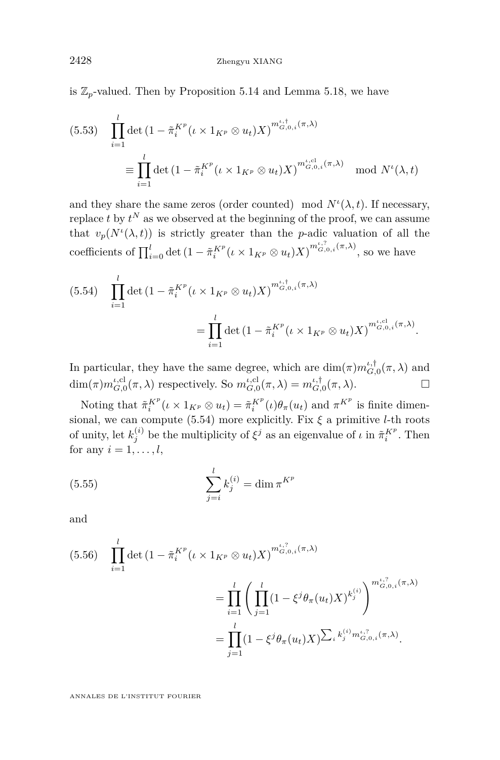is $\mathbb{Z}_p$-valued. Then by Proposition 5.14 and Lemma 5.18, we have

$$\prod_{i=1}^{l} \det\left(1 - \tilde{\pi}_i^{K^p}(\iota \times 1_{K^p} \otimes u_t)X\right)^{m_{G,0,i}^{\iota,\dagger}(\pi,\lambda)} \equiv \prod_{i=1}^{l} \det\left(1 - \tilde{\pi}_i^{K^p}(\iota \times 1_{K^p} \otimes u_t)X\right)^{m_{G,0,i}^{\iota,\mathrm{cl}}(\pi,\lambda)} \mod N^\iota(\lambda, t) \tag{5.53}$$

and they share the same zeros (order counted) $\mod N^\iota(\lambda, t)$. If necessary, replace $t$ by $t^N$ as we observed at the beginning of the proof, we can assume that $v_p(N^\iota(\lambda, t))$ is strictly greater than the $p$-adic valuation of all the coefficients of $\prod_{i=0}^{l} \det\left(1 - \tilde{\pi}_i^{K^p}(\iota \times 1_{K^p} \otimes u_t)X\right)^{m_{G,0,i}^{\iota,?}(\pi,\lambda)}$, so we have

$$\prod_{i=1}^{l} \det\left(1 - \tilde{\pi}_i^{K^p}(\iota \times 1_{K^p} \otimes u_t)X\right)^{m_{G,0,i}^{\iota,\dagger}(\pi,\lambda)} = \prod_{i=1}^{l} \det\left(1 - \tilde{\pi}_i^{K^p}(\iota \times 1_{K^p} \otimes u_t)X\right)^{m_{G,0,i}^{\iota,\mathrm{cl}}(\pi,\lambda)}. \tag{5.54}$$

In particular, they have the same degree, which are $\dim(\pi) m_{G,0}^{\iota,\dagger}(\pi, \lambda)$ and $\dim(\pi) m_{G,0}^{\iota,\mathrm{cl}}(\pi, \lambda)$ respectively. So $m_{G,0}^{\iota,\mathrm{cl}}(\pi, \lambda) = m_{G,0}^{\iota,\dagger}(\pi, \lambda)$. $\square$

Noting that $\tilde{\pi}_i^{K^p}(\iota \times 1_{K^p} \otimes u_t) = \tilde{\pi}_i^{K^p}(\iota)\theta_\pi(u_t)$ and $\pi^{K^p}$ is finite dimensional, we can compute (5.54) more explicitly. Fix $\xi$ a primitive $l$-th roots of unity, let $k_j^{(i)}$ be the multiplicity of $\xi^j$ as an eigenvalue of $\iota$ in $\tilde{\pi}_i^{K^p}$. Then for any $i = 1, \ldots, l$,

$$\sum_{j=i}^{l} k_j^{(i)} = \dim \pi^{K^p} \tag{5.55}$$

and

$$\begin{aligned}
\prod_{i=1}^{l} \det\left(1 - \tilde{\pi}_i^{K^p}(\iota \times 1_{K^p} \otimes u_t)X\right)^{m_{G,0,i}^{\iota,?}(\pi,\lambda)} &= \prod_{i=1}^{l} \left( \prod_{j=1}^{l} (1 - \xi^j \theta_\pi(u_t)X)^{k_j^{(i)}} \right)^{m_{G,0,i}^{\iota,?}(\pi,\lambda)} \\
&= \prod_{j=1}^{l} (1 - \xi^j \theta_\pi(u_t)X)^{\sum_i k_j^{(i)} m_{G,0,i}^{\iota,?}(\pi,\lambda)}.
\end{aligned} \tag{5.56}$$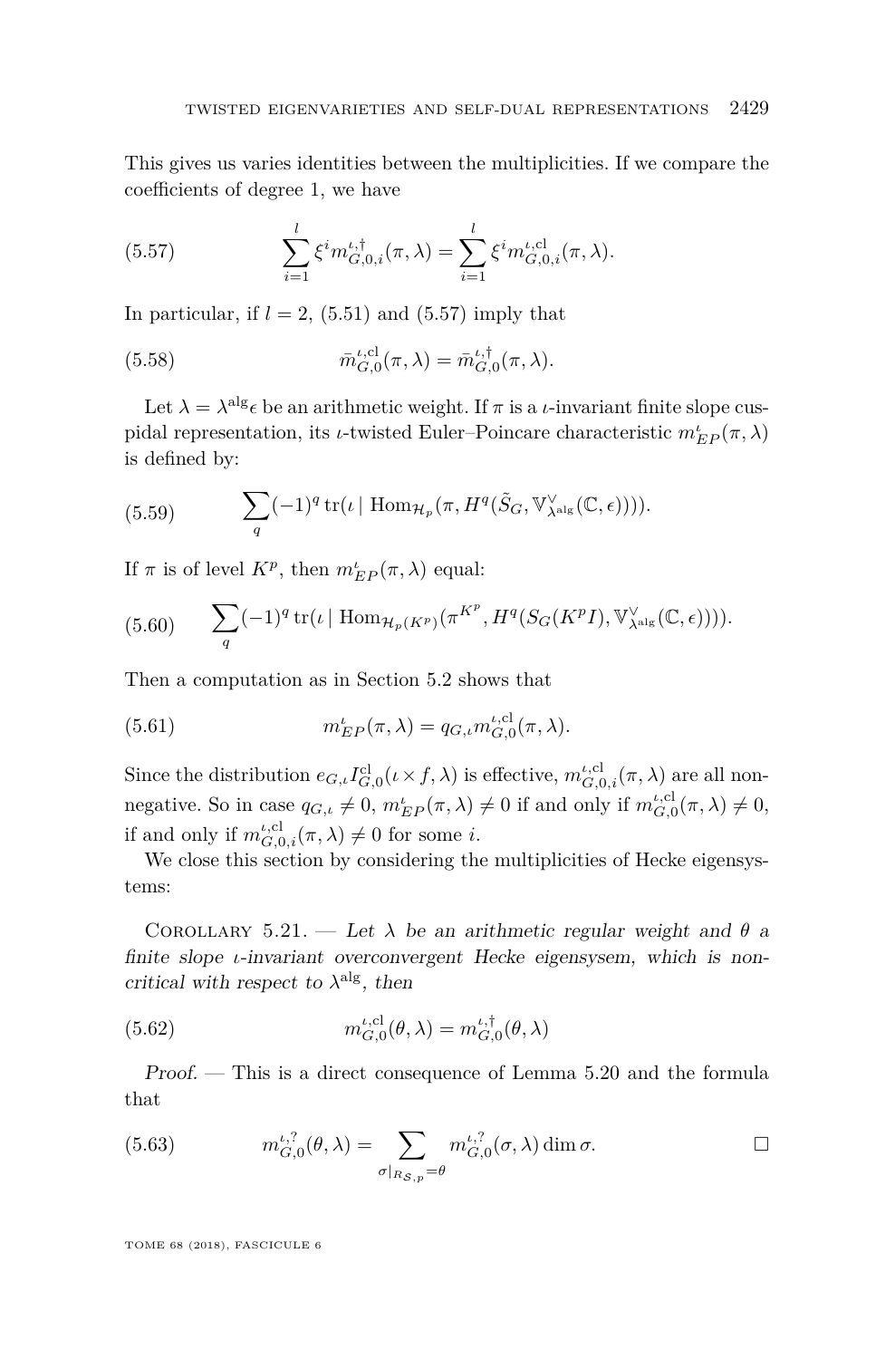This gives us varies identities between the multiplicities. If we compare the coefficients of degree 1, we have

$$\sum_{i=1}^{l} \xi^i m^{\iota,\dagger}_{G,0,i}(\pi,\lambda) = \sum_{i=1}^{l} \xi^i m^{\iota,\mathrm{cl}}_{G,0,i}(\pi,\lambda). \tag{5.57}$$

In particular, if $l = 2$, (5.51) and (5.57) imply that

$$\bar{m}^{\iota,\mathrm{cl}}_{G,0}(\pi,\lambda) = \bar{m}^{\iota,\dagger}_{G,0}(\pi,\lambda). \tag{5.58}$$

Let $\lambda = \lambda^{\mathrm{alg}}\epsilon$ be an arithmetic weight. If $\pi$ is a $\iota$-invariant finite slope cuspidal representation, its $\iota$-twisted Euler–Poincare characteristic $m^{\iota}_{EP}(\pi,\lambda)$ is defined by:

$$\sum_q (-1)^q \operatorname{tr}(\iota \mid \operatorname{Hom}_{\mathcal{H}_p}(\pi, H^q(\tilde{S}_G, \mathbb{V}^{\vee}_{\lambda^{\mathrm{alg}}}(\mathbb{C},\epsilon)))). \tag{5.59}$$

If $\pi$ is of level $K^p$, then $m^{\iota}_{EP}(\pi,\lambda)$ equal:

$$\sum_q (-1)^q \operatorname{tr}(\iota \mid \operatorname{Hom}_{\mathcal{H}_p(K^p)}(\pi^{K^p}, H^q(S_G(K^pI), \mathbb{V}^{\vee}_{\lambda^{\mathrm{alg}}}(\mathbb{C},\epsilon)))). \tag{5.60}$$

Then a computation as in Section 5.2 shows that

$$m^{\iota}_{EP}(\pi,\lambda) = q_{G,\iota} m^{\iota,\mathrm{cl}}_{G,0}(\pi,\lambda). \tag{5.61}$$

Since the distribution $e_{G,\iota} I^{\mathrm{cl}}_{G,0}(\iota \times f, \lambda)$ is effective, $m^{\iota,\mathrm{cl}}_{G,0,i}(\pi,\lambda)$ are all nonnegative. So in case $q_{G,\iota} \neq 0$, $m^{\iota}_{EP}(\pi,\lambda) \neq 0$ if and only if $m^{\iota,\mathrm{cl}}_{G,0}(\pi,\lambda) \neq 0$, if and only if $m^{\iota,\mathrm{cl}}_{G,0,i}(\pi,\lambda) \neq 0$ for some $i$.

We close this section by considering the multiplicities of Hecke eigensystems:

Corollary 5.21. — *Let $\lambda$ be an arithmetic regular weight and $\theta$ a finite slope $\iota$-invariant overconvergent Hecke eigensysem, which is noncritical with respect to $\lambda^{\mathrm{alg}}$, then*

$$m^{\iota,\mathrm{cl}}_{G,0}(\theta,\lambda) = m^{\iota,\dagger}_{G,0}(\theta,\lambda) \tag{5.62}$$

*Proof.* — This is a direct consequence of Lemma 5.20 and the formula that

$$m^{\iota,?}_{G,0}(\theta,\lambda) = \sum_{\sigma|_{R_{\mathcal{S},p}}=\theta} m^{\iota,?}_{G,0}(\sigma,\lambda)\dim\sigma. \tag{5.63}$$

$\square$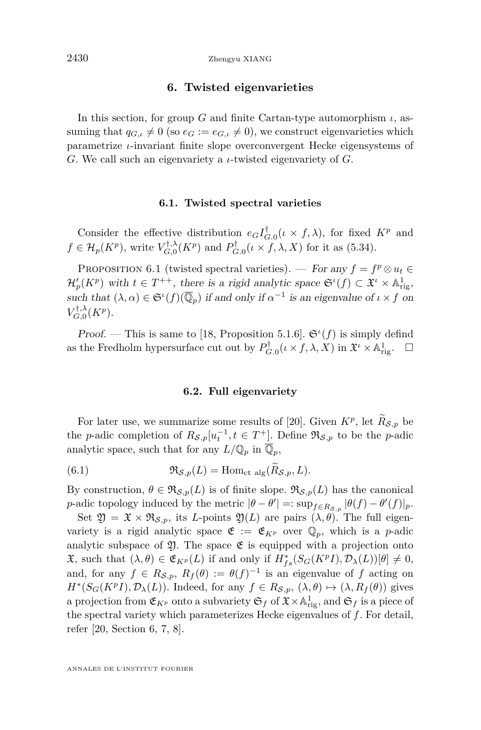## 6. Twisted eigenvarieties

In this section, for group $G$ and finite Cartan-type automorphism $\iota$, assuming that $q_{G,\iota} \neq 0$ (so $e_G := e_{G,\iota} \neq 0$), we construct eigenvarieties which parametrize $\iota$-invariant finite slope overconvergent Hecke eigensystems of $G$. We call such an eigenvariety a $\iota$-twisted eigenvariety of $G$.

### 6.1. Twisted spectral varieties

Consider the effective distribution $e_G I^{\dagger}_{G.0}(\iota \times f, \lambda)$, for fixed $K^p$ and $f \in \mathcal{H}_p(K^p)$, write $V^{\dagger,\lambda}_{G,0}(K^p)$ and $P^{\dagger}_{G.0}(\iota \times f, \lambda, X)$ for it as (5.34).

Proposition 6.1 (twisted spectral varieties). — *For any $f = f^p \otimes u_t \in \mathcal{H}'_p(K^p)$ with $t \in T^{++}$, there is a rigid analytic space $\mathfrak{S}^{\iota}(f) \subset \mathfrak{X}^{\iota} \times \mathbb{A}^1_{\mathrm{rig}}$, such that $(\lambda, \alpha) \in \mathfrak{S}^{\iota}(f)(\overline{\mathbb{Q}}_p)$ if and only if $\alpha^{-1}$ is an eigenvalue of $\iota \times f$ on $V^{\dagger,\lambda}_{G,0}(K^p)$.*

*Proof.* — This is same to [18, Proposition 5.1.6]. $\mathfrak{S}^{\iota}(f)$ is simply defind as the Fredholm hypersurface cut out by $P^{\dagger}_{G.0}(\iota \times f, \lambda, X)$ in $\mathfrak{X}^{\iota} \times \mathbb{A}^1_{\mathrm{rig}}$. □

### 6.2. Full eigenvariety

For later use, we summarize some results of [20]. Given $K^p$, let $\widetilde{R}_{\mathcal{S},p}$ be the $p$-adic completion of $R_{\mathcal{S},p}[u_t^{-1}, t \in T^+]$. Define $\mathfrak{R}_{\mathcal{S},p}$ to be the $p$-adic analytic space, such that for any $L/\mathbb{Q}_p$ in $\overline{\mathbb{Q}}_p$,

$$\mathfrak{R}_{\mathcal{S},p}(L) = \mathrm{Hom}_{\mathrm{ct\ alg}}(\widetilde{R}_{\mathcal{S},p}, L). \tag{6.1}$$

By construction, $\theta \in \mathfrak{R}_{\mathcal{S},p}(L)$ is of finite slope. $\mathfrak{R}_{\mathcal{S},p}(L)$ has the canonical $p$-adic topology induced by the metric $|\theta - \theta'| =: \sup_{f \in R_{\mathcal{S},p}} |\theta(f) - \theta'(f)|_p$.

Set $\mathfrak{Y} = \mathfrak{X} \times \mathfrak{R}_{\mathcal{S},p}$, its $L$-points $\mathfrak{Y}(L)$ are pairs $(\lambda, \theta)$. The full eigenvariety is a rigid analytic space $\mathfrak{E} := \mathfrak{E}_{K^p}$ over $\mathbb{Q}_p$, which is a $p$-adic analytic subspace of $\mathfrak{Y}$. The space $\mathfrak{E}$ is equipped with a projection onto $\mathfrak{X}$, such that $(\lambda, \theta) \in \mathfrak{E}_{K^p}(L)$ if and only if $H^*_{fs}(S_G(K^pI), \mathcal{D}_\lambda(L))[\theta] \neq 0$, and, for any $f \in R_{\mathcal{S},p}$, $R_f(\theta) := \theta(f)^{-1}$ is an eigenvalue of $f$ acting on $H^*(S_G(K^pI), \mathcal{D}_\lambda(L))$. Indeed, for any $f \in R_{\mathcal{S},p}$, $(\lambda, \theta) \mapsto (\lambda, R_f(\theta))$ gives a projection from $\mathfrak{E}_{K^p}$ onto a subvariety $\mathfrak{S}_f$ of $\mathfrak{X} \times \mathbb{A}^1_{\mathrm{rig}}$, and $\mathfrak{S}_f$ is a piece of the spectral variety which parameterizes Hecke eigenvalues of $f$. For detail, refer [20, Section 6, 7, 8].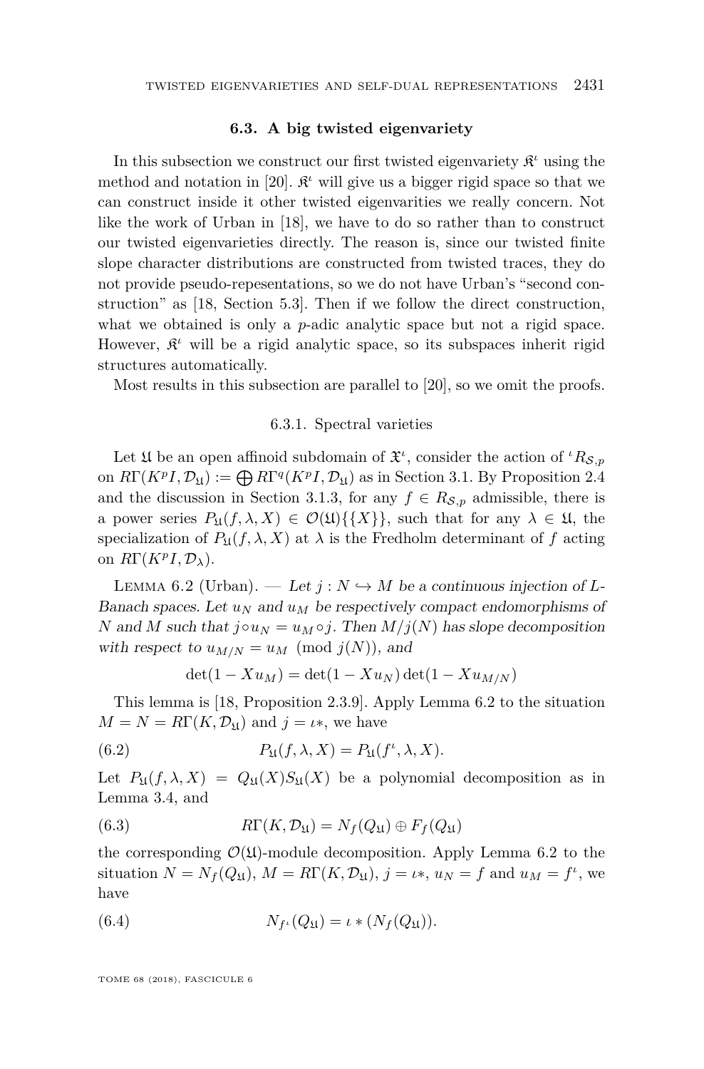### 6.3. A big twisted eigenvariety

In this subsection we construct our first twisted eigenvariety $\mathfrak{K}^\iota$ using the method and notation in [20]. $\mathfrak{K}^\iota$ will give us a bigger rigid space so that we can construct inside it other twisted eigenvarities we really concern. Not like the work of Urban in [18], we have to do so rather than to construct our twisted eigenvarieties directly. The reason is, since our twisted finite slope character distributions are constructed from twisted traces, they do not provide pseudo-repesentations, so we do not have Urban's "second construction" as [18, Section 5.3]. Then if we follow the direct construction, what we obtained is only a $p$-adic analytic space but not a rigid space. However, $\mathfrak{K}^\iota$ will be a rigid analytic space, so its subspaces inherit rigid structures automatically.

Most results in this subsection are parallel to [20], so we omit the proofs.

#### 6.3.1. Spectral varieties

Let $\mathfrak{U}$ be an open affinoid subdomain of $\mathfrak{X}^\iota$, consider the action of ${}^\iota R_{\mathcal{S},p}$ on $R\Gamma(K^pI, \mathcal{D}_{\mathfrak{U}}) := \bigoplus R\Gamma^q(K^pI, \mathcal{D}_{\mathfrak{U}})$ as in Section 3.1. By Proposition 2.4 and the discussion in Section 3.1.3, for any $f \in R_{\mathcal{S},p}$ admissible, there is a power series $P_{\mathfrak{U}}(f, \lambda, X) \in \mathcal{O}(\mathfrak{U})\{\{X\}\}$, such that for any $\lambda \in \mathfrak{U}$, the specialization of $P_{\mathfrak{U}}(f, \lambda, X)$ at $\lambda$ is the Fredholm determinant of $f$ acting on $R\Gamma(K^pI, \mathcal{D}_\lambda)$.

Lemma 6.2 (Urban). — *Let $j : N \hookrightarrow M$ be a continuous injection of $L$-Banach spaces. Let $u_N$ and $u_M$ be respectively compact endomorphisms of $N$ and $M$ such that $j \circ u_N = u_M \circ j$. Then $M/j(N)$ has slope decomposition with respect to $u_{M/N} = u_M \pmod{j(N)}$, and*

$$\det(1 - Xu_M) = \det(1 - Xu_N)\det(1 - Xu_{M/N})$$

This lemma is [18, Proposition 2.3.9]. Apply Lemma 6.2 to the situation $M = N = R\Gamma(K, \mathcal{D}_{\mathfrak{U}})$ and $j = \iota *$, we have

$$P_{\mathfrak{U}}(f, \lambda, X) = P_{\mathfrak{U}}(f^\iota, \lambda, X). \tag{6.2}$$

Let $P_{\mathfrak{U}}(f, \lambda, X) = Q_{\mathfrak{U}}(X)S_{\mathfrak{U}}(X)$ be a polynomial decomposition as in Lemma 3.4, and

$$R\Gamma(K, \mathcal{D}_{\mathfrak{U}}) = N_f(Q_{\mathfrak{U}}) \oplus F_f(Q_{\mathfrak{U}}) \tag{6.3}$$

the corresponding $\mathcal{O}(\mathfrak{U})$-module decomposition. Apply Lemma 6.2 to the situation $N = N_f(Q_{\mathfrak{U}})$, $M = R\Gamma(K, \mathcal{D}_{\mathfrak{U}})$, $j = \iota *$, $u_N = f$ and $u_M = f^\iota$, we have

$$N_{f^\iota}(Q_{\mathfrak{U}}) = \iota * (N_f(Q_{\mathfrak{U}})). \tag{6.4}$$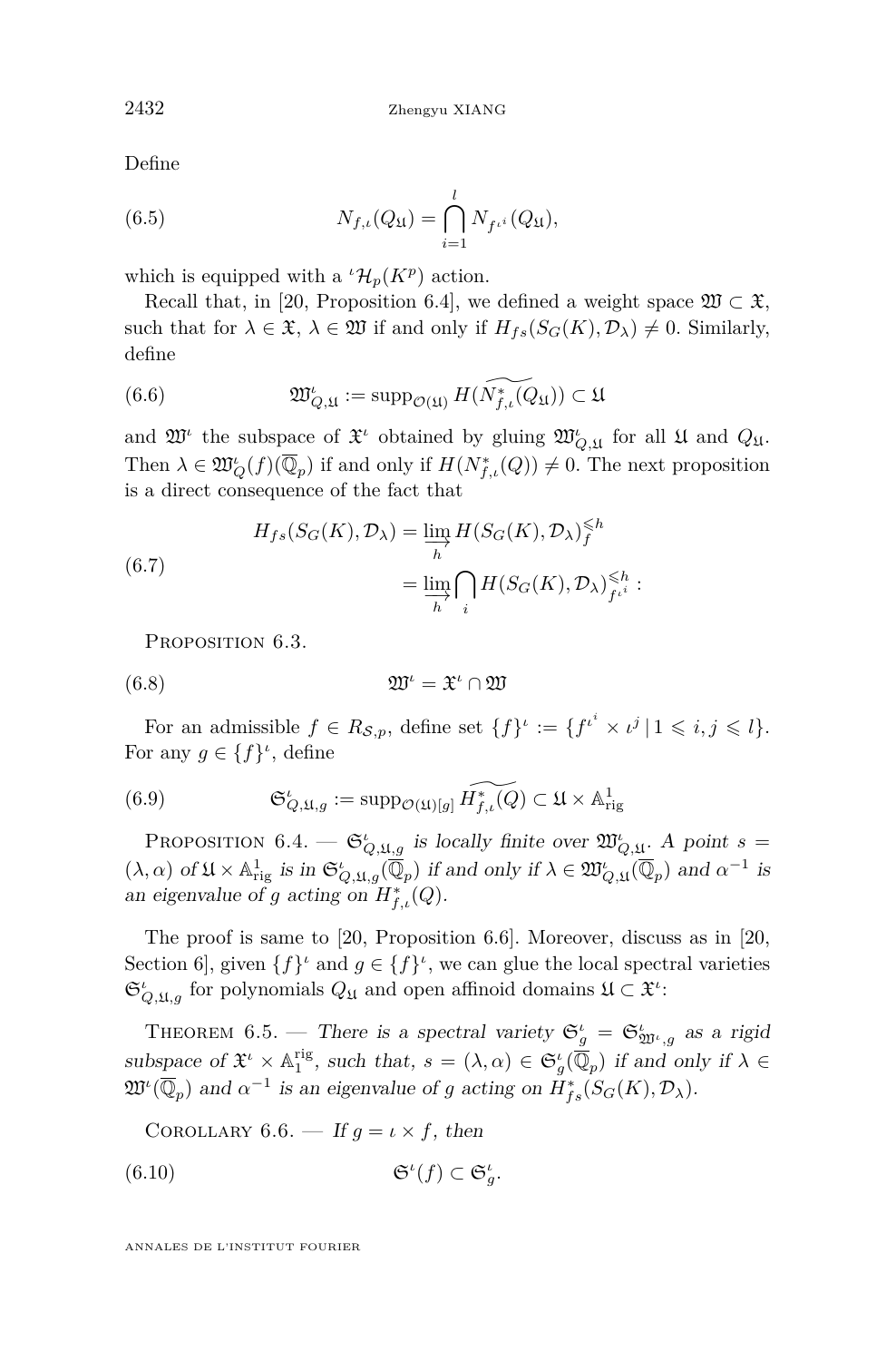Define

$$N_{f,\iota}(Q_{\mathfrak{U}}) = \bigcap_{i=1}^{l} N_{f^{\iota^i}}(Q_{\mathfrak{U}}), \tag{6.5}$$

which is equipped with a ${}^{\iota}\mathcal{H}_p(K^p)$ action.

Recall that, in [20, Proposition 6.4], we defined a weight space $\mathfrak{W} \subset \mathfrak{X}$, such that for $\lambda \in \mathfrak{X}$, $\lambda \in \mathfrak{W}$ if and only if $H_{fs}(S_G(K), \mathcal{D}_\lambda) \neq 0$. Similarly, define

$$\mathfrak{W}^{\iota}_{Q,\mathfrak{U}} := \operatorname{supp}_{\mathcal{O}(\mathfrak{U})} H(\widetilde{N^*_{f,\iota}(Q_{\mathfrak{U}})}) \subset \mathfrak{U} \tag{6.6}$$

and $\mathfrak{W}^{\iota}$ the subspace of $\mathfrak{X}^{\iota}$ obtained by gluing $\mathfrak{W}^{\iota}_{Q,\mathfrak{U}}$ for all $\mathfrak{U}$ and $Q_{\mathfrak{U}}$. Then $\lambda \in \mathfrak{W}^{\iota}_{Q}(f)(\overline{\mathbb{Q}}_p)$ if and only if $H(N^*_{f,\iota}(Q)) \neq 0$. The next proposition is a direct consequence of the fact that

$$\begin{aligned} H_{fs}(S_G(K), \mathcal{D}_\lambda) &= \varinjlim_{h} H(S_G(K), \mathcal{D}_\lambda)^{\leqslant h}_{f} \\ &= \varinjlim_{h} \bigcap_{i} H(S_G(K), \mathcal{D}_\lambda)^{\leqslant h}_{f^{\iota^i}} : \end{aligned} \tag{6.7}$$

Proposition 6.3.

$$\mathfrak{W}^{\iota} = \mathfrak{X}^{\iota} \cap \mathfrak{W} \tag{6.8}$$

For an admissible $f \in R_{\mathcal{S},p}$, define set $\{f\}^{\iota} := \{f^{\iota^i} \times \iota^j \mid 1 \leqslant i, j \leqslant l\}$. For any $g \in \{f\}^{\iota}$, define

$$\mathfrak{S}^{\iota}_{Q,\mathfrak{U},g} := \operatorname{supp}_{\mathcal{O}(\mathfrak{U})[g]} \widetilde{H^*_{f,\iota}(Q)} \subset \mathfrak{U} \times \mathbb{A}^1_{\mathrm{rig}} \tag{6.9}$$

Proposition 6.4. — *$\mathfrak{S}^{\iota}_{Q,\mathfrak{U},g}$ is locally finite over $\mathfrak{W}^{\iota}_{Q,\mathfrak{U}}$. A point $s = (\lambda, \alpha)$ of $\mathfrak{U} \times \mathbb{A}^1_{\mathrm{rig}}$ is in $\mathfrak{S}^{\iota}_{Q,\mathfrak{U},g}(\overline{\mathbb{Q}}_p)$ if and only if $\lambda \in \mathfrak{W}^{\iota}_{Q,\mathfrak{U}}(\overline{\mathbb{Q}}_p)$ and $\alpha^{-1}$ is an eigenvalue of $g$ acting on $H^*_{f,\iota}(Q)$.*

The proof is same to [20, Proposition 6.6]. Moreover, discuss as in [20, Section 6], given $\{f\}^{\iota}$ and $g \in \{f\}^{\iota}$, we can glue the local spectral varieties $\mathfrak{S}^{\iota}_{Q,\mathfrak{U},g}$ for polynomials $Q_{\mathfrak{U}}$ and open affinoid domains $\mathfrak{U} \subset \mathfrak{X}^{\iota}$:

Theorem 6.5. — *There is a spectral variety $\mathfrak{S}^{\iota}_g = \mathfrak{S}^{\iota}_{\mathfrak{W}^{\iota},g}$ as a rigid subspace of $\mathfrak{X}^{\iota} \times \mathbb{A}^{\mathrm{rig}}_1$, such that, $s = (\lambda, \alpha) \in \mathfrak{S}^{\iota}_g(\overline{\mathbb{Q}}_p)$ if and only if $\lambda \in \mathfrak{W}^{\iota}(\overline{\mathbb{Q}}_p)$ and $\alpha^{-1}$ is an eigenvalue of $g$ acting on $H^*_{fs}(S_G(K), \mathcal{D}_\lambda)$.*

Corollary 6.6. — *If $g = \iota \times f$, then*

$$\mathfrak{S}^{\iota}(f) \subset \mathfrak{S}^{\iota}_g. \tag{6.10}$$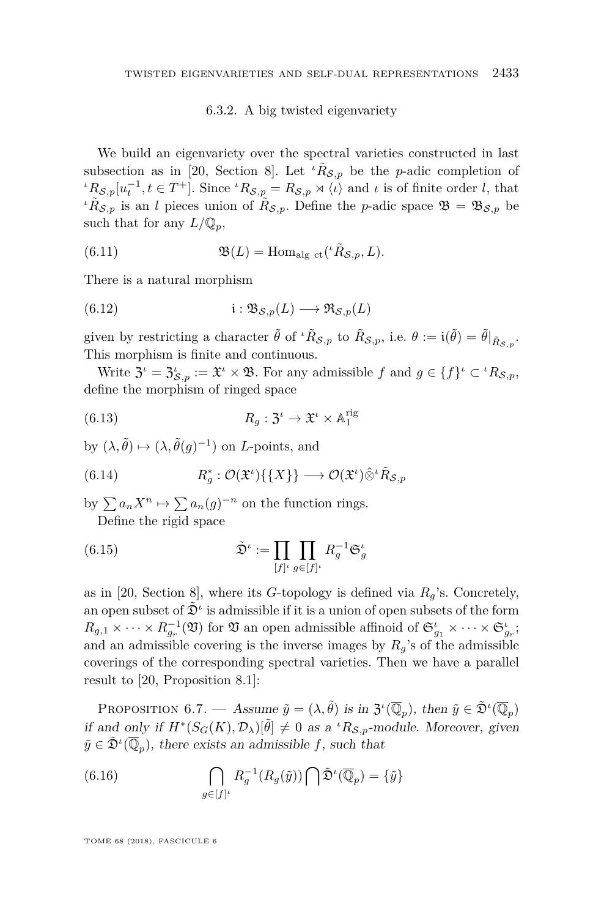### 6.3.2. A big twisted eigenvariety

We build an eigenvariety over the spectral varieties constructed in last subsection as in [20, Section 8]. Let ${}^\iota\tilde{R}_{\mathcal{S},p}$ be the $p$-adic completion of ${}^\iota R_{\mathcal{S},p}[u_t^{-1}, t \in T^+]$. Since ${}^\iota R_{\mathcal{S},p} = R_{\mathcal{S},p} \rtimes \langle \iota \rangle$ and $\iota$ is of finite order $l$, that ${}^\iota\tilde{R}_{\mathcal{S},p}$ is an $l$ pieces union of $\tilde{R}_{\mathcal{S},p}$. Define the $p$-adic space $\mathfrak{B} = \mathfrak{B}_{\mathcal{S},p}$ be such that for any $L/\mathbb{Q}_p$,

$$\mathfrak{B}(L) = \mathrm{Hom}_{\text{alg ct}}({}^\iota\tilde{R}_{\mathcal{S},p}, L). \tag{6.11}$$

There is a natural morphism

$$\mathfrak{i} : \mathfrak{B}_{\mathcal{S},p}(L) \longrightarrow \mathfrak{R}_{\mathcal{S},p}(L) \tag{6.12}$$

given by restricting a character $\tilde{\theta}$ of ${}^\iota\tilde{R}_{\mathcal{S},p}$ to $\tilde{R}_{\mathcal{S},p}$, i.e. $\theta := \mathfrak{i}(\tilde{\theta}) = \tilde{\theta}|_{\tilde{R}_{\mathcal{S},p}}$. This morphism is finite and continuous.

Write $\mathfrak{Z}^\iota = \mathfrak{Z}^\iota_{\mathcal{S},p} := \mathfrak{X}^\iota \times \mathfrak{B}$. For any admissible $f$ and $g \in \{f\}^\iota \subset {}^\iota R_{\mathcal{S},p}$, define the morphism of ringed space

$$R_g : \mathfrak{Z}^\iota \to \mathfrak{X}^\iota \times \mathbb{A}_1^{\mathrm{rig}} \tag{6.13}$$

by $(\lambda, \tilde{\theta}) \mapsto (\lambda, \tilde{\theta}(g)^{-1})$ on $L$-points, and

$$R_g^* : \mathcal{O}(\mathfrak{X}^\iota)\{\{X\}\} \longrightarrow \mathcal{O}(\mathfrak{X}^\iota)\hat{\otimes}{}^\iota\tilde{R}_{\mathcal{S},p} \tag{6.14}$$

by $\sum a_n X^n \mapsto \sum a_n (g)^{-n}$ on the function rings.

Define the rigid space

$$\tilde{\mathfrak{D}}^\iota := \prod_{[f]^\iota} \prod_{g \in [f]^\iota} R_g^{-1} \mathfrak{S}_g^\iota \tag{6.15}$$

as in [20, Section 8], where its $G$-topology is defined via $R_g$'s. Concretely, an open subset of $\tilde{\mathfrak{D}}^\iota$ is admissible if it is a union of open subsets of the form $R_{g,1} \times \cdots \times R_{g_r}^{-1}(\mathfrak{V})$ for $\mathfrak{V}$ an open admissible affinoid of $\mathfrak{S}^\iota_{g_1} \times \cdots \times \mathfrak{S}^\iota_{g_r}$; and an admissible covering is the inverse images by $R_g$'s of the admissible coverings of the corresponding spectral varieties. Then we have a parallel result to [20, Proposition 8.1]:

Proposition 6.7. — *Assume $\tilde{y} = (\lambda, \tilde{\theta})$ is in $\mathfrak{Z}^\iota(\overline{\mathbb{Q}}_p)$, then $\tilde{y} \in \tilde{\mathfrak{D}}^\iota(\overline{\mathbb{Q}}_p)$ if and only if $H^*(S_G(K), \mathcal{D}_\lambda)[\tilde{\theta}] \neq 0$ as a ${}^\iota R_{\mathcal{S},p}$-module. Moreover, given $\tilde{y} \in \tilde{\mathfrak{D}}^\iota(\overline{\mathbb{Q}}_p)$, there exists an admissible $f$, such that*

$$\bigcap_{g \in [f]^\iota} R_g^{-1}(R_g(\tilde{y})) \bigcap \tilde{\mathfrak{D}}^\iota(\overline{\mathbb{Q}}_p) = \{\tilde{y}\} \tag{6.16}$$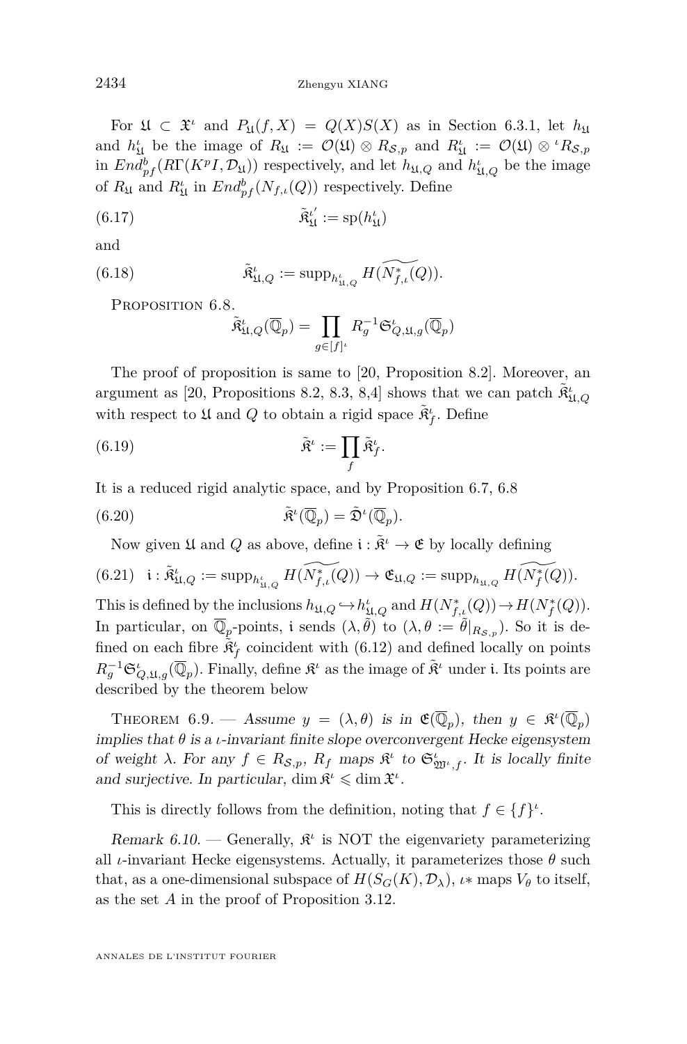For $\mathfrak{U} \subset \mathfrak{X}^\iota$ and $P_{\mathfrak{U}}(f,X) = Q(X)S(X)$ as in Section 6.3.1, let $h_{\mathfrak{U}}$ and $h^\iota_{\mathfrak{U}}$ be the image of $R_{\mathfrak{U}} := \mathcal{O}(\mathfrak{U}) \otimes R_{\mathcal{S},p}$ and $R^\iota_{\mathfrak{U}} := \mathcal{O}(\mathfrak{U}) \otimes {}^\iota R_{\mathcal{S},p}$ in $End^b_{pf}(R\Gamma(K^pI, \mathcal{D}_{\mathfrak{U}}))$ respectively, and let $h_{\mathfrak{U},Q}$ and $h^\iota_{\mathfrak{U},Q}$ be the image of $R_{\mathfrak{U}}$ and $R^\iota_{\mathfrak{U}}$ in $End^b_{pf}(N_{f,\iota}(Q))$ respectively. Define

$$\tilde{\mathfrak{K}}^{\iota'}_{\mathfrak{U}} := \mathrm{sp}(h^\iota_{\mathfrak{U}}) \tag{6.17}$$

and

$$\tilde{\mathfrak{K}}^\iota_{\mathfrak{U},Q} := \mathrm{supp}_{h^\iota_{\mathfrak{U},Q}} H(\widetilde{N^*_{f,\iota}(Q)}). \tag{6.18}$$

Proposition 6.8.

$$\tilde{\mathfrak{K}}^\iota_{\mathfrak{U},Q}(\overline{\mathbb{Q}}_p) = \prod_{g\in[f]^\iota} R_g^{-1}\mathfrak{S}^\iota_{Q,\mathfrak{U},g}(\overline{\mathbb{Q}}_p)$$

The proof of proposition is same to [20, Proposition 8.2]. Moreover, an argument as [20, Propositions 8.2, 8.3, 8,4] shows that we can patch $\tilde{\mathfrak{K}}^\iota_{\mathfrak{U},Q}$ with respect to $\mathfrak{U}$ and $Q$ to obtain a rigid space $\tilde{\mathfrak{K}}^\iota_f$. Define

$$\tilde{\mathfrak{K}}^\iota := \prod_f \tilde{\mathfrak{K}}^\iota_f. \tag{6.19}$$

It is a reduced rigid analytic space, and by Proposition 6.7, 6.8

$$\tilde{\mathfrak{K}}^\iota(\overline{\mathbb{Q}}_p) = \tilde{\mathfrak{D}}^\iota(\overline{\mathbb{Q}}_p). \tag{6.20}$$

Now given $\mathfrak{U}$ and $Q$ as above, define $\mathfrak{i} : \tilde{\mathfrak{K}}^\iota \to \mathfrak{E}$ by locally defining

$$\mathfrak{i} : \tilde{\mathfrak{K}}^\iota_{\mathfrak{U},Q} := \mathrm{supp}_{h^\iota_{\mathfrak{U},Q}} H(\widetilde{N^*_{f,\iota}(Q)}) \to \mathfrak{E}_{\mathfrak{U},Q} := \mathrm{supp}_{h_{\mathfrak{U},Q}} H(\widetilde{N^*_f(Q)}). \tag{6.21}$$

This is defined by the inclusions $h_{\mathfrak{U},Q} \hookrightarrow h^\iota_{\mathfrak{U},Q}$ and $H(N^*_{f,\iota}(Q)) \to H(N^*_f(Q))$. In particular, on $\overline{\mathbb{Q}}_p$-points, $\mathfrak{i}$ sends $(\lambda, \tilde{\theta})$ to $(\lambda, \theta := \tilde{\theta}|_{R_{\mathcal{S},p}})$. So it is defined on each fibre $\tilde{\mathfrak{K}}^\iota_f$ coincident with (6.12) and defined locally on points $R_g^{-1}\mathfrak{S}^\iota_{Q,\mathfrak{U},g}(\overline{\mathbb{Q}}_p)$. Finally, define $\mathfrak{K}^\iota$ as the image of $\tilde{\mathfrak{K}}^\iota$ under $\mathfrak{i}$. Its points are described by the theorem below

Theorem 6.9. — *Assume $y = (\lambda, \theta)$ is in $\mathfrak{E}(\overline{\mathbb{Q}}_p)$, then $y \in \mathfrak{K}^\iota(\overline{\mathbb{Q}}_p)$ implies that $\theta$ is a $\iota$-invariant finite slope overconvergent Hecke eigensystem of weight $\lambda$. For any $f \in R_{\mathcal{S},p}$, $R_f$ maps $\mathfrak{K}^\iota$ to $\mathfrak{S}^\iota_{\mathfrak{W}^\iota,f}$. It is locally finite and surjective. In particular, $\dim \mathfrak{K}^\iota \leqslant \dim \mathfrak{X}^\iota$.*

This is directly follows from the definition, noting that $f \in \{f\}^\iota$.

*Remark 6.10.* — Generally, $\mathfrak{K}^\iota$ is NOT the eigenvariety parameterizing all $\iota$-invariant Hecke eigensystems. Actually, it parameterizes those $\theta$ such that, as a one-dimensional subspace of $H(S_G(K), \mathcal{D}_\lambda)$, $\iota*$ maps $V_\theta$ to itself, as the set $A$ in the proof of Proposition 3.12.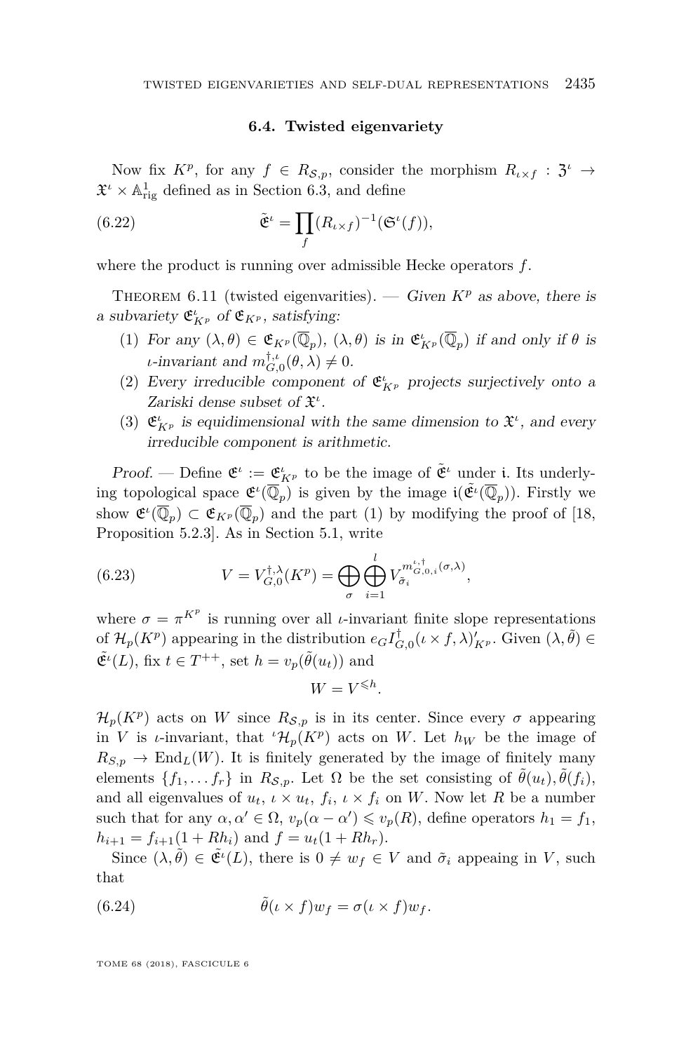### 6.4. Twisted eigenvariety

Now fix $K^p$, for any $f \in R_{\mathcal{S},p}$, consider the morphism $R_{\iota\times f} : \mathfrak{Z}^\iota \to \mathfrak{X}^\iota \times \mathbb{A}^1_{\mathrm{rig}}$ defined as in Section 6.3, and define

$$\tilde{\mathfrak{E}}^\iota = \prod_f (R_{\iota\times f})^{-1}(\mathfrak{S}^\iota(f)), \tag{6.22}$$

where the product is running over admissible Hecke operators $f$.

Theorem 6.11 (twisted eigenvarities). — *Given $K^p$ as above, there is a subvariety $\mathfrak{E}^\iota_{K^p}$ of $\mathfrak{E}_{K^p}$, satisfying:*

1. *For any $(\lambda,\theta) \in \mathfrak{E}_{K^p}(\overline{\mathbb{Q}}_p)$, $(\lambda,\theta)$ is in $\mathfrak{E}^\iota_{K^p}(\overline{\mathbb{Q}}_p)$ if and only if $\theta$ is $\iota$-invariant and $m^{\dagger,\iota}_{G,0}(\theta,\lambda) \neq 0$.*
2. *Every irreducible component of $\mathfrak{E}^\iota_{K^p}$ projects surjectively onto a Zariski dense subset of $\mathfrak{X}^\iota$.*
3. *$\mathfrak{E}^\iota_{K^p}$ is equidimensional with the same dimension to $\mathfrak{X}^\iota$, and every irreducible component is arithmetic.*

*Proof.* — Define $\mathfrak{E}^\iota := \mathfrak{E}^\iota_{K^p}$ to be the image of $\tilde{\mathfrak{E}}^\iota$ under $\mathfrak{i}$. Its underlying topological space $\mathfrak{E}^\iota(\overline{\mathbb{Q}}_p)$ is given by the image $\mathfrak{i}(\tilde{\mathfrak{E}}^\iota(\overline{\mathbb{Q}}_p))$. Firstly we show $\mathfrak{E}^\iota(\overline{\mathbb{Q}}_p) \subset \mathfrak{E}_{K^p}(\overline{\mathbb{Q}}_p)$ and the part (1) by modifying the proof of [18, Proposition 5.2.3]. As in Section 5.1, write

$$V = V^{\dagger,\lambda}_{G,0}(K^p) = \bigoplus_{\sigma} \bigoplus_{i=1}^{l} V_{\tilde{\sigma}_i}^{m^{\iota,\dagger}_{G,0,i}(\sigma,\lambda)}, \tag{6.23}$$

where $\sigma = \pi^{K^p}$ is running over all $\iota$-invariant finite slope representations of $\mathcal{H}_p(K^p)$ appearing in the distribution $e_G I^\dagger_{G,0}(\iota\times f,\lambda)'_{K^p}$. Given $(\lambda,\tilde{\theta}) \in \tilde{\mathfrak{E}}^\iota(L)$, fix $t \in T^{++}$, set $h = v_p(\tilde{\theta}(u_t))$ and

$$W = V^{\leqslant h}.$$

$\mathcal{H}_p(K^p)$ acts on $W$ since $R_{\mathcal{S},p}$ is in its center. Since every $\sigma$ appearing in $V$ is $\iota$-invariant, that ${}^\iota\mathcal{H}_p(K^p)$ acts on $W$. Let $h_W$ be the image of $R_{S,p} \to \mathrm{End}_L(W)$. It is finitely generated by the image of finitely many elements $\{f_1,\dots f_r\}$ in $R_{\mathcal{S},p}$. Let $\Omega$ be the set consisting of $\tilde{\theta}(u_t), \tilde{\theta}(f_i)$, and all eigenvalues of $u_t$, $\iota\times u_t$, $f_i$, $\iota\times f_i$ on $W$. Now let $R$ be a number such that for any $\alpha,\alpha' \in \Omega$, $v_p(\alpha-\alpha') \leqslant v_p(R)$, define operators $h_1 = f_1$, $h_{i+1} = f_{i+1}(1+Rh_i)$ and $f = u_t(1+Rh_r)$.

Since $(\lambda,\tilde{\theta}) \in \tilde{\mathfrak{E}}^\iota(L)$, there is $0 \neq w_f \in V$ and $\tilde{\sigma}_i$ appeaing in $V$, such that

$$\tilde{\theta}(\iota\times f)w_f = \sigma(\iota\times f)w_f. \tag{6.24}$$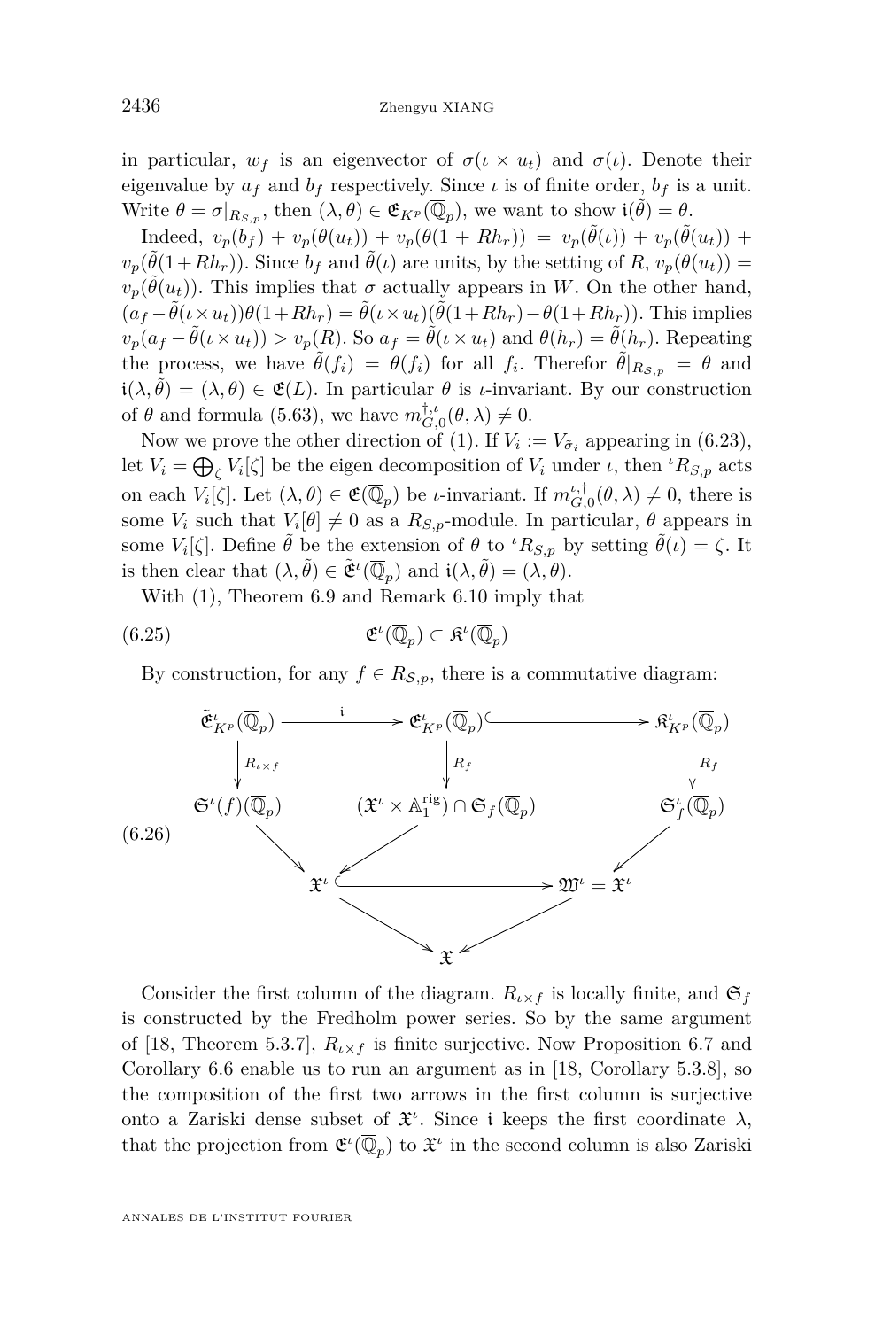in particular, $w_f$ is an eigenvector of $\sigma(\iota \times u_t)$ and $\sigma(\iota)$. Denote their eigenvalue by $a_f$ and $b_f$ respectively. Since $\iota$ is of finite order, $b_f$ is a unit. Write $\theta = \sigma|_{R_{S,p}}$, then $(\lambda, \theta) \in \mathfrak{E}_{K^p}(\overline{\mathbb{Q}}_p)$, we want to show $\mathfrak{i}(\tilde{\theta}) = \theta$.

Indeed, $v_p(b_f) + v_p(\theta(u_t)) + v_p(\theta(1 + Rh_r)) = v_p(\tilde{\theta}(\iota)) + v_p(\tilde{\theta}(u_t)) + v_p(\tilde{\theta}(1+Rh_r))$. Since $b_f$ and $\tilde{\theta}(\iota)$ are units, by the setting of $R$, $v_p(\theta(u_t)) = v_p(\tilde{\theta}(u_t))$. This implies that $\sigma$ actually appears in $W$. On the other hand, $(a_f - \tilde{\theta}(\iota \times u_t))\theta(1+Rh_r) = \tilde{\theta}(\iota \times u_t)(\tilde{\theta}(1+Rh_r) - \theta(1+Rh_r))$. This implies $v_p(a_f - \tilde{\theta}(\iota \times u_t)) > v_p(R)$. So $a_f = \tilde{\theta}(\iota \times u_t)$ and $\theta(h_r) = \tilde{\theta}(h_r)$. Repeating the process, we have $\tilde{\theta}(f_i) = \theta(f_i)$ for all $f_i$. Therefor $\tilde{\theta}|_{R_{\mathcal{S},p}} = \theta$ and $\mathfrak{i}(\lambda, \tilde{\theta}) = (\lambda, \theta) \in \mathfrak{E}(L)$. In particular $\theta$ is $\iota$-invariant. By our construction of $\theta$ and formula (5.63), we have $m_{G,0}^{\dagger,\iota}(\theta, \lambda) \neq 0$.

Now we prove the other direction of (1). If $V_i := V_{\tilde{\sigma}_i}$ appearing in (6.23), let $V_i = \bigoplus_\zeta V_i[\zeta]$ be the eigen decomposition of $V_i$ under $\iota$, then ${}^\iota R_{S,p}$ acts on each $V_i[\zeta]$. Let $(\lambda, \theta) \in \mathfrak{E}(\overline{\mathbb{Q}}_p)$ be $\iota$-invariant. If $m_{G,0}^{\iota,\dagger}(\theta, \lambda) \neq 0$, there is some $V_i$ such that $V_i[\theta] \neq 0$ as a $R_{S,p}$-module. In particular, $\theta$ appears in some $V_i[\zeta]$. Define $\tilde{\theta}$ be the extension of $\theta$ to ${}^\iota R_{S,p}$ by setting $\tilde{\theta}(\iota) = \zeta$. It is then clear that $(\lambda, \tilde{\theta}) \in \tilde{\mathfrak{E}}^\iota(\overline{\mathbb{Q}}_p)$ and $\mathfrak{i}(\lambda, \tilde{\theta}) = (\lambda, \theta)$.

With (1), Theorem 6.9 and Remark 6.10 imply that

$$\mathfrak{E}^\iota(\overline{\mathbb{Q}}_p) \subset \mathfrak{K}^\iota(\overline{\mathbb{Q}}_p) \tag{6.25}$$

By construction, for any $f \in R_{\mathcal{S},p}$, there is a commutative diagram:

$$\begin{array}{ccccc}
\tilde{\mathfrak{E}}^\iota_{K^p}(\overline{\mathbb{Q}}_p) & \xrightarrow{\ \mathfrak{i}\ } & \mathfrak{E}^\iota_{K^p}(\overline{\mathbb{Q}}_p) & \hookrightarrow & \mathfrak{K}^\iota_{K^p}(\overline{\mathbb{Q}}_p) \\
\downarrow R_{\iota\times f} & & \downarrow R_f & & \downarrow R_f \\
\mathfrak{S}^\iota(f)(\overline{\mathbb{Q}}_p) & & (\mathfrak{X}^\iota \times \mathbb{A}_1^{\mathrm{rig}}) \cap \mathfrak{S}_f(\overline{\mathbb{Q}}_p) & & \mathfrak{S}^\iota_f(\overline{\mathbb{Q}}_p) \\
& \searrow & \swarrow & \searrow\!\!\!\swarrow & \\
& & \mathfrak{X}^\iota \hookrightarrow \mathfrak{W}^\iota = \mathfrak{X}^\iota & & \\
& & \searrow \quad \swarrow & & \\
& & \mathfrak{X} & &
\end{array} \tag{6.26}$$

Consider the first column of the diagram. $R_{\iota\times f}$ is locally finite, and $\mathfrak{S}_f$ is constructed by the Fredholm power series. So by the same argument of [18, Theorem 5.3.7], $R_{\iota\times f}$ is finite surjective. Now Proposition 6.7 and Corollary 6.6 enable us to run an argument as in [18, Corollary 5.3.8], so the composition of the first two arrows in the first column is surjective onto a Zariski dense subset of $\mathfrak{X}^\iota$. Since $\mathfrak{i}$ keeps the first coordinate $\lambda$, that the projection from $\mathfrak{E}^\iota(\overline{\mathbb{Q}}_p)$ to $\mathfrak{X}^\iota$ in the second column is also Zariski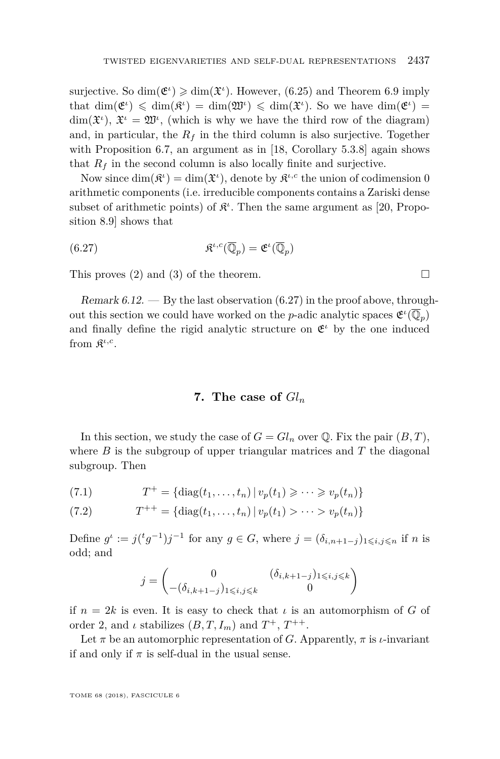surjective. So $\dim(\mathfrak{E}^\iota) \geqslant \dim(\mathfrak{X}^\iota)$. However, (6.25) and Theorem 6.9 imply that $\dim(\mathfrak{E}^\iota) \leqslant \dim(\mathfrak{K}^\iota) = \dim(\mathfrak{W}^\iota) \leqslant \dim(\mathfrak{X}^\iota)$. So we have $\dim(\mathfrak{E}^\iota) = \dim(\mathfrak{X}^\iota)$, $\mathfrak{X}^\iota = \mathfrak{W}^\iota$, (which is why we have the third row of the diagram) and, in particular, the $R_f$ in the third column is also surjective. Together with Proposition 6.7, an argument as in [18, Corollary 5.3.8] again shows that $R_f$ in the second column is also locally finite and surjective.

Now since $\dim(\mathfrak{K}^\iota) = \dim(\mathfrak{X}^\iota)$, denote by $\mathfrak{K}^{\iota,c}$ the union of codimension 0 arithmetic components (i.e. irreducible components contains a Zariski dense subset of arithmetic points) of $\mathfrak{K}^\iota$. Then the same argument as [20, Proposition 8.9] shows that

$$\mathfrak{K}^{\iota,c}(\overline{\mathbb{Q}}_p) = \mathfrak{E}^\iota(\overline{\mathbb{Q}}_p) \tag{6.27}$$

This proves (2) and (3) of the theorem. □

*Remark 6.12.* — By the last observation (6.27) in the proof above, throughout this section we could have worked on the $p$-adic analytic spaces $\mathfrak{E}^\iota(\overline{\mathbb{Q}}_p)$ and finally define the rigid analytic structure on $\mathfrak{E}^\iota$ by the one induced from $\mathfrak{K}^{\iota,c}$.

## 7. The case of $Gl_n$

In this section, we study the case of $G = Gl_n$ over $\mathbb{Q}$. Fix the pair $(B, T)$, where $B$ is the subgroup of upper triangular matrices and $T$ the diagonal subgroup. Then

$$T^+ = \{\mathrm{diag}(t_1, \ldots, t_n) \mid v_p(t_1) \geqslant \cdots \geqslant v_p(t_n)\} \tag{7.1}$$

$$T^{++} = \{\mathrm{diag}(t_1, \ldots, t_n) \mid v_p(t_1) > \cdots > v_p(t_n)\} \tag{7.2}$$

Define $g^\iota := j({}^t g^{-1}) j^{-1}$ for any $g \in G$, where $j = (\delta_{i,n+1-j})_{1 \leqslant i,j \leqslant n}$ if $n$ is odd; and

$$j = \begin{pmatrix} 0 & (\delta_{i,k+1-j})_{1 \leqslant i,j \leqslant k} \\ -(\delta_{i,k+1-j})_{1 \leqslant i,j \leqslant k} & 0 \end{pmatrix}$$

if $n = 2k$ is even. It is easy to check that $\iota$ is an automorphism of $G$ of order 2, and $\iota$ stabilizes $(B, T, I_m)$ and $T^+$, $T^{++}$.

Let $\pi$ be an automorphic representation of $G$. Apparently, $\pi$ is $\iota$-invariant if and only if $\pi$ is self-dual in the usual sense.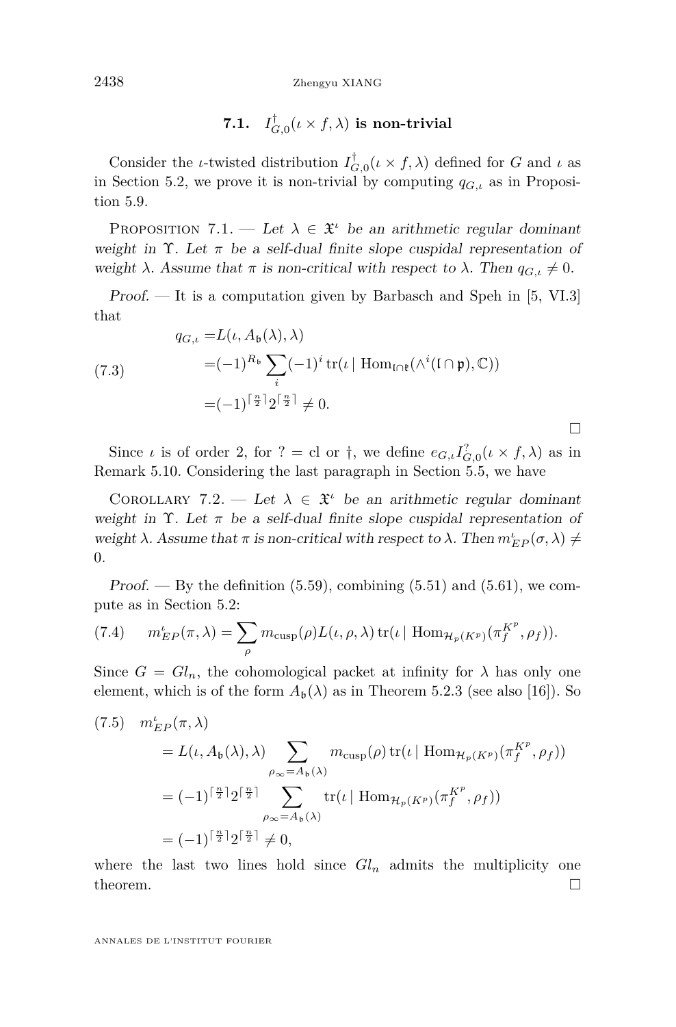### 7.1. $I^{\dagger}_{G,0}(\iota \times f, \lambda)$ is non-trivial

Consider the $\iota$-twisted distribution $I^{\dagger}_{G,0}(\iota \times f, \lambda)$ defined for $G$ and $\iota$ as in Section 5.2, we prove it is non-trivial by computing $q_{G,\iota}$ as in Proposition 5.9.

Proposition 7.1. — *Let $\lambda \in \mathfrak{X}^{\iota}$ be an arithmetic regular dominant weight in $\Upsilon$. Let $\pi$ be a self-dual finite slope cuspidal representation of weight $\lambda$. Assume that $\pi$ is non-critical with respect to $\lambda$. Then $q_{G,\iota} \neq 0$.*

*Proof.* — It is a computation given by Barbasch and Speh in [5, VI.3] that

$$
\begin{aligned}
q_{G,\iota} &= L(\iota, A_{\mathfrak{b}}(\lambda), \lambda) \\
&= (-1)^{R_{\mathfrak{b}}} \sum_i (-1)^i \operatorname{tr}(\iota \mid \operatorname{Hom}_{\mathfrak{l}\cap\mathfrak{k}}(\wedge^i(\mathfrak{l}\cap\mathfrak{p}), \mathbb{C})) \\
&= (-1)^{\lceil \frac{n}{2} \rceil} 2^{\lceil \frac{n}{2} \rceil} \neq 0.
\end{aligned}
\tag{7.3}
$$

□

Since $\iota$ is of order 2, for $? = \text{cl}$ or $\dagger$, we define $e_{G,\iota} I^{?}_{G,0}(\iota \times f, \lambda)$ as in Remark 5.10. Considering the last paragraph in Section 5.5, we have

Corollary 7.2. — *Let $\lambda \in \mathfrak{X}^{\iota}$ be an arithmetic regular dominant weight in $\Upsilon$. Let $\pi$ be a self-dual finite slope cuspidal representation of weight $\lambda$. Assume that $\pi$ is non-critical with respect to $\lambda$. Then $m^{\iota}_{EP}(\sigma, \lambda) \neq 0$.*

*Proof.* — By the definition (5.59), combining (5.51) and (5.61), we compute as in Section 5.2:

$$
m^{\iota}_{EP}(\pi, \lambda) = \sum_{\rho} m_{\text{cusp}}(\rho) L(\iota, \rho, \lambda) \operatorname{tr}(\iota \mid \operatorname{Hom}_{\mathcal{H}_p(K^p)}(\pi_f^{K^p}, \rho_f)).
\tag{7.4}
$$

Since $G = Gl_n$, the cohomological packet at infinity for $\lambda$ has only one element, which is of the form $A_{\mathfrak{b}}(\lambda)$ as in Theorem 5.2.3 (see also [16]). So

$$
\begin{aligned}
& m^{\iota}_{EP}(\pi, \lambda) \\
&= L(\iota, A_{\mathfrak{b}}(\lambda), \lambda) \sum_{\rho_\infty = A_{\mathfrak{b}}(\lambda)} m_{\text{cusp}}(\rho) \operatorname{tr}(\iota \mid \operatorname{Hom}_{\mathcal{H}_p(K^p)}(\pi_f^{K^p}, \rho_f)) \\
&= (-1)^{\lceil \frac{n}{2} \rceil} 2^{\lceil \frac{n}{2} \rceil} \sum_{\rho_\infty = A_{\mathfrak{b}}(\lambda)} \operatorname{tr}(\iota \mid \operatorname{Hom}_{\mathcal{H}_p(K^p)}(\pi_f^{K^p}, \rho_f)) \\
&= (-1)^{\lceil \frac{n}{2} \rceil} 2^{\lceil \frac{n}{2} \rceil} \neq 0,
\end{aligned}
\tag{7.5}
$$

where the last two lines hold since $Gl_n$ admits the multiplicity one theorem. □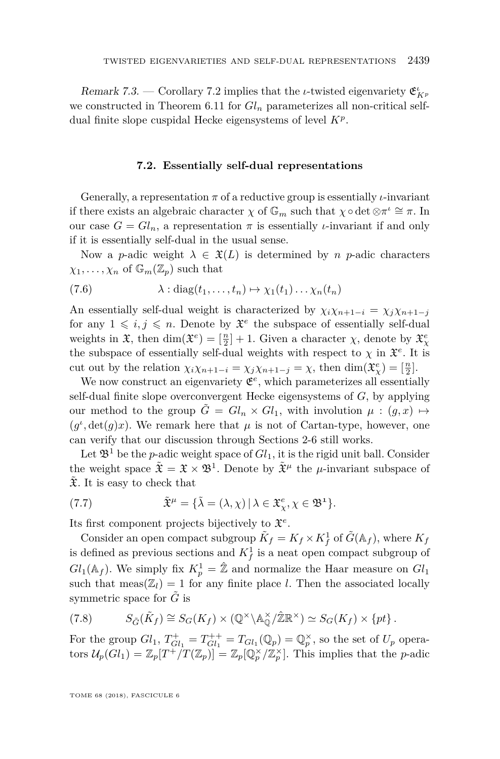*Remark 7.3.* — Corollary 7.2 implies that the $\iota$-twisted eigenvariety $\mathfrak{E}^{\iota}_{K^p}$ we constructed in Theorem 6.11 for $Gl_n$ parameterizes all non-critical self-dual finite slope cuspidal Hecke eigensystems of level $K^p$.

### 7.2. Essentially self-dual representations

Generally, a representation $\pi$ of a reductive group is essentially $\iota$-invariant if there exists an algebraic character $\chi$ of $\mathbb{G}_m$ such that $\chi \circ \det \otimes \pi^{\iota} \cong \pi$. In our case $G = Gl_n$, a representation $\pi$ is essentially $\iota$-invariant if and only if it is essentially self-dual in the usual sense.

Now a $p$-adic weight $\lambda \in \mathfrak{X}(L)$ is determined by $n$ $p$-adic characters $\chi_1, \dots, \chi_n$ of $\mathbb{G}_m(\mathbb{Z}_p)$ such that

$$\lambda : \operatorname{diag}(t_1, \dots, t_n) \mapsto \chi_1(t_1) \dots \chi_n(t_n) \tag{7.6}$$

An essentially self-dual weight is characterized by $\chi_i \chi_{n+1-i} = \chi_j \chi_{n+1-j}$ for any $1 \leqslant i, j \leqslant n$. Denote by $\mathfrak{X}^e$ the subspace of essentially self-dual weights in $\mathfrak{X}$, then $\dim(\mathfrak{X}^e) = [\frac{n}{2}] + 1$. Given a character $\chi$, denote by $\mathfrak{X}^e_{\chi}$ the subspace of essentially self-dual weights with respect to $\chi$ in $\mathfrak{X}^e$. It is cut out by the relation $\chi_i \chi_{n+1-i} = \chi_j \chi_{n+1-j} = \chi$, then $\dim(\mathfrak{X}^e_{\chi}) = [\frac{n}{2}]$.

We now construct an eigenvariety $\mathfrak{E}^e$, which parameterizes all essentially self-dual finite slope overconvergent Hecke eigensystems of $G$, by applying our method to the group $\tilde{G} = Gl_n \times Gl_1$, with involution $\mu : (g, x) \mapsto (g^{\iota}, \det(g)x)$. We remark here that $\mu$ is not of Cartan-type, however, one can verify that our discussion through Sections 2-6 still works.

Let $\mathfrak{B}^1$ be the $p$-adic weight space of $Gl_1$, it is the rigid unit ball. Consider the weight space $\tilde{\mathfrak{X}} = \mathfrak{X} \times \mathfrak{B}^1$. Denote by $\tilde{\mathfrak{X}}^{\mu}$ the $\mu$-invariant subspace of $\tilde{\mathfrak{X}}$. It is easy to check that

$$\tilde{\mathfrak{X}}^{\mu} = \{\tilde{\lambda} = (\lambda, \chi) \mid \lambda \in \mathfrak{X}^e_{\chi}, \chi \in \mathfrak{B}^{\mathbf{1}}\}. \tag{7.7}$$

Its first component projects bijectively to $\mathfrak{X}^e$.

Consider an open compact subgroup $\tilde{K}_f = K_f \times K^1_f$ of $\tilde{G}(\mathbb{A}_f)$, where $K_f$ is defined as previous sections and $K^1_f$ is a neat open compact subgroup of $Gl_1(\mathbb{A}_f)$. We simply fix $K^1_p = \hat{\mathbb{Z}}$ and normalize the Haar measure on $Gl_1$ such that $\operatorname{meas}(\mathbb{Z}_l) = 1$ for any finite place $l$. Then the associated locally symmetric space for $\tilde{G}$ is

$$S_{\tilde{G}}(\tilde{K}_f) \cong S_G(K_f) \times (\mathbb{Q}^{\times} \backslash \mathbb{A}^{\times}_{\mathbb{Q}} / \hat{\mathbb{Z}}\mathbb{R}^{\times}) \simeq S_G(K_f) \times \{pt\}. \tag{7.8}$$

For the group $Gl_1$, $T^+_{Gl_1} = T^{++}_{Gl_1} = T_{Gl_1}(\mathbb{Q}_p) = \mathbb{Q}^{\times}_p$, so the set of $U_p$ operators $\mathcal{U}_p(Gl_1) = \mathbb{Z}_p[T^+/T(\mathbb{Z}_p)] = \mathbb{Z}_p[\mathbb{Q}^{\times}_p/\mathbb{Z}^{\times}_p]$. This implies that the $p$-adic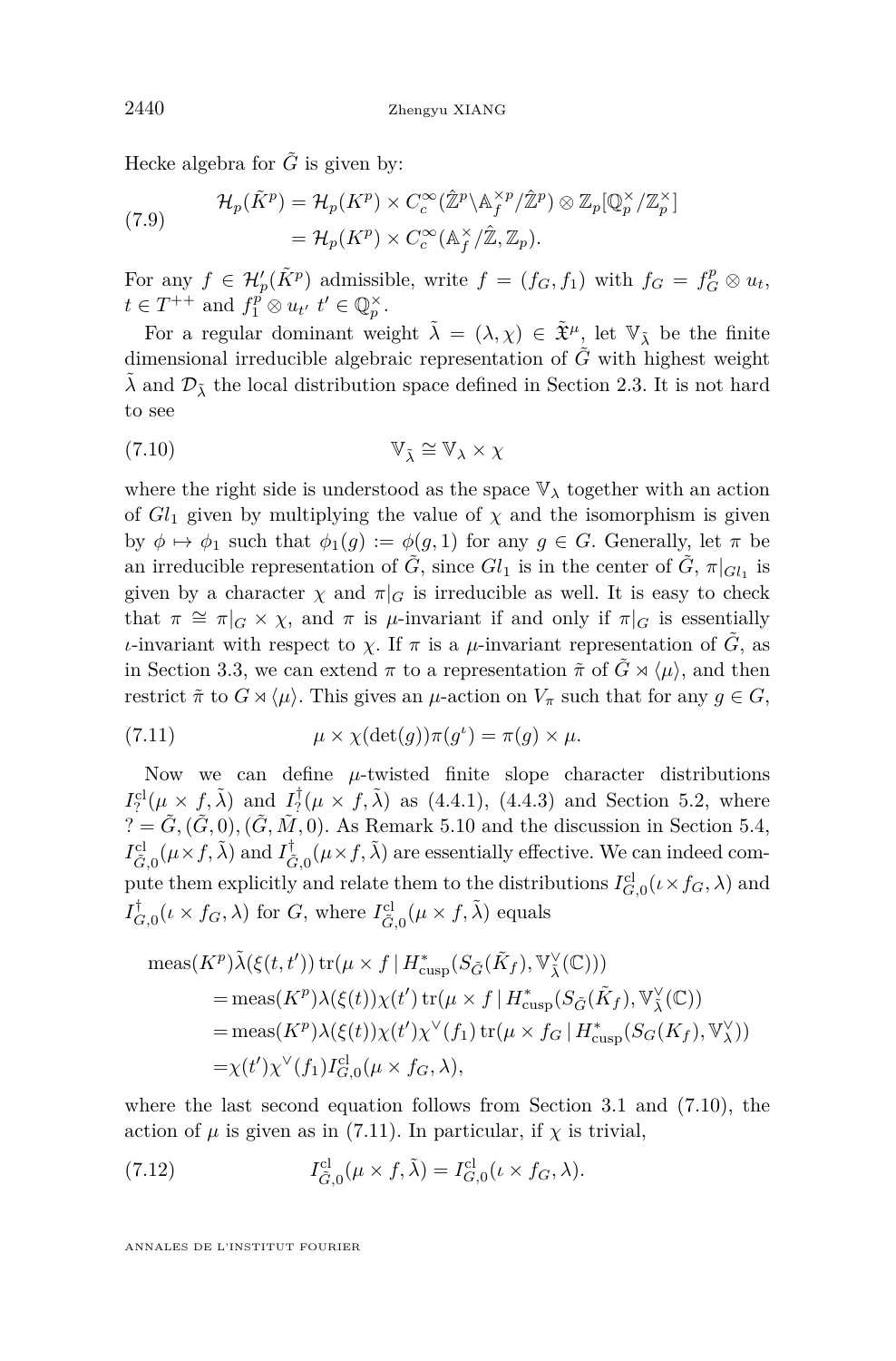Hecke algebra for $\tilde{G}$ is given by:

$$\begin{aligned}\mathcal{H}_p(\tilde{K}^p) &= \mathcal{H}_p(K^p) \times C_c^\infty(\hat{\mathbb{Z}}^p \backslash \mathbb{A}_f^{\times p}/\hat{\mathbb{Z}}^p) \otimes \mathbb{Z}_p[\mathbb{Q}_p^\times/\mathbb{Z}_p^\times] \\ &= \mathcal{H}_p(K^p) \times C_c^\infty(\mathbb{A}_f^\times/\hat{\mathbb{Z}}, \mathbb{Z}_p).\end{aligned} \tag{7.9}$$

For any $f \in \mathcal{H}'_p(\tilde{K}^p)$ admissible, write $f = (f_G, f_1)$ with $f_G = f_G^p \otimes u_t$, $t \in T^{++}$ and $f_1^p \otimes u_{t'}$ $t' \in \mathbb{Q}_p^\times$.

For a regular dominant weight $\tilde{\lambda} = (\lambda, \chi) \in \tilde{\mathfrak{X}}^\mu$, let $\mathbb{V}_{\tilde{\lambda}}$ be the finite dimensional irreducible algebraic representation of $\tilde{G}$ with highest weight $\tilde{\lambda}$ and $\mathcal{D}_{\tilde{\lambda}}$ the local distribution space defined in Section 2.3. It is not hard to see

$$\mathbb{V}_{\tilde{\lambda}} \cong \mathbb{V}_\lambda \times \chi \tag{7.10}$$

where the right side is understood as the space $\mathbb{V}_\lambda$ together with an action of $Gl_1$ given by multiplying the value of $\chi$ and the isomorphism is given by $\phi \mapsto \phi_1$ such that $\phi_1(g) := \phi(g, 1)$ for any $g \in G$. Generally, let $\pi$ be an irreducible representation of $\tilde{G}$, since $Gl_1$ is in the center of $\tilde{G}$, $\pi|_{Gl_1}$ is given by a character $\chi$ and $\pi|_G$ is irreducible as well. It is easy to check that $\pi \cong \pi|_G \times \chi$, and $\pi$ is $\mu$-invariant if and only if $\pi|_G$ is essentially $\iota$-invariant with respect to $\chi$. If $\pi$ is a $\mu$-invariant representation of $\tilde{G}$, as in Section 3.3, we can extend $\pi$ to a representation $\tilde{\pi}$ of $\tilde{G} \rtimes \langle\mu\rangle$, and then restrict $\tilde{\pi}$ to $G \rtimes \langle\mu\rangle$. This gives an $\mu$-action on $V_\pi$ such that for any $g \in G$,

$$\mu \times \chi(\det(g))\pi(g^\iota) = \pi(g) \times \mu. \tag{7.11}$$

Now we can define $\mu$-twisted finite slope character distributions $I_?^{\mathrm{cl}}(\mu \times f, \tilde{\lambda})$ and $I_?^\dagger(\mu \times f, \tilde{\lambda})$ as (4.4.1), (4.4.3) and Section 5.2, where $? = \tilde{G}, (\tilde{G}, 0), (\tilde{G}, \tilde{M}, 0)$. As Remark 5.10 and the discussion in Section 5.4, $I_{\tilde{G},0}^{\mathrm{cl}}(\mu\times f, \tilde{\lambda})$ and $I_{\tilde{G},0}^\dagger(\mu\times f, \tilde{\lambda})$ are essentially effective. We can indeed compute them explicitly and relate them to the distributions $I_{G,0}^{\mathrm{cl}}(\iota\times f_G, \lambda)$ and $I_{G,0}^\dagger(\iota \times f_G, \lambda)$ for $G$, where $I_{\tilde{G},0}^{\mathrm{cl}}(\mu \times f, \tilde{\lambda})$ equals

$$\begin{aligned}&\mathrm{meas}(K^p)\tilde{\lambda}(\xi(t,t'))\,\mathrm{tr}(\mu \times f \mid H^*_{\mathrm{cusp}}(S_{\tilde{G}}(\tilde{K}_f), \mathbb{V}^\vee_{\tilde{\lambda}}(\mathbb{C}))) \\ &\quad= \mathrm{meas}(K^p)\lambda(\xi(t))\chi(t')\,\mathrm{tr}(\mu \times f \mid H^*_{\mathrm{cusp}}(S_{\tilde{G}}(\tilde{K}_f), \mathbb{V}^\vee_{\tilde{\lambda}}(\mathbb{C})) \\ &\quad= \mathrm{meas}(K^p)\lambda(\xi(t))\chi(t')\chi^\vee(f_1)\,\mathrm{tr}(\mu \times f_G \mid H^*_{\mathrm{cusp}}(S_G(K_f), \mathbb{V}^\vee_\lambda)) \\ &\quad= \chi(t')\chi^\vee(f_1) I_{G,0}^{\mathrm{cl}}(\mu \times f_G, \lambda),\end{aligned}$$

where the last second equation follows from Section 3.1 and (7.10), the action of $\mu$ is given as in (7.11). In particular, if $\chi$ is trivial,

$$I_{\tilde{G},0}^{\mathrm{cl}}(\mu \times f, \tilde{\lambda}) = I_{G,0}^{\mathrm{cl}}(\iota \times f_G, \lambda). \tag{7.12}$$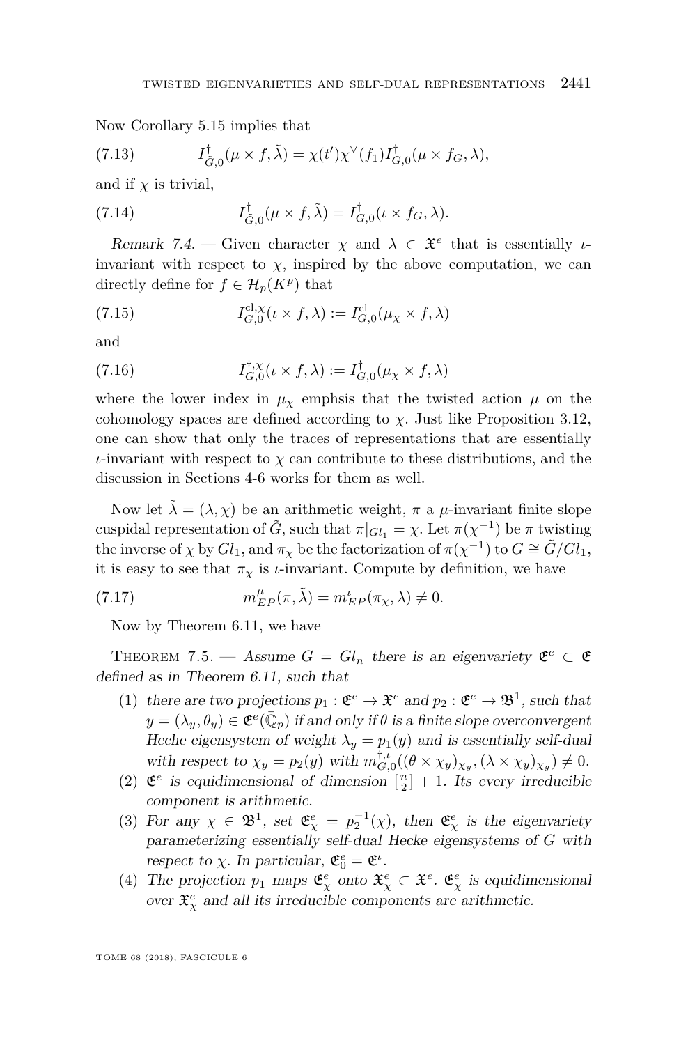Now Corollary 5.15 implies that

$$I^{\dagger}_{\tilde{G},0}(\mu \times f, \tilde{\lambda}) = \chi(t')\chi^{\vee}(f_1) I^{\dagger}_{G,0}(\mu \times f_G, \lambda), \tag{7.13}$$

and if $\chi$ is trivial,

$$I^{\dagger}_{\tilde{G},0}(\mu \times f, \tilde{\lambda}) = I^{\dagger}_{G,0}(\iota \times f_G, \lambda). \tag{7.14}$$

*Remark 7.4.* — Given character $\chi$ and $\lambda \in \mathfrak{X}^e$ that is essentially $\iota$-invariant with respect to $\chi$, inspired by the above computation, we can directly define for $f \in \mathcal{H}_p(K^p)$ that

$$I^{\mathrm{cl},\chi}_{G,0}(\iota \times f, \lambda) := I^{\mathrm{cl}}_{G,0}(\mu_\chi \times f, \lambda) \tag{7.15}$$

and

$$I^{\dagger,\chi}_{G,0}(\iota \times f, \lambda) := I^{\dagger}_{G,0}(\mu_\chi \times f, \lambda) \tag{7.16}$$

where the lower index in $\mu_\chi$ emphsis that the twisted action $\mu$ on the cohomology spaces are defined according to $\chi$. Just like Proposition 3.12, one can show that only the traces of representations that are essentially $\iota$-invariant with respect to $\chi$ can contribute to these distributions, and the discussion in Sections 4-6 works for them as well.

Now let $\tilde{\lambda} = (\lambda, \chi)$ be an arithmetic weight, $\pi$ a $\mu$-invariant finite slope cuspidal representation of $\tilde{G}$, such that $\pi|_{Gl_1} = \chi$. Let $\pi(\chi^{-1})$ be $\pi$ twisting the inverse of $\chi$ by $Gl_1$, and $\pi_\chi$ be the factorization of $\pi(\chi^{-1})$ to $G \cong \tilde{G}/Gl_1$, it is easy to see that $\pi_\chi$ is $\iota$-invariant. Compute by definition, we have

$$m^{\mu}_{EP}(\pi, \tilde{\lambda}) = m^{\iota}_{EP}(\pi_\chi, \lambda) \neq 0. \tag{7.17}$$

Now by Theorem 6.11, we have

**Theorem 7.5.** — *Assume $G = Gl_n$ there is an eigenvariety $\mathfrak{E}^e \subset \mathfrak{E}$ defined as in Theorem 6.11, such that*

1. *there are two projections $p_1 : \mathfrak{E}^e \to \mathfrak{X}^e$ and $p_2 : \mathfrak{E}^e \to \mathfrak{B}^1$, such that $y = (\lambda_y, \theta_y) \in \mathfrak{E}^e(\bar{\mathbb{Q}}_p)$ if and only if $\theta$ is a finite slope overconvergent Heche eigensystem of weight $\lambda_y = p_1(y)$ and is essentially self-dual with respect to $\chi_y = p_2(y)$ with $m^{\dagger,\iota}_{G,0}((\theta \times \chi_y)_{\chi_y}, (\lambda \times \chi_y)_{\chi_y}) \neq 0$.*
2. *$\mathfrak{E}^e$ is equidimensional of dimension $[\frac{n}{2}] + 1$. Its every irreducible component is arithmetic.*
3. *For any $\chi \in \mathfrak{B}^1$, set $\mathfrak{E}^e_\chi = p_2^{-1}(\chi)$, then $\mathfrak{E}^e_\chi$ is the eigenvariety parameterizing essentially self-dual Hecke eigensystems of $G$ with respect to $\chi$. In particular, $\mathfrak{E}^e_0 = \mathfrak{E}^\iota$.*
4. *The projection $p_1$ maps $\mathfrak{E}^e_\chi$ onto $\mathfrak{X}^e_\chi \subset \mathfrak{X}^e$. $\mathfrak{E}^e_\chi$ is equidimensional over $\mathfrak{X}^e_\chi$ and all its irreducible components are arithmetic.*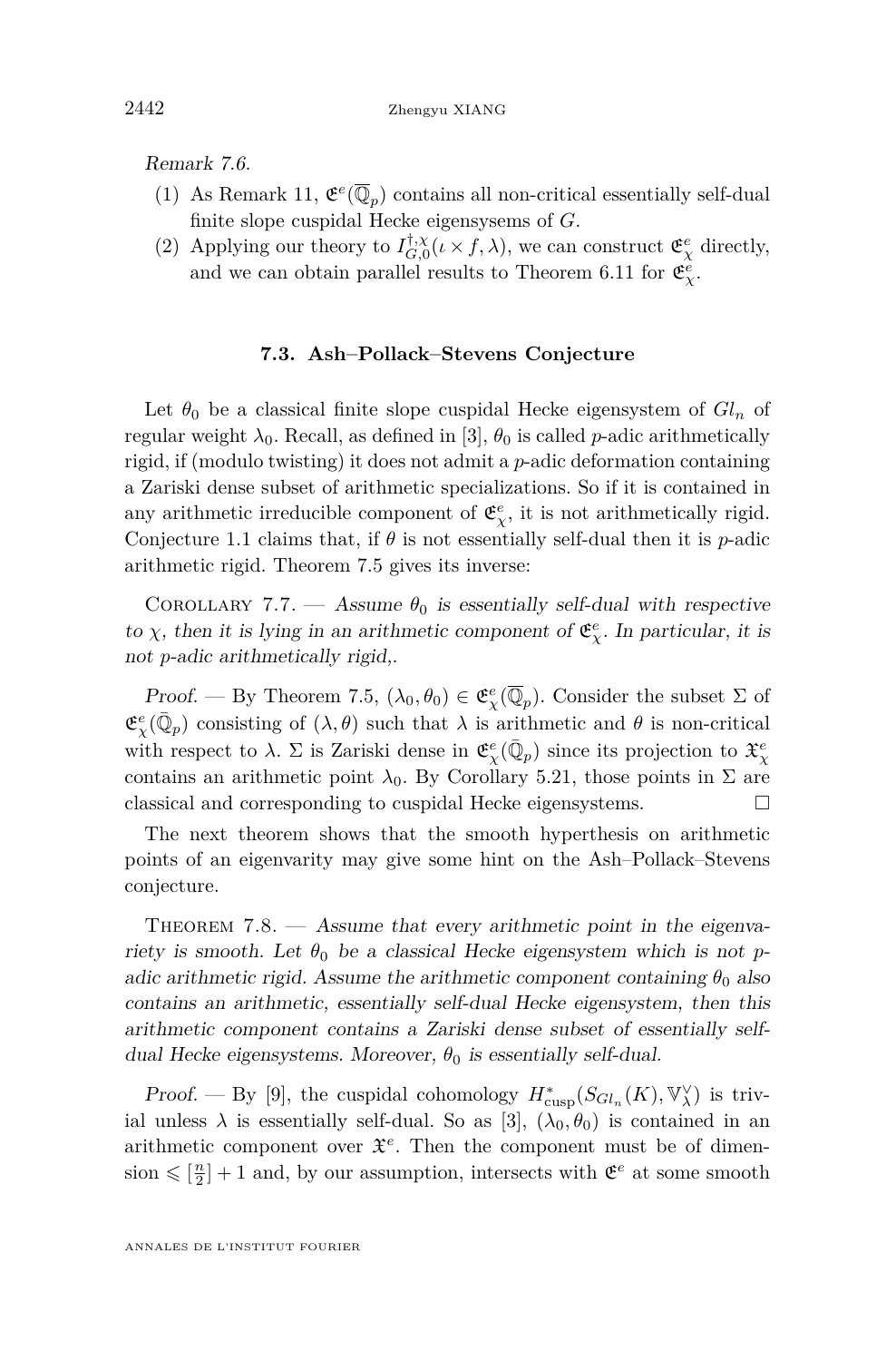*Remark 7.6.*

1. As Remark 11, $\mathfrak{E}^e(\overline{\mathbb{Q}}_p)$ contains all non-critical essentially self-dual finite slope cuspidal Hecke eigensysems of $G$.
2. Applying our theory to $I_{G,0}^{\dagger,\chi}(\iota \times f, \lambda)$, we can construct $\mathfrak{E}^e_\chi$ directly, and we can obtain parallel results to Theorem 6.11 for $\mathfrak{E}^e_\chi$.

### 7.3. Ash–Pollack–Stevens Conjecture

Let $\theta_0$ be a classical finite slope cuspidal Hecke eigensystem of $Gl_n$ of regular weight $\lambda_0$. Recall, as defined in [3], $\theta_0$ is called $p$-adic arithmetically rigid, if (modulo twisting) it does not admit a $p$-adic deformation containing a Zariski dense subset of arithmetic specializations. So if it is contained in any arithmetic irreducible component of $\mathfrak{E}^e_\chi$, it is not arithmetically rigid. Conjecture 1.1 claims that, if $\theta$ is not essentially self-dual then it is $p$-adic arithmetic rigid. Theorem 7.5 gives its inverse:

Corollary 7.7. — *Assume $\theta_0$ is essentially self-dual with respective to $\chi$, then it is lying in an arithmetic component of $\mathfrak{E}^e_\chi$. In particular, it is not $p$-adic arithmetically rigid,.*

*Proof.* — By Theorem 7.5, $(\lambda_0, \theta_0) \in \mathfrak{E}^e_\chi(\overline{\mathbb{Q}}_p)$. Consider the subset $\Sigma$ of $\mathfrak{E}^e_\chi(\bar{\mathbb{Q}}_p)$ consisting of $(\lambda, \theta)$ such that $\lambda$ is arithmetic and $\theta$ is non-critical with respect to $\lambda$. $\Sigma$ is Zariski dense in $\mathfrak{E}^e_\chi(\bar{\mathbb{Q}}_p)$ since its projection to $\mathfrak{X}^e_\chi$ contains an arithmetic point $\lambda_0$. By Corollary 5.21, those points in $\Sigma$ are classical and corresponding to cuspidal Hecke eigensystems. □

The next theorem shows that the smooth hyperthesis on arithmetic points of an eigenvarity may give some hint on the Ash–Pollack–Stevens conjecture.

Theorem 7.8. — *Assume that every arithmetic point in the eigenvariety is smooth. Let $\theta_0$ be a classical Hecke eigensystem which is not $p$-adic arithmetic rigid. Assume the arithmetic component containing $\theta_0$ also contains an arithmetic, essentially self-dual Hecke eigensystem, then this arithmetic component contains a Zariski dense subset of essentially self-dual Hecke eigensystems. Moreover, $\theta_0$ is essentially self-dual.*

*Proof.* — By [9], the cuspidal cohomology $H^*_{\mathrm{cusp}}(S_{Gl_n}(K), \mathbb{V}^\vee_\lambda)$ is trivial unless $\lambda$ is essentially self-dual. So as [3], $(\lambda_0, \theta_0)$ is contained in an arithmetic component over $\mathfrak{X}^e$. Then the component must be of dimension $\leqslant [\frac{n}{2}] + 1$ and, by our assumption, intersects with $\mathfrak{E}^e$ at some smooth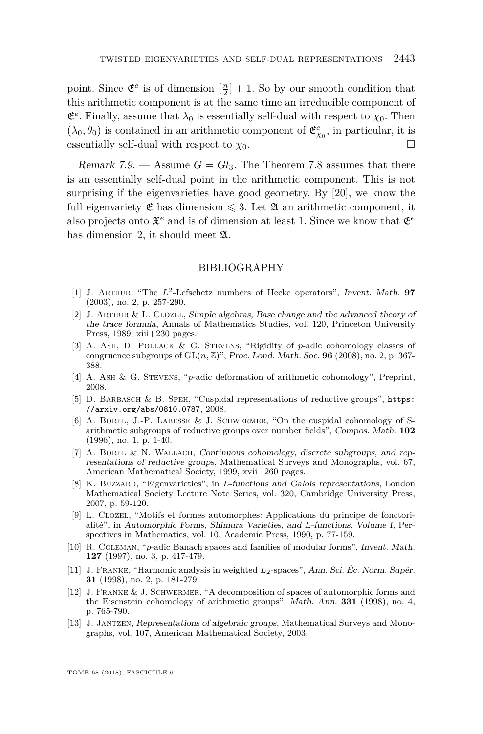point. Since $\mathfrak{E}^e$ is of dimension $[\frac{n}{2}]+1$. So by our smooth condition that this arithmetic component is at the same time an irreducible component of $\mathfrak{E}^e$. Finally, assume that $\lambda_0$ is essentially self-dual with respect to $\chi_0$. Then $(\lambda_0, \theta_0)$ is contained in an arithmetic component of $\mathfrak{E}^e_{\chi_0}$, in particular, it is essentially self-dual with respect to $\chi_0$. □

*Remark 7.9.* — Assume $G = Gl_3$. The Theorem 7.8 assumes that there is an essentially self-dual point in the arithmetic component. This is not surprising if the eigenvarieties have good geometry. By [20], we know the full eigenvariety $\mathfrak{E}$ has dimension $\leqslant 3$. Let $\mathfrak{A}$ an arithmetic component, it also projects onto $\mathfrak{X}^e$ and is of dimension at least 1. Since we know that $\mathfrak{E}^e$ has dimension 2, it should meet $\mathfrak{A}$.

## BIBLIOGRAPHY

[1] J. Arthur, "The $L^2$-Lefschetz numbers of Hecke operators", *Invent. Math.* **97** (2003), no. 2, p. 257-290.

[2] J. Arthur & L. Clozel, *Simple algebras, Base change and the advanced theory of the trace formula*, Annals of Mathematics Studies, vol. 120, Princeton University Press, 1989, xiii+230 pages.

[3] A. Ash, D. Pollack & G. Stevens, "Rigidity of $p$-adic cohomology classes of congruence subgroups of $\mathrm{GL}(n, \mathbb{Z})$", *Proc. Lond. Math. Soc.* **96** (2008), no. 2, p. 367-388.

[4] A. Ash & G. Stevens, "$p$-adic deformation of arithmetic cohomology", Preprint, 2008.

[5] D. Barbasch & B. Speh, "Cuspidal representations of reductive groups", https://arxiv.org/abs/0810.0787, 2008.

[6] A. Borel, J.-P. Labesse & J. Schwermer, "On the cuspidal cohomology of S-arithmetic subgroups of reductive groups over number fields", *Compos. Math.* **102** (1996), no. 1, p. 1-40.

[7] A. Borel & N. Wallach, *Continuous cohomology, discrete subgroups, and representations of reductive groups*, Mathematical Surveys and Monographs, vol. 67, American Mathematical Society, 1999, xvii+260 pages.

[8] K. Buzzard, "Eigenvarieties", in *L-functions and Galois representations*, London Mathematical Society Lecture Note Series, vol. 320, Cambridge University Press, 2007, p. 59-120.

[9] L. Clozel, "Motifs et formes automorphes: Applications du principe de fonctorialité", in *Automorphic Forms, Shimura Varieties, and L-functions. Volume I*, Perspectives in Mathematics, vol. 10, Academic Press, 1990, p. 77-159.

[10] R. Coleman, "$p$-adic Banach spaces and families of modular forms", *Invent. Math.* **127** (1997), no. 3, p. 417-479.

[11] J. Franke, "Harmonic analysis in weighted $L_2$-spaces", *Ann. Sci. Éc. Norm. Supér.* **31** (1998), no. 2, p. 181-279.

[12] J. Franke & J. Schwermer, "A decomposition of spaces of automorphic forms and the Eisenstein cohomology of arithmetic groups", *Math. Ann.* **331** (1998), no. 4, p. 765-790.

[13] J. Jantzen, *Representations of algebraic groups*, Mathematical Surveys and Monographs, vol. 107, American Mathematical Society, 2003.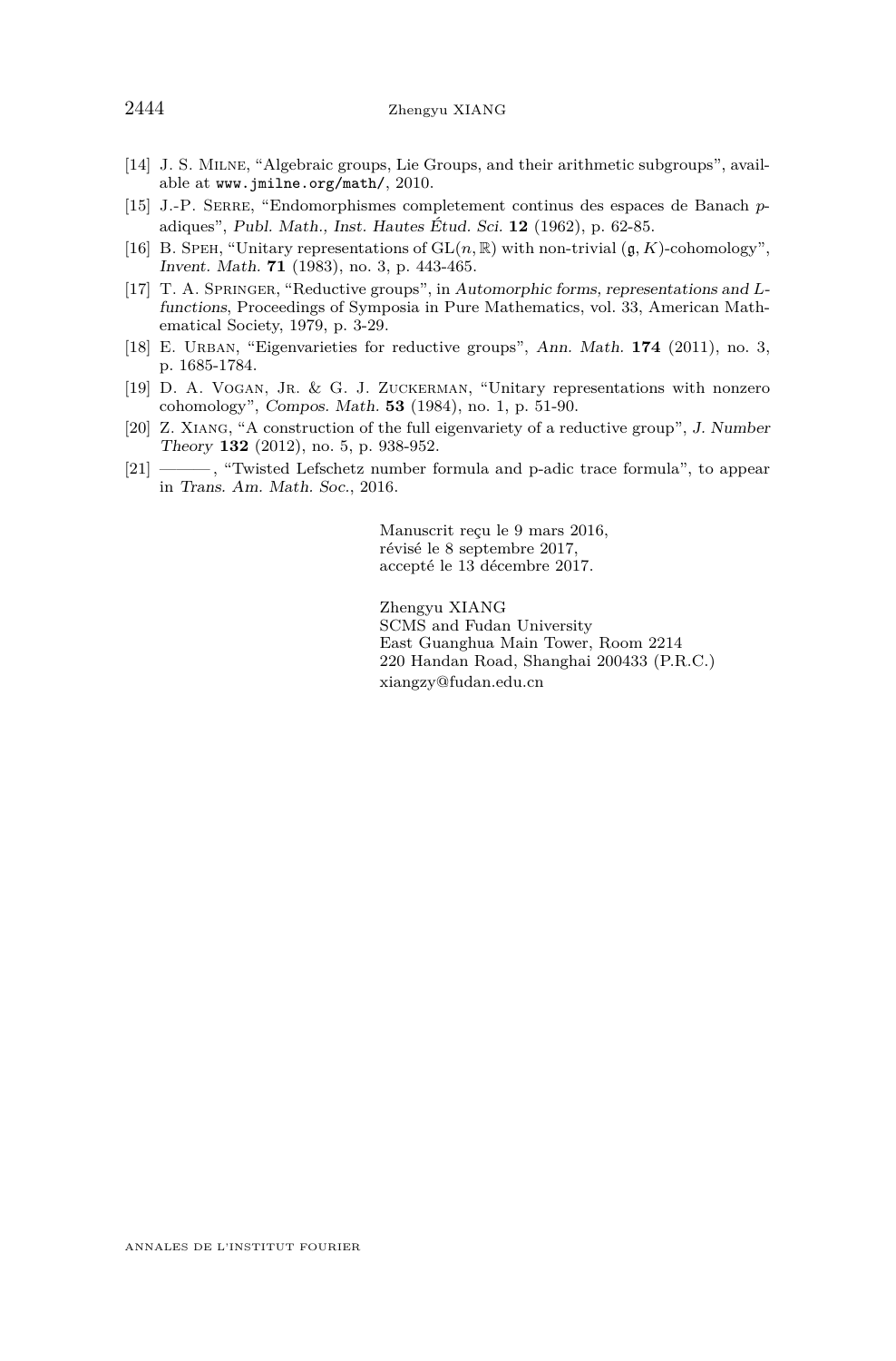[14] J. S. Milne, "Algebraic groups, Lie Groups, and their arithmetic subgroups", available at www.jmilne.org/math/, 2010.

[15] J.-P. Serre, "Endomorphismes completement continus des espaces de Banach $p$-adiques", *Publ. Math., Inst. Hautes Étud. Sci.* **12** (1962), p. 62-85.

[16] B. Speh, "Unitary representations of $\mathrm{GL}(n, \mathbb{R})$ with non-trivial $(\mathfrak{g}, K)$-cohomology", *Invent. Math.* **71** (1983), no. 3, p. 443-465.

[17] T. A. Springer, "Reductive groups", in *Automorphic forms, representations and L-functions*, Proceedings of Symposia in Pure Mathematics, vol. 33, American Mathematical Society, 1979, p. 3-29.

[18] E. Urban, "Eigenvarieties for reductive groups", *Ann. Math.* **174** (2011), no. 3, p. 1685-1784.

[19] D. A. Vogan, Jr. & G. J. Zuckerman, "Unitary representations with nonzero cohomology", *Compos. Math.* **53** (1984), no. 1, p. 51-90.

[20] Z. Xiang, "A construction of the full eigenvariety of a reductive group", *J. Number Theory* **132** (2012), no. 5, p. 938-952.

[21] ———, "Twisted Lefschetz number formula and p-adic trace formula", to appear in *Trans. Am. Math. Soc.*, 2016.

Manuscrit reçu le 9 mars 2016,
révisé le 8 septembre 2017,
accepté le 13 décembre 2017.

Zhengyu XIANG
SCMS and Fudan University
East Guanghua Main Tower, Room 2214
220 Handan Road, Shanghai 200433 (P.R.C.)
xiangzy@fudan.edu.cn